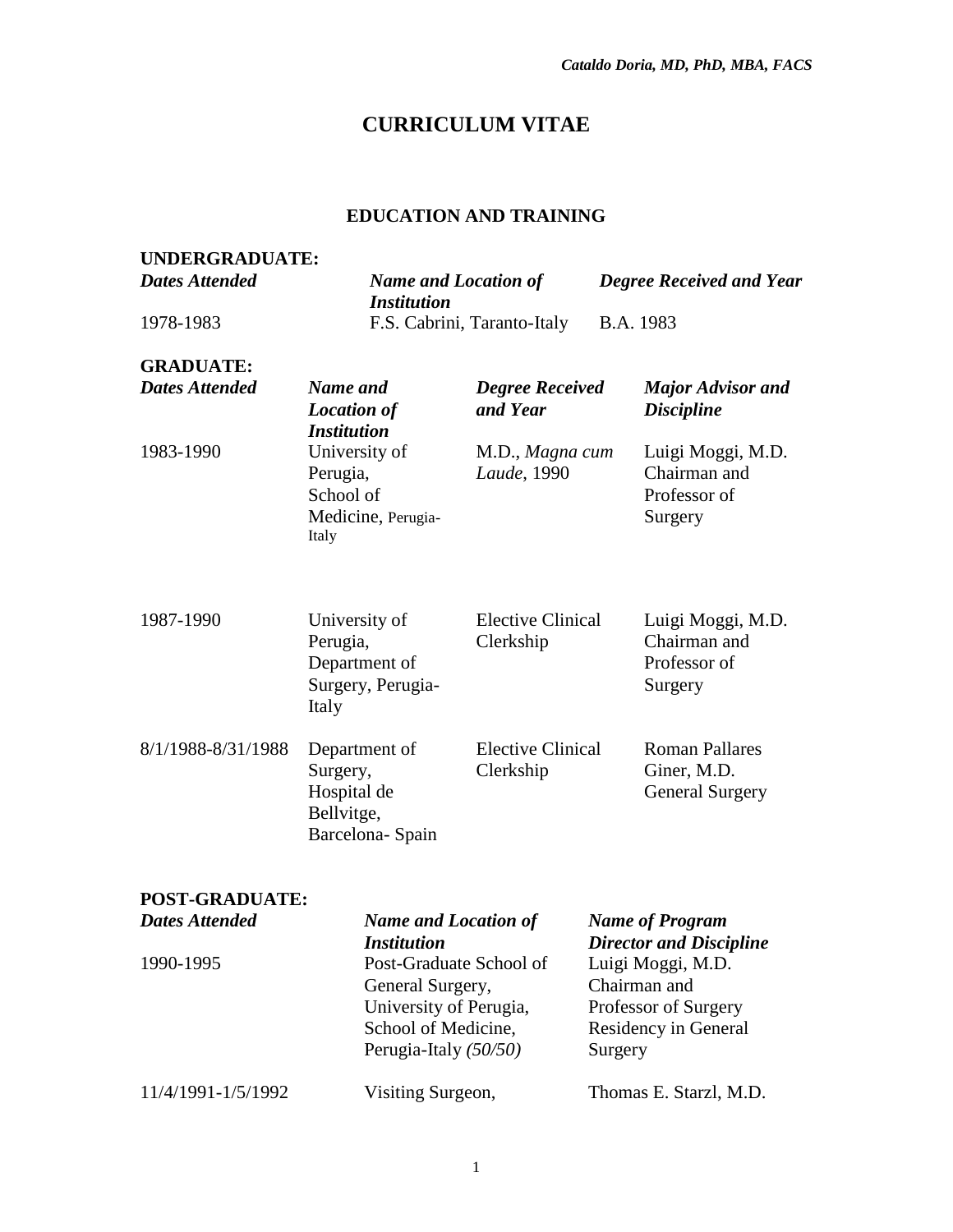# CURRICULUM VITAE

## EDUCATION AND TRAINING

### UNDERGRADUATE:

| *Dates Attended* | *Name and Location of Institution* | *Degree Received and Year* |
|---|---|---|
| 1978-1983 | F.S. Cabrini, Taranto-Italy | B.A. 1983 |

### GRADUATE:

| *Dates Attended* | *Name and Location of Institution* | *Degree Received and Year* | *Major Advisor and Discipline* |
|---|---|---|---|
| 1983-1990 | University of Perugia, School of Medicine, Perugia-Italy | M.D., *Magna cum Laude*, 1990 | Luigi Moggi, M.D. Chairman and Professor of Surgery |
| 1987-1990 | University of Perugia, Department of Surgery, Perugia-Italy | Elective Clinical Clerkship | Luigi Moggi, M.D. Chairman and Professor of Surgery |
| 8/1/1988-8/31/1988 | Department of Surgery, Hospital de Bellvitge, Barcelona- Spain | Elective Clinical Clerkship | Roman Pallares Giner, M.D. General Surgery |

### POST-GRADUATE:

| *Dates Attended* | *Name and Location of Institution* | *Name of Program Director and Discipline* |
|---|---|---|
| 1990-1995 | Post-Graduate School of General Surgery, University of Perugia, School of Medicine, Perugia-Italy *(50/50)* | Luigi Moggi, M.D. Chairman and Professor of Surgery Residency in General Surgery |
| 11/4/1991-1/5/1992 | Visiting Surgeon, | Thomas E. Starzl, M.D. |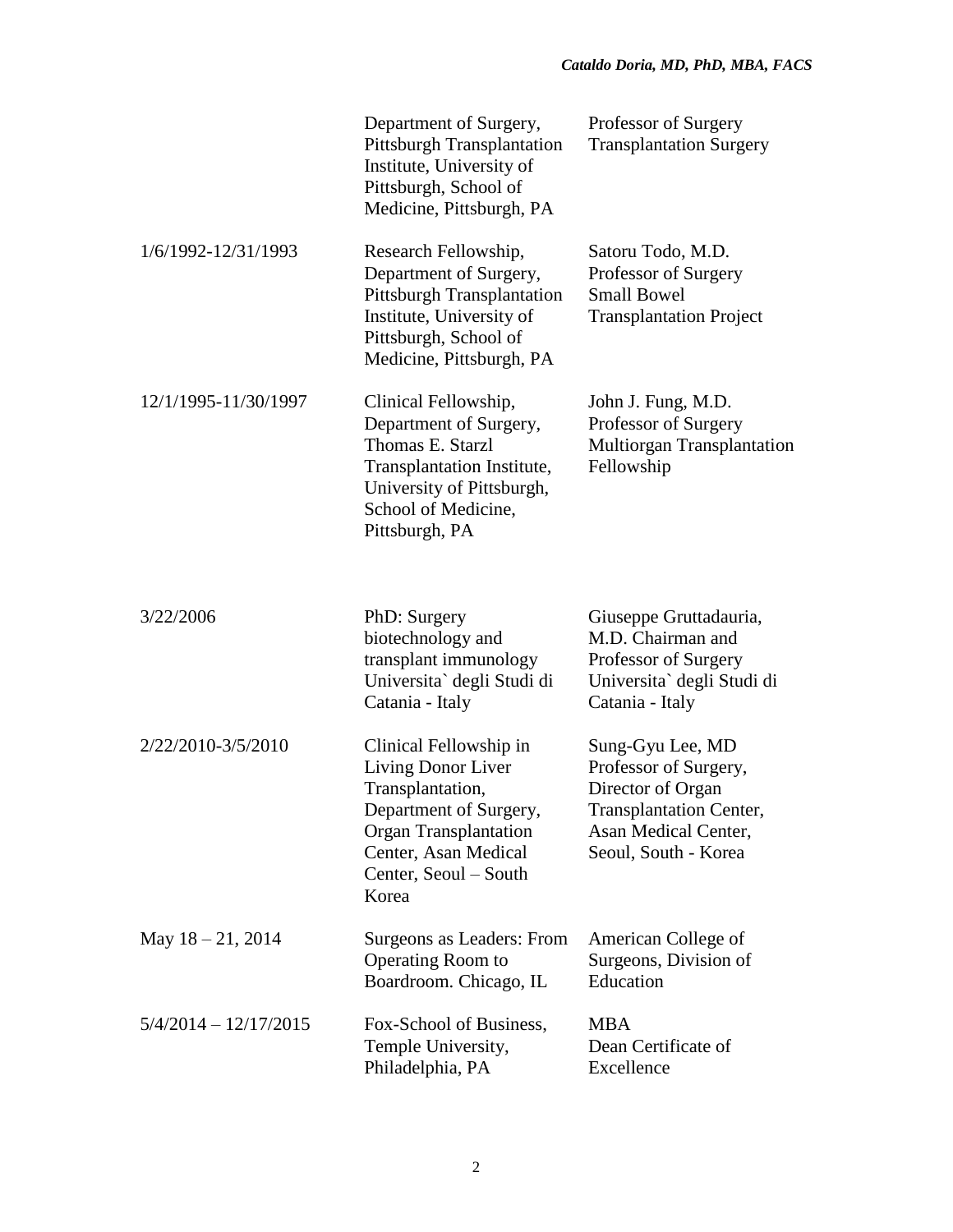| | | |
|---|---|---|
| | Department of Surgery, Pittsburgh Transplantation Institute, University of Pittsburgh, School of Medicine, Pittsburgh, PA | Professor of Surgery Transplantation Surgery |
| 1/6/1992-12/31/1993 | Research Fellowship, Department of Surgery, Pittsburgh Transplantation Institute, University of Pittsburgh, School of Medicine, Pittsburgh, PA | Satoru Todo, M.D. Professor of Surgery Small Bowel Transplantation Project |
| 12/1/1995-11/30/1997 | Clinical Fellowship, Department of Surgery, Thomas E. Starzl Transplantation Institute, University of Pittsburgh, School of Medicine, Pittsburgh, PA | John J. Fung, M.D. Professor of Surgery Multiorgan Transplantation Fellowship |
| 3/22/2006 | PhD: Surgery biotechnology and transplant immunology Universita` degli Studi di Catania - Italy | Giuseppe Gruttadauria, M.D. Chairman and Professor of Surgery Universita` degli Studi di Catania - Italy |
| 2/22/2010-3/5/2010 | Clinical Fellowship in Living Donor Liver Transplantation, Department of Surgery, Organ Transplantation Center, Asan Medical Center, Seoul – South Korea | Sung-Gyu Lee, MD Professor of Surgery, Director of Organ Transplantation Center, Asan Medical Center, Seoul, South - Korea |
| May 18 – 21, 2014 | Surgeons as Leaders: From Operating Room to Boardroom. Chicago, IL | American College of Surgeons, Division of Education |
| 5/4/2014 – 12/17/2015 | Fox-School of Business, Temple University, Philadelphia, PA | MBA Dean Certificate of Excellence |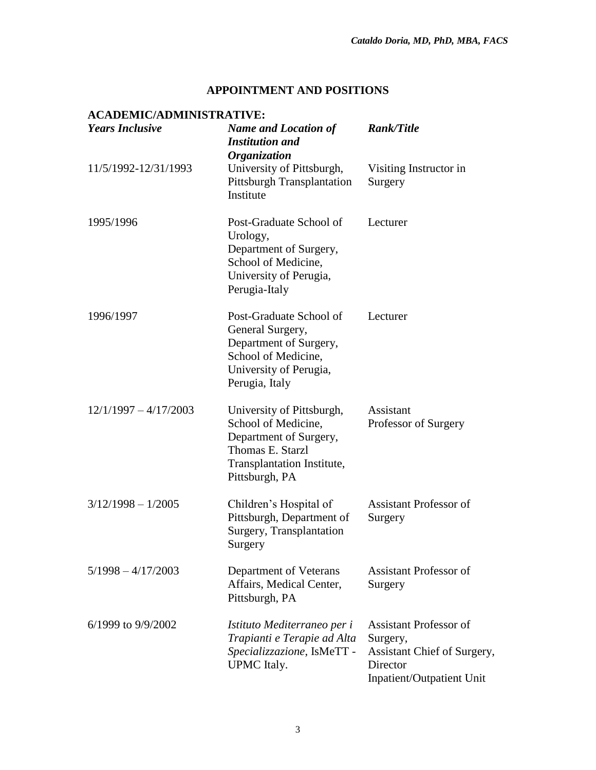## APPOINTMENT AND POSITIONS

### ACADEMIC/ADMINISTRATIVE:

| *Years Inclusive* | *Name and Location of Institution and Organization* | *Rank/Title* |
|---|---|---|
| 11/5/1992-12/31/1993 | University of Pittsburgh, Pittsburgh Transplantation Institute | Visiting Instructor in Surgery |
| 1995/1996 | Post-Graduate School of Urology, Department of Surgery, School of Medicine, University of Perugia, Perugia-Italy | Lecturer |
| 1996/1997 | Post-Graduate School of General Surgery, Department of Surgery, School of Medicine, University of Perugia, Perugia, Italy | Lecturer |
| 12/1/1997 – 4/17/2003 | University of Pittsburgh, School of Medicine, Department of Surgery, Thomas E. Starzl Transplantation Institute, Pittsburgh, PA | Assistant Professor of Surgery |
| 3/12/1998 – 1/2005 | Children's Hospital of Pittsburgh, Department of Surgery, Transplantation Surgery | Assistant Professor of Surgery |
| 5/1998 – 4/17/2003 | Department of Veterans Affairs, Medical Center, Pittsburgh, PA | Assistant Professor of Surgery |
| 6/1999 to 9/9/2002 | *Istituto Mediterraneo per i Trapianti e Terapie ad Alta Specializzazione*, IsMeTT - UPMC Italy. | Assistant Professor of Surgery, Assistant Chief of Surgery, Director Inpatient/Outpatient Unit |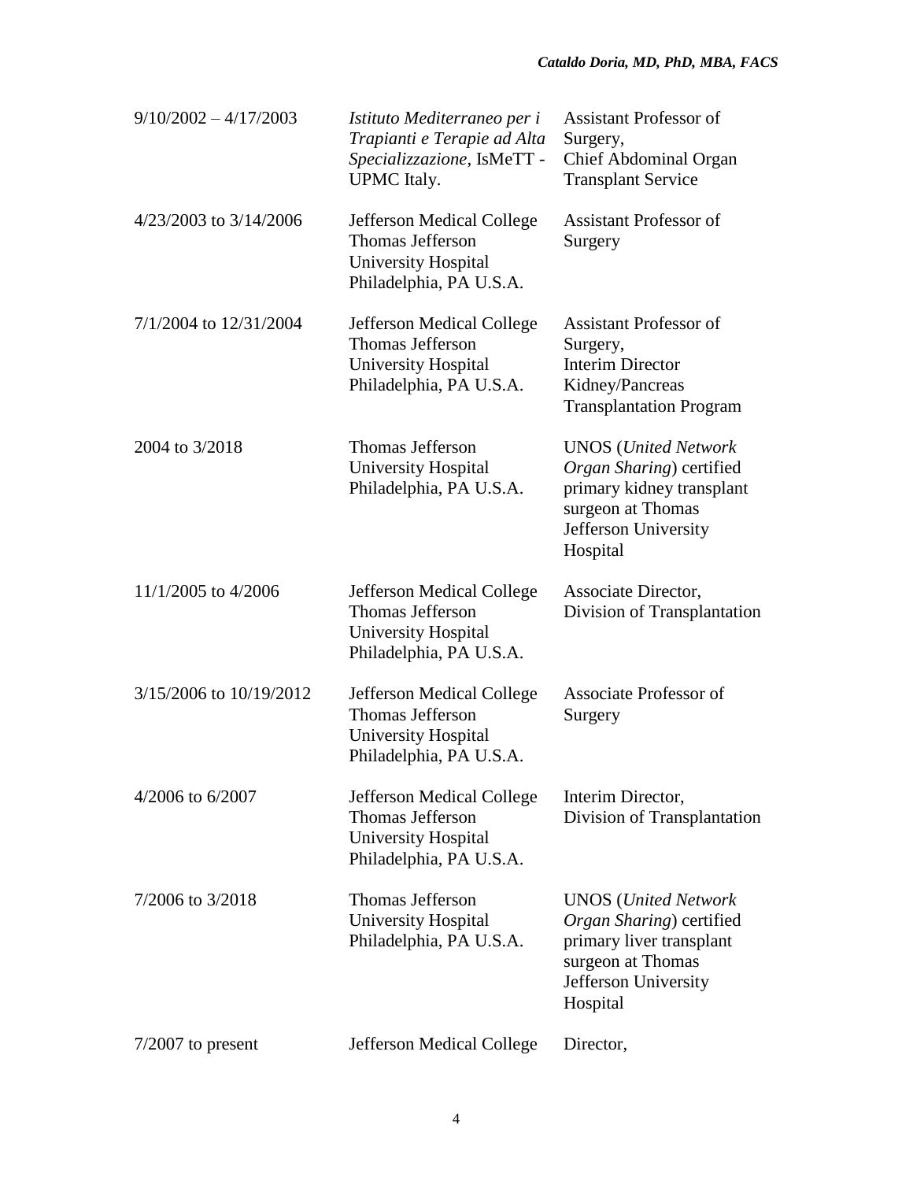| | | |
|---|---|---|
| 9/10/2002 – 4/17/2003 | *Istituto Mediterraneo per i Trapianti e Terapie ad Alta Specializzazione*, IsMeTT - UPMC Italy. | Assistant Professor of Surgery, Chief Abdominal Organ Transplant Service |
| 4/23/2003 to 3/14/2006 | Jefferson Medical College Thomas Jefferson University Hospital Philadelphia, PA U.S.A. | Assistant Professor of Surgery |
| 7/1/2004 to 12/31/2004 | Jefferson Medical College Thomas Jefferson University Hospital Philadelphia, PA U.S.A. | Assistant Professor of Surgery, Interim Director Kidney/Pancreas Transplantation Program |
| 2004 to 3/2018 | Thomas Jefferson University Hospital Philadelphia, PA U.S.A. | UNOS (*United Network Organ Sharing*) certified primary kidney transplant surgeon at Thomas Jefferson University Hospital |
| 11/1/2005 to 4/2006 | Jefferson Medical College Thomas Jefferson University Hospital Philadelphia, PA U.S.A. | Associate Director, Division of Transplantation |
| 3/15/2006 to 10/19/2012 | Jefferson Medical College Thomas Jefferson University Hospital Philadelphia, PA U.S.A. | Associate Professor of Surgery |
| 4/2006 to 6/2007 | Jefferson Medical College Thomas Jefferson University Hospital Philadelphia, PA U.S.A. | Interim Director, Division of Transplantation |
| 7/2006 to 3/2018 | Thomas Jefferson University Hospital Philadelphia, PA U.S.A. | UNOS (*United Network Organ Sharing*) certified primary liver transplant surgeon at Thomas Jefferson University Hospital |
| 7/2007 to present | Jefferson Medical College | Director, |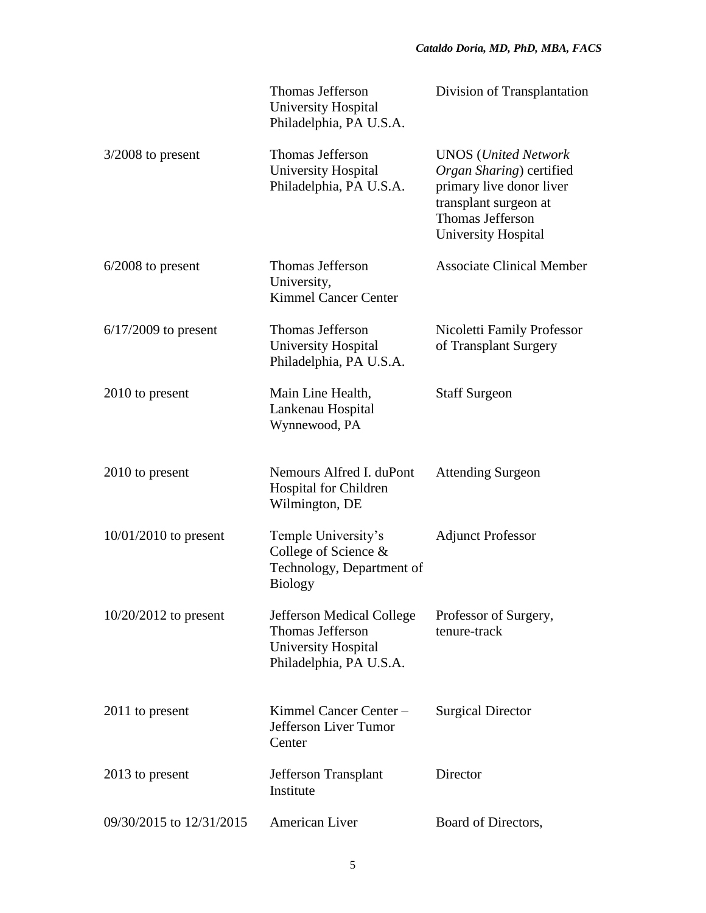| | | |
|---|---|---|
| | Thomas Jefferson University Hospital Philadelphia, PA U.S.A. | Division of Transplantation |
| 3/2008 to present | Thomas Jefferson University Hospital Philadelphia, PA U.S.A. | UNOS (*United Network Organ Sharing*) certified primary live donor liver transplant surgeon at Thomas Jefferson University Hospital |
| 6/2008 to present | Thomas Jefferson University, Kimmel Cancer Center | Associate Clinical Member |
| 6/17/2009 to present | Thomas Jefferson University Hospital Philadelphia, PA U.S.A. | Nicoletti Family Professor of Transplant Surgery |
| 2010 to present | Main Line Health, Lankenau Hospital Wynnewood, PA | Staff Surgeon |
| 2010 to present | Nemours Alfred I. duPont Hospital for Children Wilmington, DE | Attending Surgeon |
| 10/01/2010 to present | Temple University's College of Science & Technology, Department of Biology | Adjunct Professor |
| 10/20/2012 to present | Jefferson Medical College Thomas Jefferson University Hospital Philadelphia, PA U.S.A. | Professor of Surgery, tenure-track |
| 2011 to present | Kimmel Cancer Center – Jefferson Liver Tumor Center | Surgical Director |
| 2013 to present | Jefferson Transplant Institute | Director |
| 09/30/2015 to 12/31/2015 | American Liver | Board of Directors, |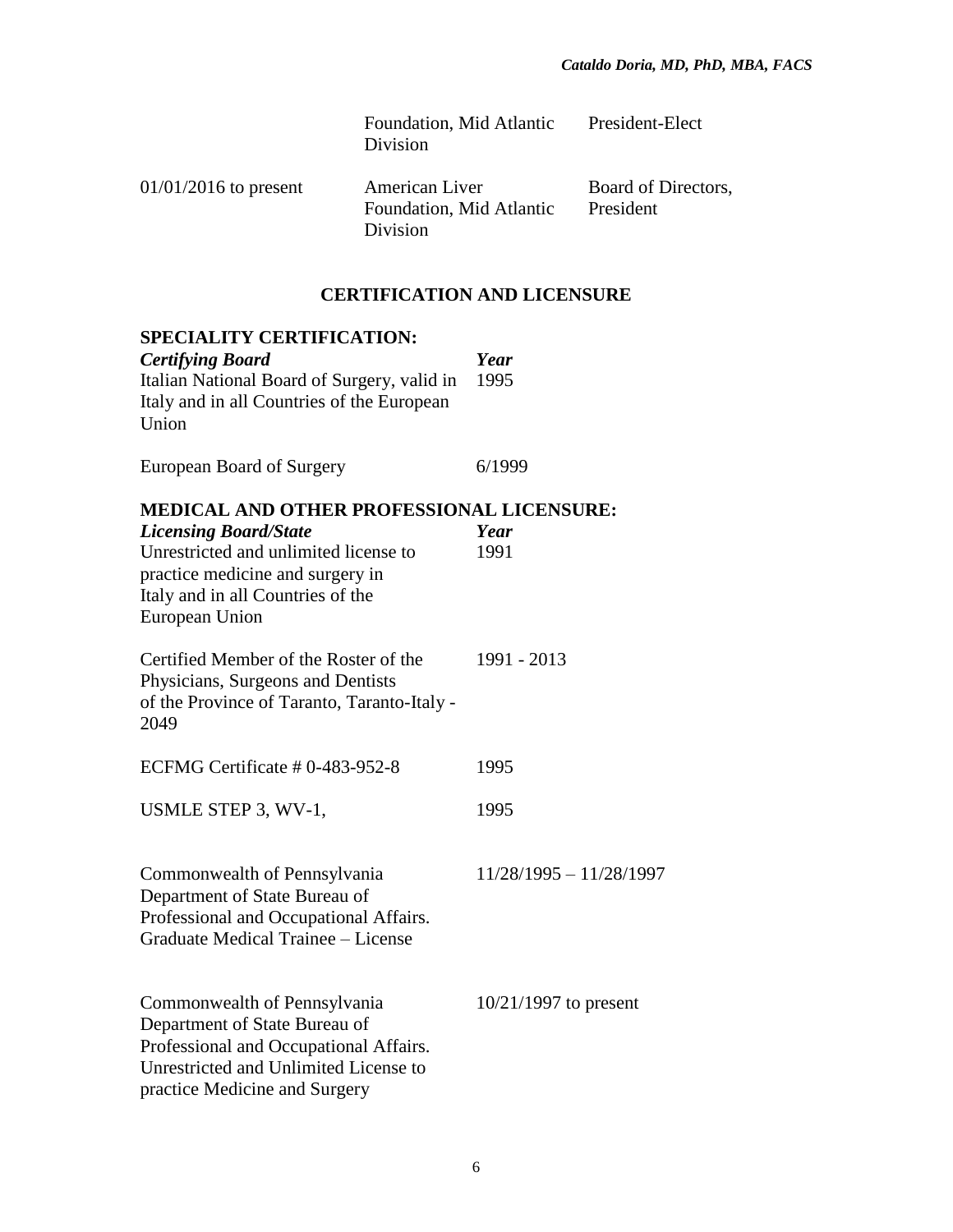| | | |
|---|---|---|
| | Foundation, Mid Atlantic Division | President-Elect |
| 01/01/2016 to present | American Liver Foundation, Mid Atlantic Division | Board of Directors, President |

## CERTIFICATION AND LICENSURE

### SPECIALITY CERTIFICATION:

| ***Certifying Board*** | ***Year*** |
|---|---|
| Italian National Board of Surgery, valid in Italy and in all Countries of the European Union | 1995 |
| European Board of Surgery | 6/1999 |

### MEDICAL AND OTHER PROFESSIONAL LICENSURE:

| ***Licensing Board/State*** | ***Year*** |
|---|---|
| Unrestricted and unlimited license to practice medicine and surgery in Italy and in all Countries of the European Union | 1991 |
| Certified Member of the Roster of the Physicians, Surgeons and Dentists of the Province of Taranto, Taranto-Italy - 2049 | 1991 - 2013 |
| ECFMG Certificate # 0-483-952-8 | 1995 |
| USMLE STEP 3, WV-1, | 1995 |
| Commonwealth of Pennsylvania Department of State Bureau of Professional and Occupational Affairs. Graduate Medical Trainee – License | 11/28/1995 – 11/28/1997 |
| Commonwealth of Pennsylvania Department of State Bureau of Professional and Occupational Affairs. Unrestricted and Unlimited License to practice Medicine and Surgery | 10/21/1997 to present |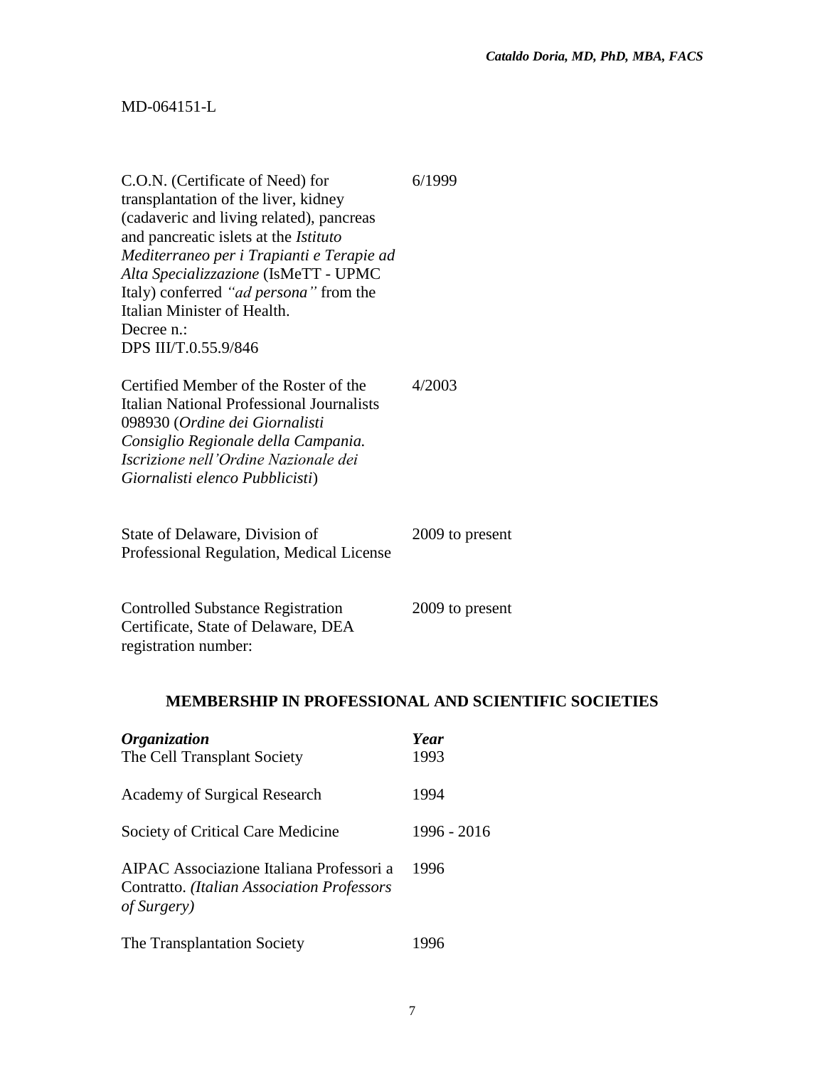MD-064151-L

| | |
|---|---|
| C.O.N. (Certificate of Need) for transplantation of the liver, kidney (cadaveric and living related), pancreas and pancreatic islets at the *Istituto Mediterraneo per i Trapianti e Terapie ad Alta Specializzazione* (IsMeTT - UPMC Italy) conferred *"ad persona"* from the Italian Minister of Health. Decree n.: DPS III/T.0.55.9/846 | 6/1999 |
| Certified Member of the Roster of the Italian National Professional Journalists 098930 (*Ordine dei Giornalisti Consiglio Regionale della Campania. Iscrizione nell'Ordine Nazionale dei Giornalisti elenco Pubblicisti*) | 4/2003 |
| State of Delaware, Division of Professional Regulation, Medical License | 2009 to present |
| Controlled Substance Registration Certificate, State of Delaware, DEA registration number: | 2009 to present |

## MEMBERSHIP IN PROFESSIONAL AND SCIENTIFIC SOCIETIES

| *Organization* | *Year* |
|---|---|
| The Cell Transplant Society | 1993 |
| Academy of Surgical Research | 1994 |
| Society of Critical Care Medicine | 1996 - 2016 |
| AIPAC Associazione Italiana Professori a Contratto. *(Italian Association Professors of Surgery)* | 1996 |
| The Transplantation Society | 1996 |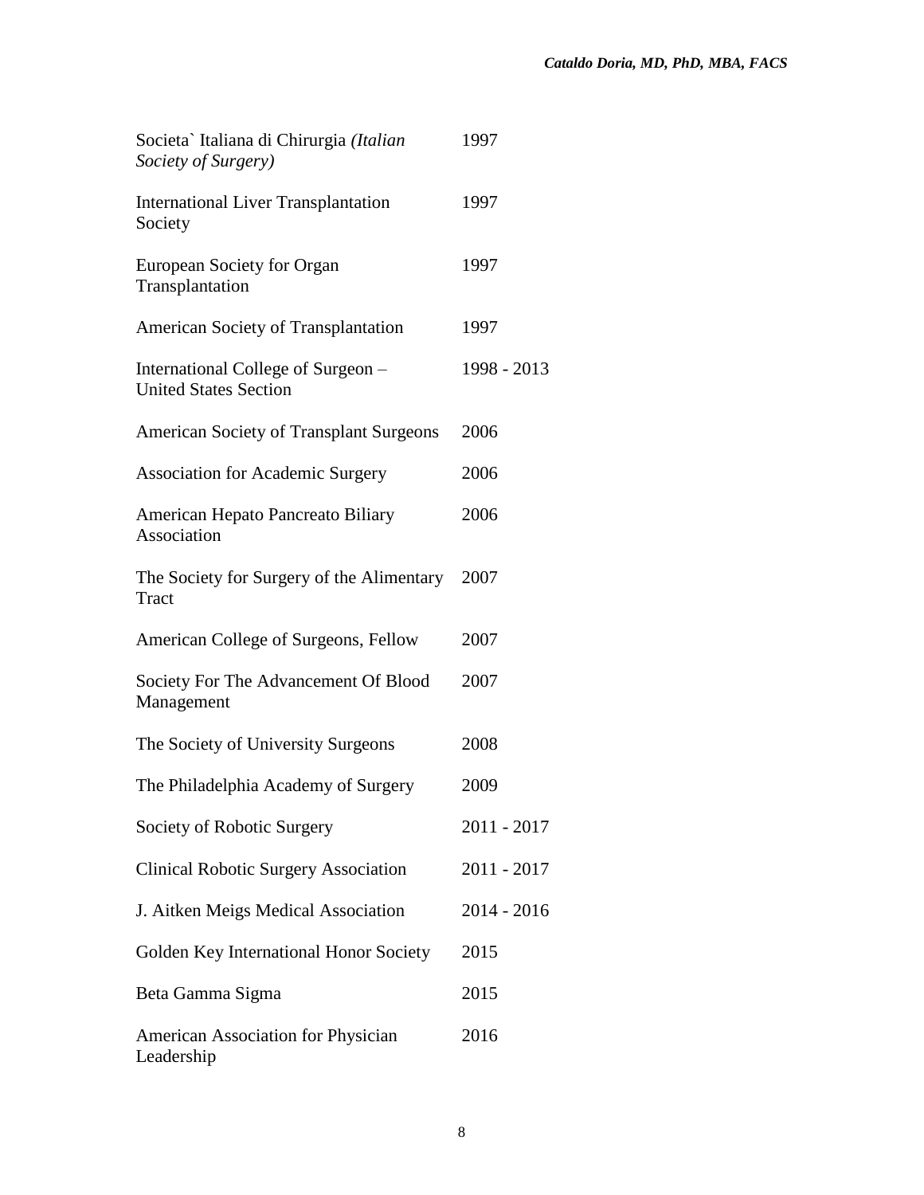| | |
|---|---|
| Societa` Italiana di Chirurgia *(Italian Society of Surgery)* | 1997 |
| International Liver Transplantation Society | 1997 |
| European Society for Organ Transplantation | 1997 |
| American Society of Transplantation | 1997 |
| International College of Surgeon – United States Section | 1998 - 2013 |
| American Society of Transplant Surgeons | 2006 |
| Association for Academic Surgery | 2006 |
| American Hepato Pancreato Biliary Association | 2006 |
| The Society for Surgery of the Alimentary Tract | 2007 |
| American College of Surgeons, Fellow | 2007 |
| Society For The Advancement Of Blood Management | 2007 |
| The Society of University Surgeons | 2008 |
| The Philadelphia Academy of Surgery | 2009 |
| Society of Robotic Surgery | 2011 - 2017 |
| Clinical Robotic Surgery Association | 2011 - 2017 |
| J. Aitken Meigs Medical Association | 2014 - 2016 |
| Golden Key International Honor Society | 2015 |
| Beta Gamma Sigma | 2015 |
| American Association for Physician Leadership | 2016 |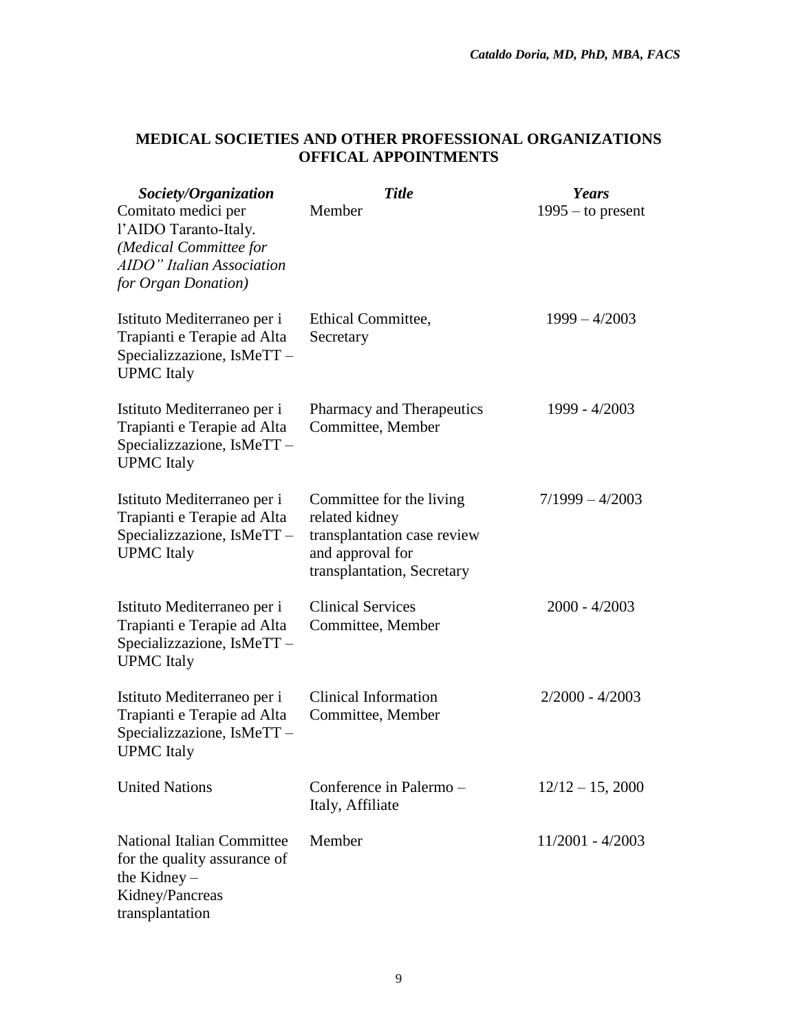## MEDICAL SOCIETIES AND OTHER PROFESSIONAL ORGANIZATIONS OFFICAL APPOINTMENTS

| ***Society/Organization*** | ***Title*** | ***Years*** |
|---|---|---|
| Comitato medici per l'AIDO Taranto-Italy. *(Medical Committee for AIDO" Italian Association for Organ Donation)* | Member | 1995 – to present |
| Istituto Mediterraneo per i Trapianti e Terapie ad Alta Specializzazione, IsMeTT – UPMC Italy | Ethical Committee, Secretary | 1999 – 4/2003 |
| Istituto Mediterraneo per i Trapianti e Terapie ad Alta Specializzazione, IsMeTT – UPMC Italy | Pharmacy and Therapeutics Committee, Member | 1999 - 4/2003 |
| Istituto Mediterraneo per i Trapianti e Terapie ad Alta Specializzazione, IsMeTT – UPMC Italy | Committee for the living related kidney transplantation case review and approval for transplantation, Secretary | 7/1999 – 4/2003 |
| Istituto Mediterraneo per i Trapianti e Terapie ad Alta Specializzazione, IsMeTT – UPMC Italy | Clinical Services Committee, Member | 2000 - 4/2003 |
| Istituto Mediterraneo per i Trapianti e Terapie ad Alta Specializzazione, IsMeTT – UPMC Italy | Clinical Information Committee, Member | 2/2000 - 4/2003 |
| United Nations | Conference in Palermo – Italy, Affiliate | 12/12 – 15, 2000 |
| National Italian Committee for the quality assurance of the Kidney – Kidney/Pancreas transplantation | Member | 11/2001 - 4/2003 |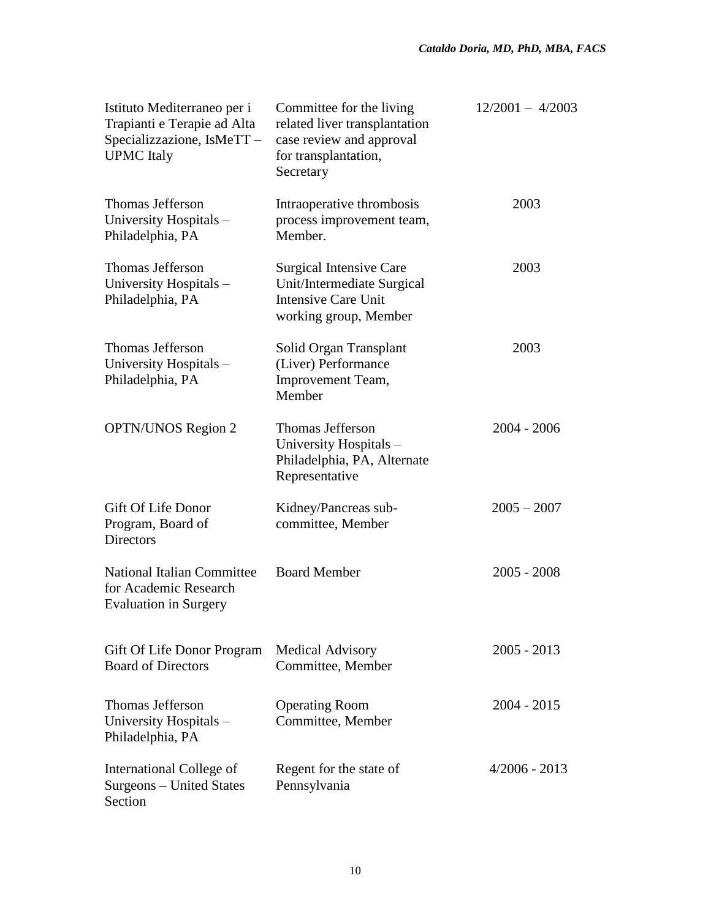| | | |
|---|---|---|
| Istituto Mediterraneo per i Trapianti e Terapie ad Alta Specializzazione, IsMeTT – UPMC Italy | Committee for the living related liver transplantation case review and approval for transplantation, Secretary | 12/2001 – 4/2003 |
| Thomas Jefferson University Hospitals – Philadelphia, PA | Intraoperative thrombosis process improvement team, Member. | 2003 |
| Thomas Jefferson University Hospitals – Philadelphia, PA | Surgical Intensive Care Unit/Intermediate Surgical Intensive Care Unit working group, Member | 2003 |
| Thomas Jefferson University Hospitals – Philadelphia, PA | Solid Organ Transplant (Liver) Performance Improvement Team, Member | 2003 |
| OPTN/UNOS Region 2 | Thomas Jefferson University Hospitals – Philadelphia, PA, Alternate Representative | 2004 - 2006 |
| Gift Of Life Donor Program, Board of Directors | Kidney/Pancreas sub-committee, Member | 2005 – 2007 |
| National Italian Committee for Academic Research Evaluation in Surgery | Board Member | 2005 - 2008 |
| Gift Of Life Donor Program Board of Directors | Medical Advisory Committee, Member | 2005 - 2013 |
| Thomas Jefferson University Hospitals – Philadelphia, PA | Operating Room Committee, Member | 2004 - 2015 |
| International College of Surgeons – United States Section | Regent for the state of Pennsylvania | 4/2006 - 2013 |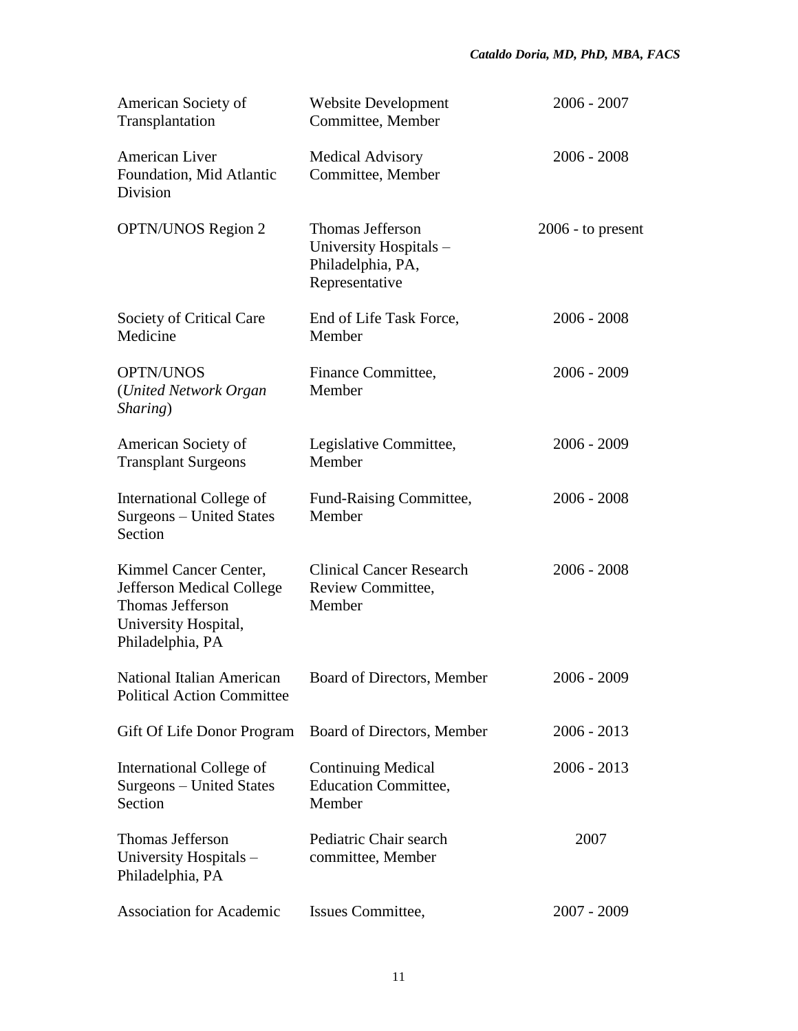| | | |
|---|---|---|
| American Society of Transplantation | Website Development Committee, Member | 2006 - 2007 |
| American Liver Foundation, Mid Atlantic Division | Medical Advisory Committee, Member | 2006 - 2008 |
| OPTN/UNOS Region 2 | Thomas Jefferson University Hospitals – Philadelphia, PA, Representative | 2006 - to present |
| Society of Critical Care Medicine | End of Life Task Force, Member | 2006 - 2008 |
| OPTN/UNOS (*United Network Organ Sharing*) | Finance Committee, Member | 2006 - 2009 |
| American Society of Transplant Surgeons | Legislative Committee, Member | 2006 - 2009 |
| International College of Surgeons – United States Section | Fund-Raising Committee, Member | 2006 - 2008 |
| Kimmel Cancer Center, Jefferson Medical College Thomas Jefferson University Hospital, Philadelphia, PA | Clinical Cancer Research Review Committee, Member | 2006 - 2008 |
| National Italian American Political Action Committee | Board of Directors, Member | 2006 - 2009 |
| Gift Of Life Donor Program | Board of Directors, Member | 2006 - 2013 |
| International College of Surgeons – United States Section | Continuing Medical Education Committee, Member | 2006 - 2013 |
| Thomas Jefferson University Hospitals – Philadelphia, PA | Pediatric Chair search committee, Member | 2007 |
| Association for Academic | Issues Committee, | 2007 - 2009 |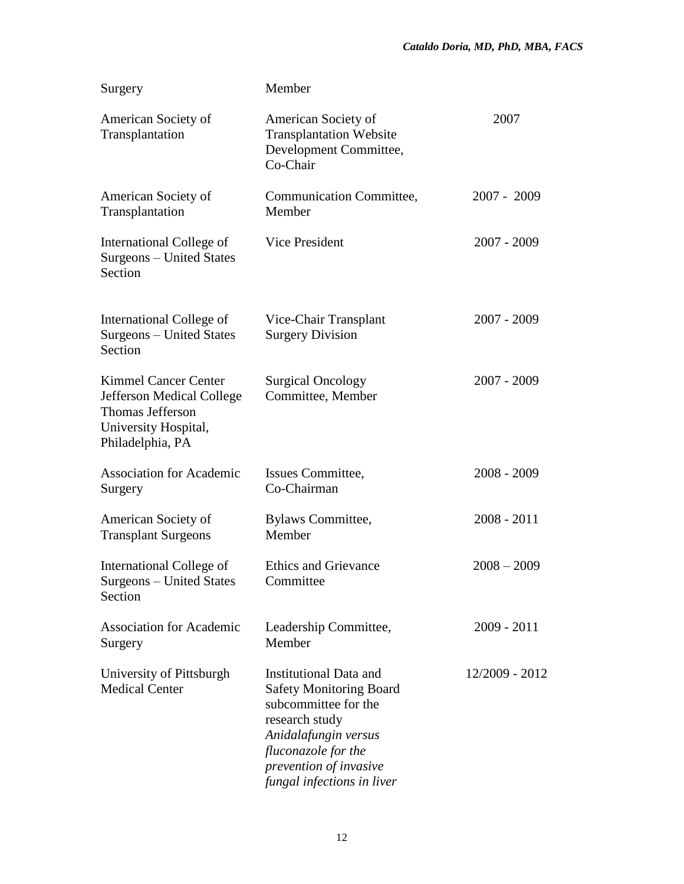| | | |
|---|---|---|
| Surgery | Member | |
| American Society of Transplantation | American Society of Transplantation Website Development Committee, Co-Chair | 2007 |
| American Society of Transplantation | Communication Committee, Member | 2007 - 2009 |
| International College of Surgeons – United States Section | Vice President | 2007 - 2009 |
| International College of Surgeons – United States Section | Vice-Chair Transplant Surgery Division | 2007 - 2009 |
| Kimmel Cancer Center Jefferson Medical College Thomas Jefferson University Hospital, Philadelphia, PA | Surgical Oncology Committee, Member | 2007 - 2009 |
| Association for Academic Surgery | Issues Committee, Co-Chairman | 2008 - 2009 |
| American Society of Transplant Surgeons | Bylaws Committee, Member | 2008 - 2011 |
| International College of Surgeons – United States Section | Ethics and Grievance Committee | 2008 – 2009 |
| Association for Academic Surgery | Leadership Committee, Member | 2009 - 2011 |
| University of Pittsburgh Medical Center | Institutional Data and Safety Monitoring Board subcommittee for the research study *Anidalafungin versus fluconazole for the prevention of invasive fungal infections in liver* | 12/2009 - 2012 |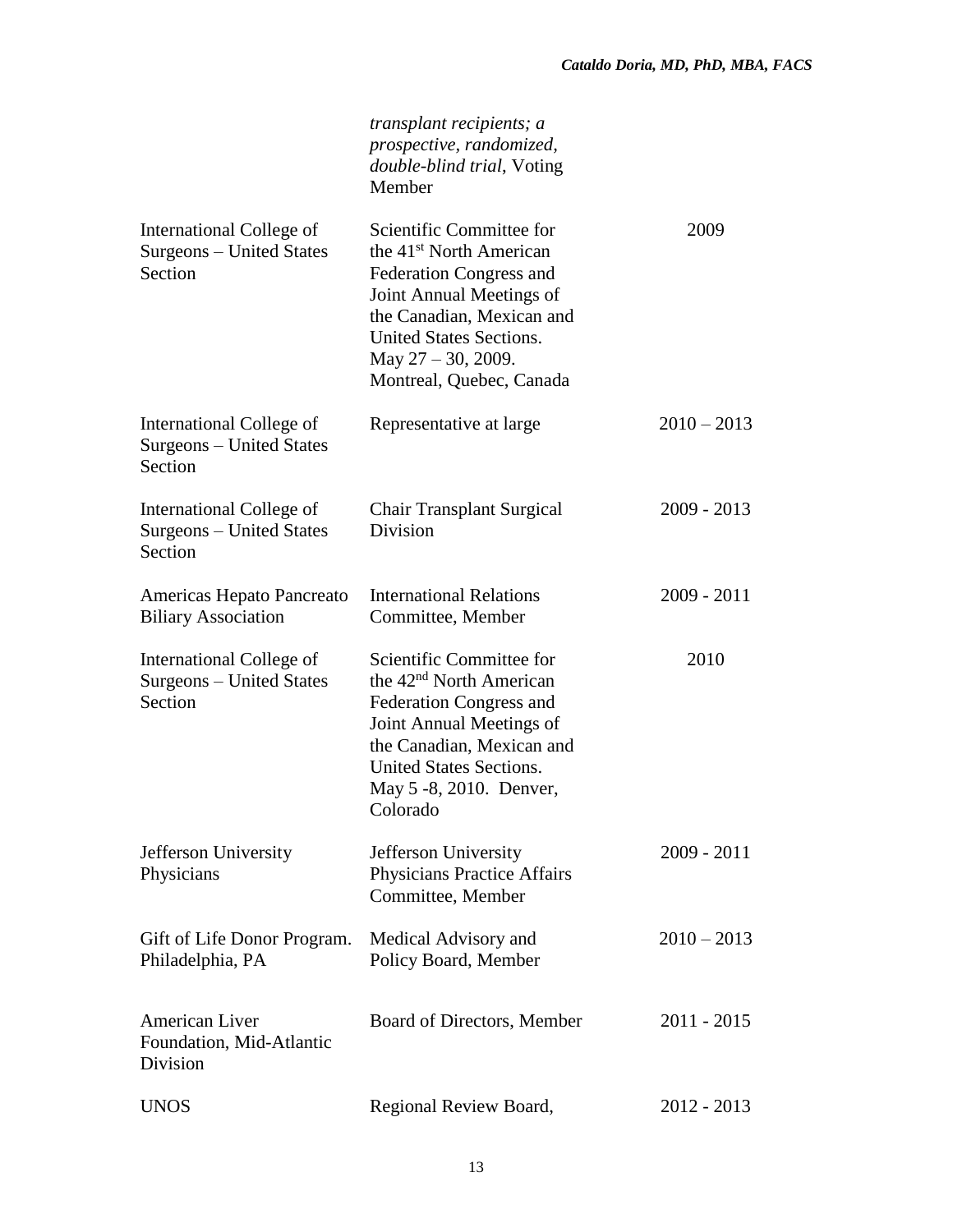| | | |
|---|---|---|
| | *transplant recipients; a prospective, randomized, double-blind trial*, Voting Member | |
| International College of Surgeons – United States Section | Scientific Committee for the 41st North American Federation Congress and Joint Annual Meetings of the Canadian, Mexican and United States Sections. May 27 – 30, 2009. Montreal, Quebec, Canada | 2009 |
| International College of Surgeons – United States Section | Representative at large | 2010 – 2013 |
| International College of Surgeons – United States Section | Chair Transplant Surgical Division | 2009 - 2013 |
| Americas Hepato Pancreato Biliary Association | International Relations Committee, Member | 2009 - 2011 |
| International College of Surgeons – United States Section | Scientific Committee for the 42nd North American Federation Congress and Joint Annual Meetings of the Canadian, Mexican and United States Sections. May 5 -8, 2010. Denver, Colorado | 2010 |
| Jefferson University Physicians | Jefferson University Physicians Practice Affairs Committee, Member | 2009 - 2011 |
| Gift of Life Donor Program. Philadelphia, PA | Medical Advisory and Policy Board, Member | 2010 – 2013 |
| American Liver Foundation, Mid-Atlantic Division | Board of Directors, Member | 2011 - 2015 |
| UNOS | Regional Review Board, | 2012 - 2013 |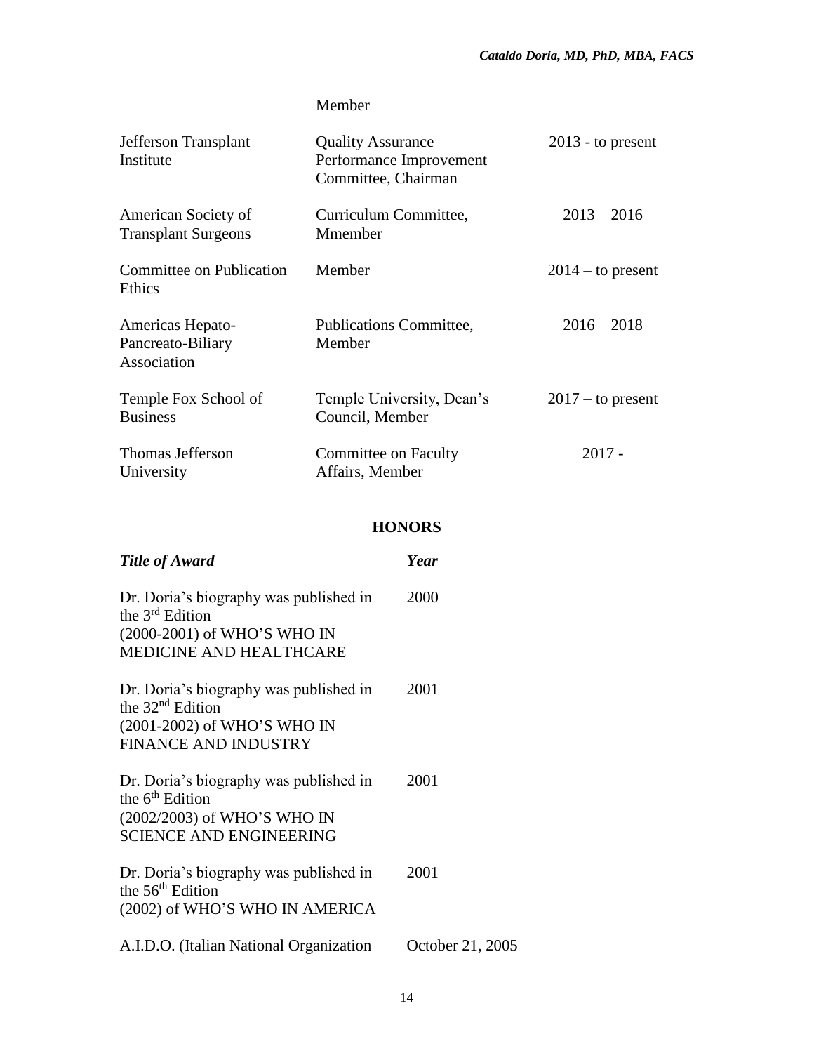| | Member | |
|---|---|---|
| Jefferson Transplant Institute | Quality Assurance Performance Improvement Committee, Chairman | 2013 - to present |
| American Society of Transplant Surgeons | Curriculum Committee, Mmember | 2013 – 2016 |
| Committee on Publication Ethics | Member | 2014 – to present |
| Americas Hepato-Pancreato-Biliary Association | Publications Committee, Member | 2016 – 2018 |
| Temple Fox School of Business | Temple University, Dean's Council, Member | 2017 – to present |
| Thomas Jefferson University | Committee on Faculty Affairs, Member | 2017 - |

## HONORS

| *Title of Award* | *Year* |
|---|---|
| Dr. Doria's biography was published in the 3rd Edition (2000-2001) of WHO'S WHO IN MEDICINE AND HEALTHCARE | 2000 |
| Dr. Doria's biography was published in the 32nd Edition (2001-2002) of WHO'S WHO IN FINANCE AND INDUSTRY | 2001 |
| Dr. Doria's biography was published in the 6th Edition (2002/2003) of WHO'S WHO IN SCIENCE AND ENGINEERING | 2001 |
| Dr. Doria's biography was published in the 56th Edition (2002) of WHO'S WHO IN AMERICA | 2001 |
| A.I.D.O. (Italian National Organization | October 21, 2005 |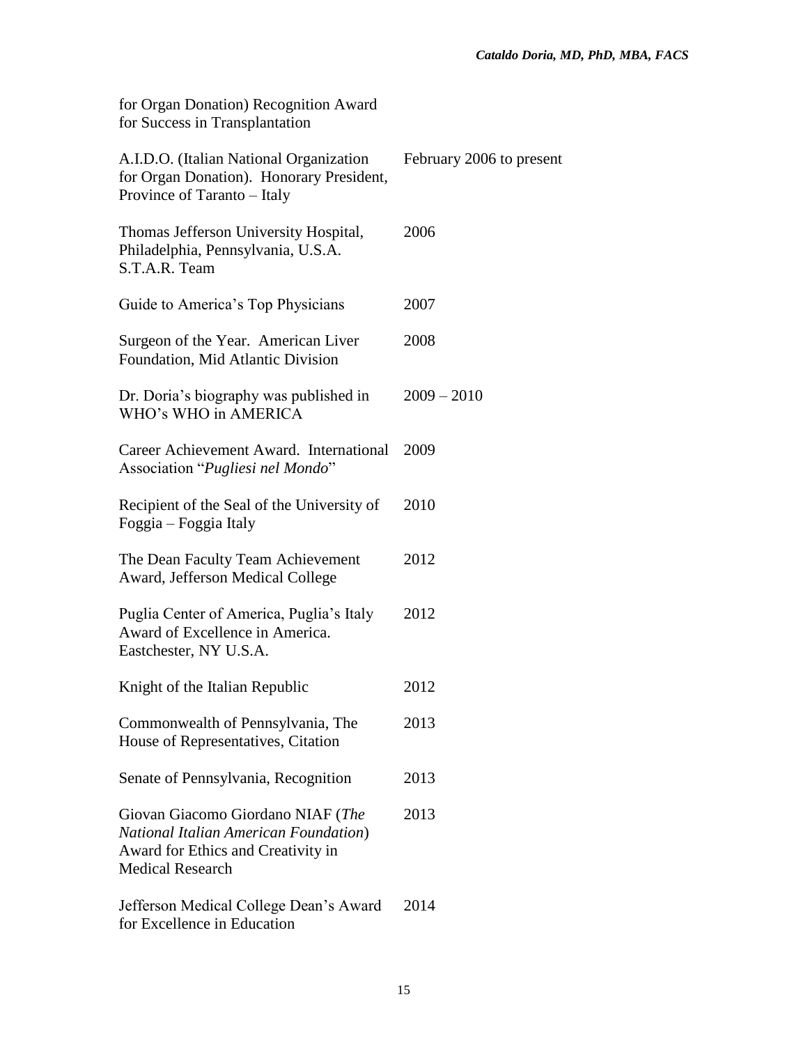| | |
|---|---|
| for Organ Donation) Recognition Award for Success in Transplantation | |
| A.I.D.O. (Italian National Organization for Organ Donation). Honorary President, Province of Taranto – Italy | February 2006 to present |
| Thomas Jefferson University Hospital, Philadelphia, Pennsylvania, U.S.A. S.T.A.R. Team | 2006 |
| Guide to America's Top Physicians | 2007 |
| Surgeon of the Year. American Liver Foundation, Mid Atlantic Division | 2008 |
| Dr. Doria's biography was published in WHO's WHO in AMERICA | 2009 – 2010 |
| Career Achievement Award. International Association "*Pugliesi nel Mondo*" | 2009 |
| Recipient of the Seal of the University of Foggia – Foggia Italy | 2010 |
| The Dean Faculty Team Achievement Award, Jefferson Medical College | 2012 |
| Puglia Center of America, Puglia's Italy Award of Excellence in America. Eastchester, NY U.S.A. | 2012 |
| Knight of the Italian Republic | 2012 |
| Commonwealth of Pennsylvania, The House of Representatives, Citation | 2013 |
| Senate of Pennsylvania, Recognition | 2013 |
| Giovan Giacomo Giordano NIAF (*The National Italian American Foundation*) Award for Ethics and Creativity in Medical Research | 2013 |
| Jefferson Medical College Dean's Award for Excellence in Education | 2014 |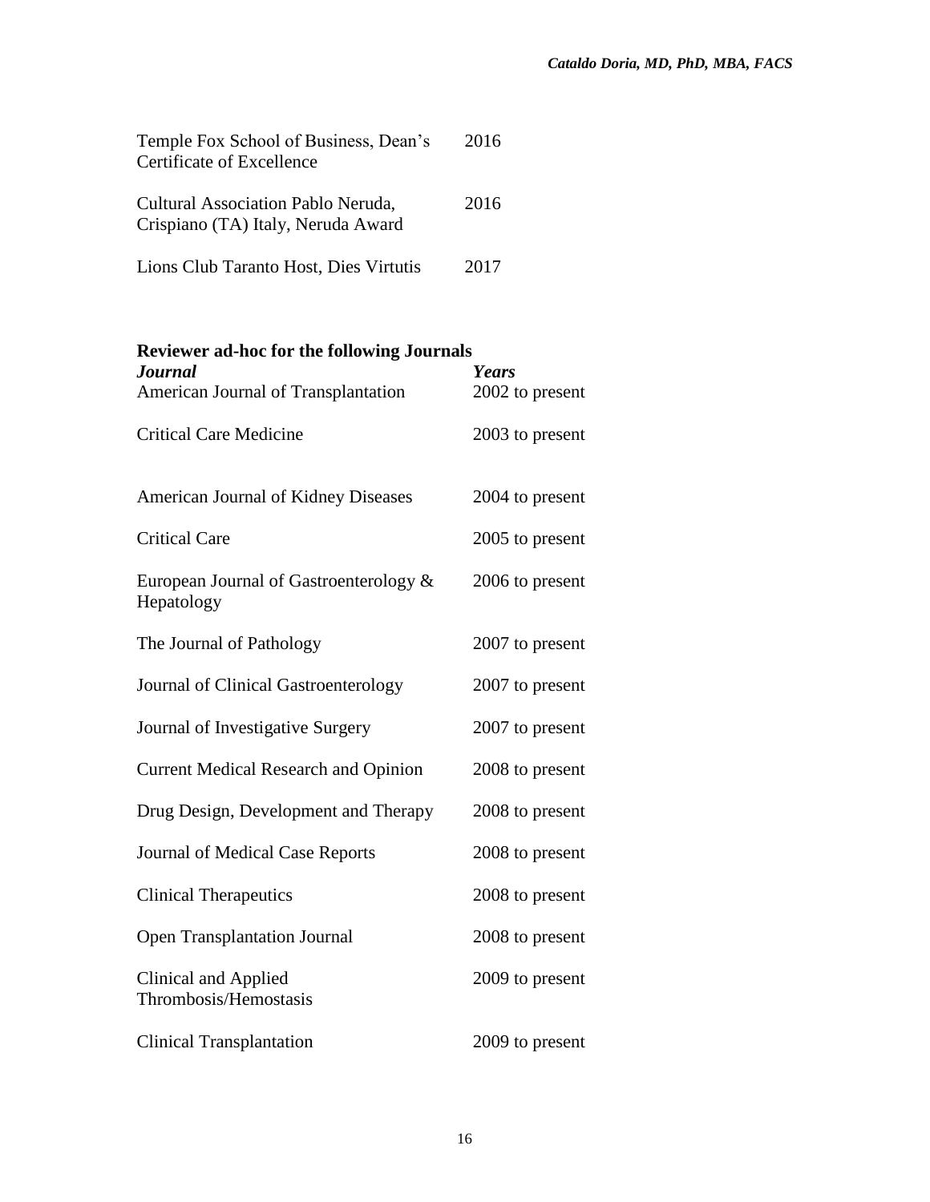| | |
|---|---|
| Temple Fox School of Business, Dean's Certificate of Excellence | 2016 |
| Cultural Association Pablo Neruda, Crispiano (TA) Italy, Neruda Award | 2016 |
| Lions Club Taranto Host, Dies Virtutis | 2017 |

**Reviewer ad-hoc for the following Journals**

| ***Journal*** | ***Years*** |
|---|---|
| American Journal of Transplantation | 2002 to present |
| Critical Care Medicine | 2003 to present |
| American Journal of Kidney Diseases | 2004 to present |
| Critical Care | 2005 to present |
| European Journal of Gastroenterology & Hepatology | 2006 to present |
| The Journal of Pathology | 2007 to present |
| Journal of Clinical Gastroenterology | 2007 to present |
| Journal of Investigative Surgery | 2007 to present |
| Current Medical Research and Opinion | 2008 to present |
| Drug Design, Development and Therapy | 2008 to present |
| Journal of Medical Case Reports | 2008 to present |
| Clinical Therapeutics | 2008 to present |
| Open Transplantation Journal | 2008 to present |
| Clinical and Applied Thrombosis/Hemostasis | 2009 to present |
| Clinical Transplantation | 2009 to present |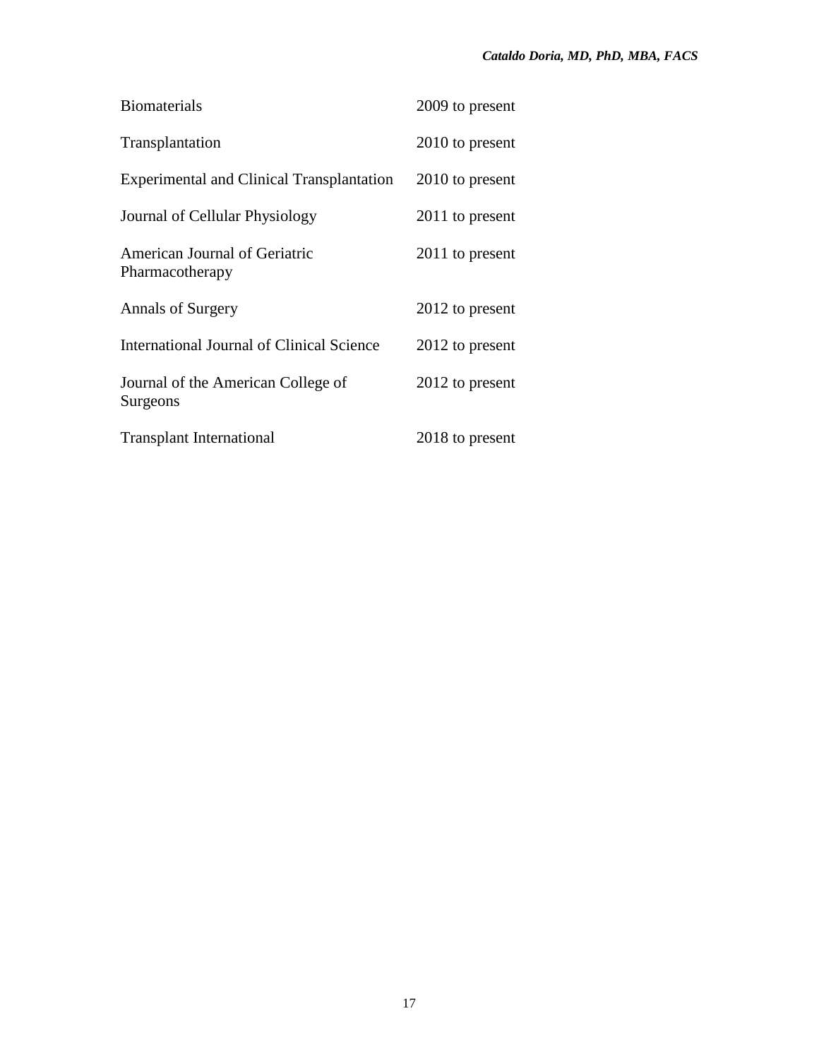| | |
|---|---|
| Biomaterials | 2009 to present |
| Transplantation | 2010 to present |
| Experimental and Clinical Transplantation | 2010 to present |
| Journal of Cellular Physiology | 2011 to present |
| American Journal of Geriatric Pharmacotherapy | 2011 to present |
| Annals of Surgery | 2012 to present |
| International Journal of Clinical Science | 2012 to present |
| Journal of the American College of Surgeons | 2012 to present |
| Transplant International | 2018 to present |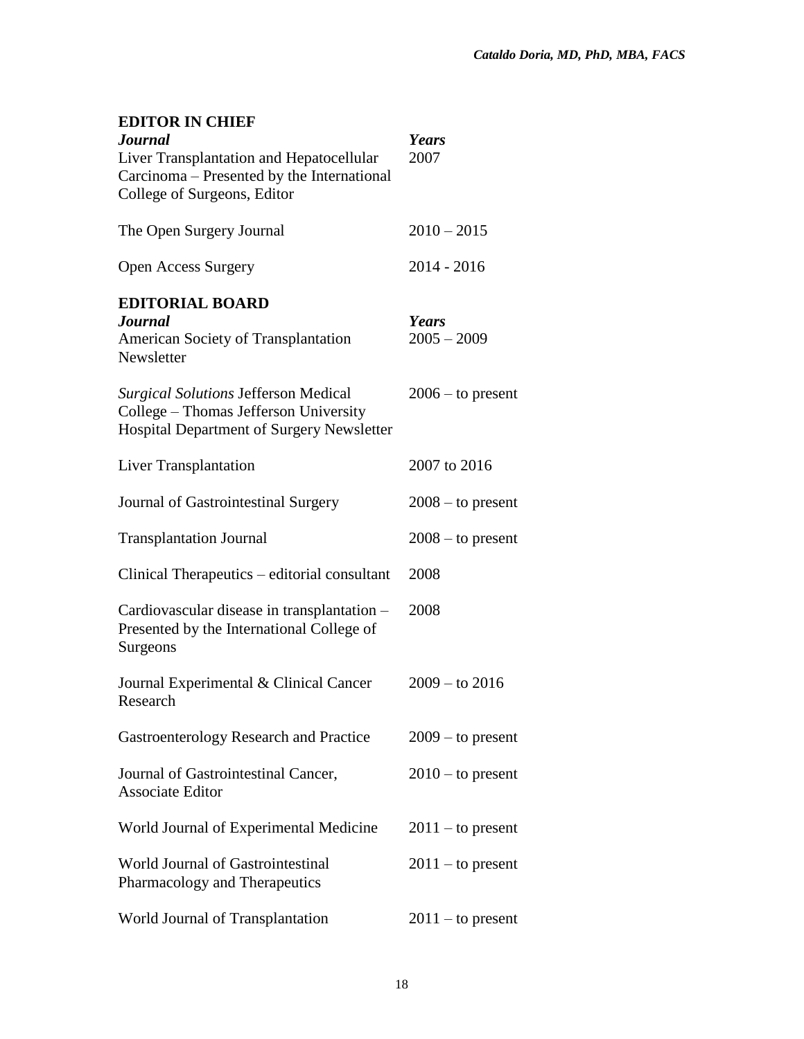## EDITOR IN CHIEF

| *Journal* | *Years* |
|---|---|
| Liver Transplantation and Hepatocellular Carcinoma – Presented by the International College of Surgeons, Editor | 2007 |
| The Open Surgery Journal | 2010 – 2015 |
| Open Access Surgery | 2014 - 2016 |

## EDITORIAL BOARD

| *Journal* | *Years* |
|---|---|
| American Society of Transplantation Newsletter | 2005 – 2009 |
| *Surgical Solutions* Jefferson Medical College – Thomas Jefferson University Hospital Department of Surgery Newsletter | 2006 – to present |
| Liver Transplantation | 2007 to 2016 |
| Journal of Gastrointestinal Surgery | 2008 – to present |
| Transplantation Journal | 2008 – to present |
| Clinical Therapeutics – editorial consultant | 2008 |
| Cardiovascular disease in transplantation – Presented by the International College of Surgeons | 2008 |
| Journal Experimental & Clinical Cancer Research | 2009 – to 2016 |
| Gastroenterology Research and Practice | 2009 – to present |
| Journal of Gastrointestinal Cancer, Associate Editor | 2010 – to present |
| World Journal of Experimental Medicine | 2011 – to present |
| World Journal of Gastrointestinal Pharmacology and Therapeutics | 2011 – to present |
| World Journal of Transplantation | 2011 – to present |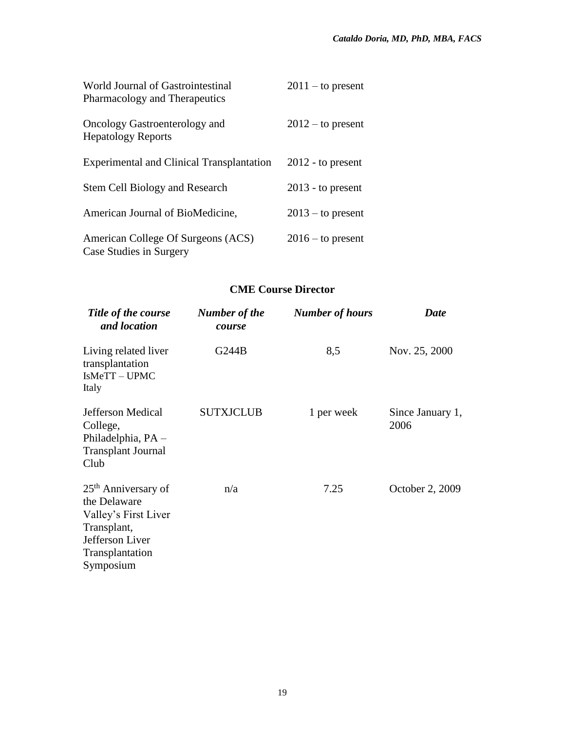| | |
|---|---|
| World Journal of Gastrointestinal Pharmacology and Therapeutics | 2011 – to present |
| Oncology Gastroenterology and Hepatology Reports | 2012 – to present |
| Experimental and Clinical Transplantation | 2012 - to present |
| Stem Cell Biology and Research | 2013 - to present |
| American Journal of BioMedicine, | 2013 – to present |
| American College Of Surgeons (ACS) Case Studies in Surgery | 2016 – to present |

## CME Course Director

| ***Title of the course and location*** | ***Number of the course*** | ***Number of hours*** | ***Date*** |
|---|---|---|---|
| Living related liver transplantation IsMeTT – UPMC Italy | G244B | 8,5 | Nov. 25, 2000 |
| Jefferson Medical College, Philadelphia, PA – Transplant Journal Club | SUTXJCLUB | 1 per week | Since January 1, 2006 |
| 25th Anniversary of the Delaware Valley's First Liver Transplant, Jefferson Liver Transplantation Symposium | n/a | 7.25 | October 2, 2009 |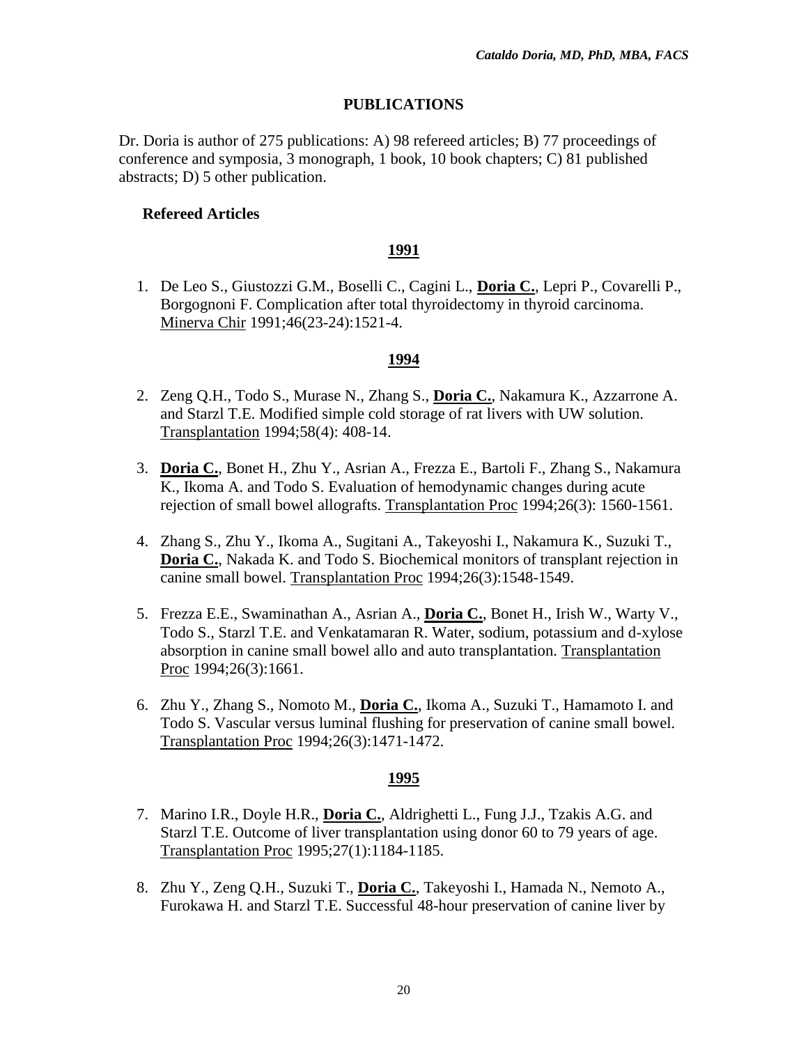## PUBLICATIONS

Dr. Doria is author of 275 publications: A) 98 refereed articles; B) 77 proceedings of conference and symposia, 3 monograph, 1 book, 10 book chapters; C) 81 published abstracts; D) 5 other publication.

### Refereed Articles

**1991**

1. De Leo S., Giustozzi G.M., Boselli C., Cagini L., **Doria C.**, Lepri P., Covarelli P., Borgognoni F. Complication after total thyroidectomy in thyroid carcinoma. Minerva Chir 1991;46(23-24):1521-4.

**1994**

2. Zeng Q.H., Todo S., Murase N., Zhang S., **Doria C.**, Nakamura K., Azzarrone A. and Starzl T.E. Modified simple cold storage of rat livers with UW solution. Transplantation 1994;58(4): 408-14.

3. **Doria C.**, Bonet H., Zhu Y., Asrian A., Frezza E., Bartoli F., Zhang S., Nakamura K., Ikoma A. and Todo S. Evaluation of hemodynamic changes during acute rejection of small bowel allografts. Transplantation Proc 1994;26(3): 1560-1561.

4. Zhang S., Zhu Y., Ikoma A., Sugitani A., Takeyoshi I., Nakamura K., Suzuki T., **Doria C.**, Nakada K. and Todo S. Biochemical monitors of transplant rejection in canine small bowel. Transplantation Proc 1994;26(3):1548-1549.

5. Frezza E.E., Swaminathan A., Asrian A., **Doria C.**, Bonet H., Irish W., Warty V., Todo S., Starzl T.E. and Venkatamaran R. Water, sodium, potassium and d-xylose absorption in canine small bowel allo and auto transplantation. Transplantation Proc 1994;26(3):1661.

6. Zhu Y., Zhang S., Nomoto M., **Doria C.**, Ikoma A., Suzuki T., Hamamoto I. and Todo S. Vascular versus luminal flushing for preservation of canine small bowel. Transplantation Proc 1994;26(3):1471-1472.

**1995**

7. Marino I.R., Doyle H.R., **Doria C.**, Aldrighetti L., Fung J.J., Tzakis A.G. and Starzl T.E. Outcome of liver transplantation using donor 60 to 79 years of age. Transplantation Proc 1995;27(1):1184-1185.

8. Zhu Y., Zeng Q.H., Suzuki T., **Doria C.**, Takeyoshi I., Hamada N., Nemoto A., Furokawa H. and Starzl T.E. Successful 48-hour preservation of canine liver by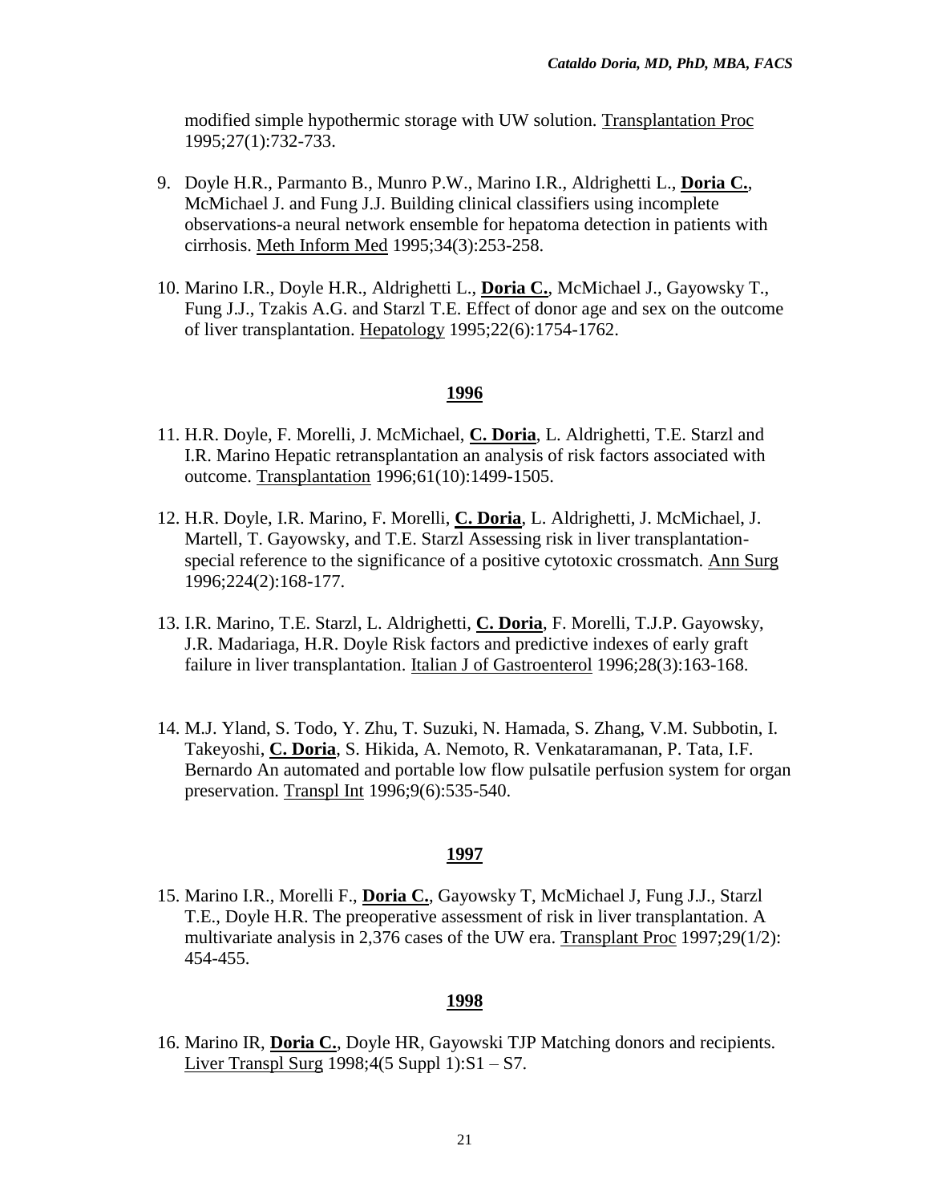modified simple hypothermic storage with UW solution. Transplantation Proc 1995;27(1):732-733.

9. Doyle H.R., Parmanto B., Munro P.W., Marino I.R., Aldrighetti L., **Doria C.**, McMichael J. and Fung J.J. Building clinical classifiers using incomplete observations-a neural network ensemble for hepatoma detection in patients with cirrhosis. Meth Inform Med 1995;34(3):253-258.

10. Marino I.R., Doyle H.R., Aldrighetti L., **Doria C.**, McMichael J., Gayowsky T., Fung J.J., Tzakis A.G. and Starzl T.E. Effect of donor age and sex on the outcome of liver transplantation. Hepatology 1995;22(6):1754-1762.

**1996**

11. H.R. Doyle, F. Morelli, J. McMichael, **C. Doria**, L. Aldrighetti, T.E. Starzl and I.R. Marino Hepatic retransplantation an analysis of risk factors associated with outcome. Transplantation 1996;61(10):1499-1505.

12. H.R. Doyle, I.R. Marino, F. Morelli, **C. Doria**, L. Aldrighetti, J. McMichael, J. Martell, T. Gayowsky, and T.E. Starzl Assessing risk in liver transplantation-special reference to the significance of a positive cytotoxic crossmatch. Ann Surg 1996;224(2):168-177.

13. I.R. Marino, T.E. Starzl, L. Aldrighetti, **C. Doria**, F. Morelli, T.J.P. Gayowsky, J.R. Madariaga, H.R. Doyle Risk factors and predictive indexes of early graft failure in liver transplantation. Italian J of Gastroenterol 1996;28(3):163-168.

14. M.J. Yland, S. Todo, Y. Zhu, T. Suzuki, N. Hamada, S. Zhang, V.M. Subbotin, I. Takeyoshi, **C. Doria**, S. Hikida, A. Nemoto, R. Venkataramanan, P. Tata, I.F. Bernardo An automated and portable low flow pulsatile perfusion system for organ preservation. Transpl Int 1996;9(6):535-540.

**1997**

15. Marino I.R., Morelli F., **Doria C.**, Gayowsky T, McMichael J, Fung J.J., Starzl T.E., Doyle H.R. The preoperative assessment of risk in liver transplantation. A multivariate analysis in 2,376 cases of the UW era. Transplant Proc 1997;29(1/2): 454-455.

**1998**

16. Marino IR, **Doria C.**, Doyle HR, Gayowski TJP Matching donors and recipients. Liver Transpl Surg 1998;4(5 Suppl 1):S1 – S7.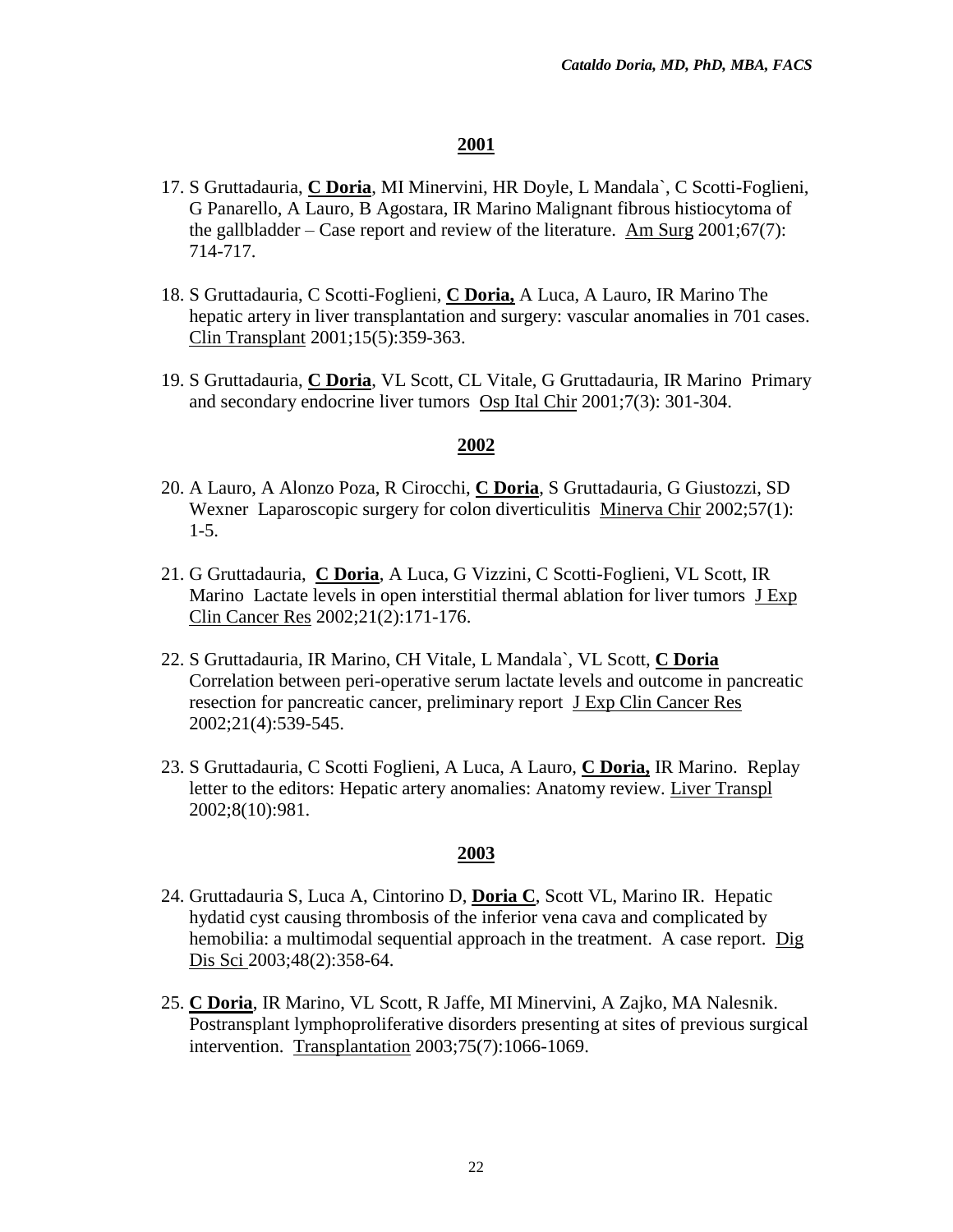## 2001

17. S Gruttadauria, **C Doria**, MI Minervini, HR Doyle, L Mandala`, C Scotti-Foglieni, G Panarello, A Lauro, B Agostara, IR Marino Malignant fibrous histiocytoma of the gallbladder – Case report and review of the literature. Am Surg 2001;67(7): 714-717.

18. S Gruttadauria, C Scotti-Foglieni, **C Doria,** A Luca, A Lauro, IR Marino The hepatic artery in liver transplantation and surgery: vascular anomalies in 701 cases. Clin Transplant 2001;15(5):359-363.

19. S Gruttadauria, **C Doria**, VL Scott, CL Vitale, G Gruttadauria, IR Marino Primary and secondary endocrine liver tumors Osp Ital Chir 2001;7(3): 301-304.

## 2002

20. A Lauro, A Alonzo Poza, R Cirocchi, **C Doria**, S Gruttadauria, G Giustozzi, SD Wexner Laparoscopic surgery for colon diverticulitis Minerva Chir 2002;57(1): 1-5.

21. G Gruttadauria, **C Doria**, A Luca, G Vizzini, C Scotti-Foglieni, VL Scott, IR Marino Lactate levels in open interstitial thermal ablation for liver tumors J Exp Clin Cancer Res 2002;21(2):171-176.

22. S Gruttadauria, IR Marino, CH Vitale, L Mandala`, VL Scott, **C Doria** Correlation between peri-operative serum lactate levels and outcome in pancreatic resection for pancreatic cancer, preliminary report J Exp Clin Cancer Res 2002;21(4):539-545.

23. S Gruttadauria, C Scotti Foglieni, A Luca, A Lauro, **C Doria,** IR Marino. Replay letter to the editors: Hepatic artery anomalies: Anatomy review. Liver Transpl 2002;8(10):981.

## 2003

24. Gruttadauria S, Luca A, Cintorino D, **Doria C**, Scott VL, Marino IR. Hepatic hydatid cyst causing thrombosis of the inferior vena cava and complicated by hemobilia: a multimodal sequential approach in the treatment. A case report. Dig Dis Sci 2003;48(2):358-64.

25. **C Doria**, IR Marino, VL Scott, R Jaffe, MI Minervini, A Zajko, MA Nalesnik. Postransplant lymphoproliferative disorders presenting at sites of previous surgical intervention. Transplantation 2003;75(7):1066-1069.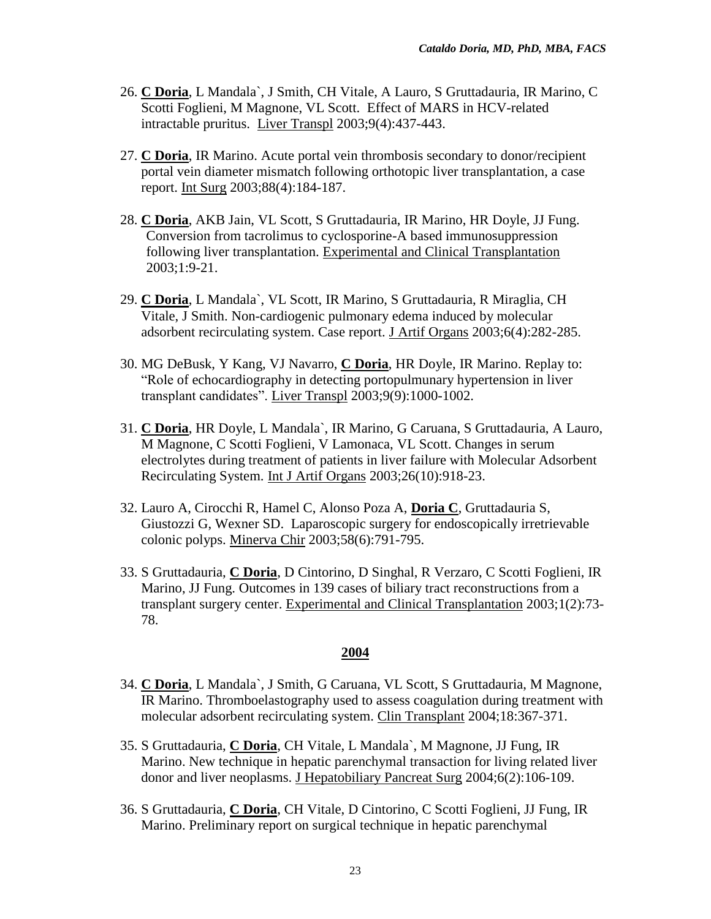26. **C Doria**, L Mandala`, J Smith, CH Vitale, A Lauro, S Gruttadauria, IR Marino, C Scotti Foglieni, M Magnone, VL Scott. Effect of MARS in HCV-related intractable pruritus. Liver Transpl 2003;9(4):437-443.

27. **C Doria**, IR Marino. Acute portal vein thrombosis secondary to donor/recipient portal vein diameter mismatch following orthotopic liver transplantation, a case report. Int Surg 2003;88(4):184-187.

28. **C Doria**, AKB Jain, VL Scott, S Gruttadauria, IR Marino, HR Doyle, JJ Fung. Conversion from tacrolimus to cyclosporine-A based immunosuppression following liver transplantation. Experimental and Clinical Transplantation 2003;1:9-21.

29. **C Doria**, L Mandala`, VL Scott, IR Marino, S Gruttadauria, R Miraglia, CH Vitale, J Smith. Non-cardiogenic pulmonary edema induced by molecular adsorbent recirculating system. Case report. J Artif Organs 2003;6(4):282-285.

30. MG DeBusk, Y Kang, VJ Navarro, **C Doria**, HR Doyle, IR Marino. Replay to: "Role of echocardiography in detecting portopulmunary hypertension in liver transplant candidates". Liver Transpl 2003;9(9):1000-1002.

31. **C Doria**, HR Doyle, L Mandala`, IR Marino, G Caruana, S Gruttadauria, A Lauro, M Magnone, C Scotti Foglieni, V Lamonaca, VL Scott. Changes in serum electrolytes during treatment of patients in liver failure with Molecular Adsorbent Recirculating System. Int J Artif Organs 2003;26(10):918-23.

32. Lauro A, Cirocchi R, Hamel C, Alonso Poza A, **Doria C**, Gruttadauria S, Giustozzi G, Wexner SD. Laparoscopic surgery for endoscopically irretrievable colonic polyps. Minerva Chir 2003;58(6):791-795.

33. S Gruttadauria, **C Doria**, D Cintorino, D Singhal, R Verzaro, C Scotti Foglieni, IR Marino, JJ Fung. Outcomes in 139 cases of biliary tract reconstructions from a transplant surgery center. Experimental and Clinical Transplantation 2003;1(2):73-78.

## 2004

34. **C Doria**, L Mandala`, J Smith, G Caruana, VL Scott, S Gruttadauria, M Magnone, IR Marino. Thromboelastography used to assess coagulation during treatment with molecular adsorbent recirculating system. Clin Transplant 2004;18:367-371.

35. S Gruttadauria, **C Doria**, CH Vitale, L Mandala`, M Magnone, JJ Fung, IR Marino. New technique in hepatic parenchymal transaction for living related liver donor and liver neoplasms. J Hepatobiliary Pancreat Surg 2004;6(2):106-109.

36. S Gruttadauria, **C Doria**, CH Vitale, D Cintorino, C Scotti Foglieni, JJ Fung, IR Marino. Preliminary report on surgical technique in hepatic parenchymal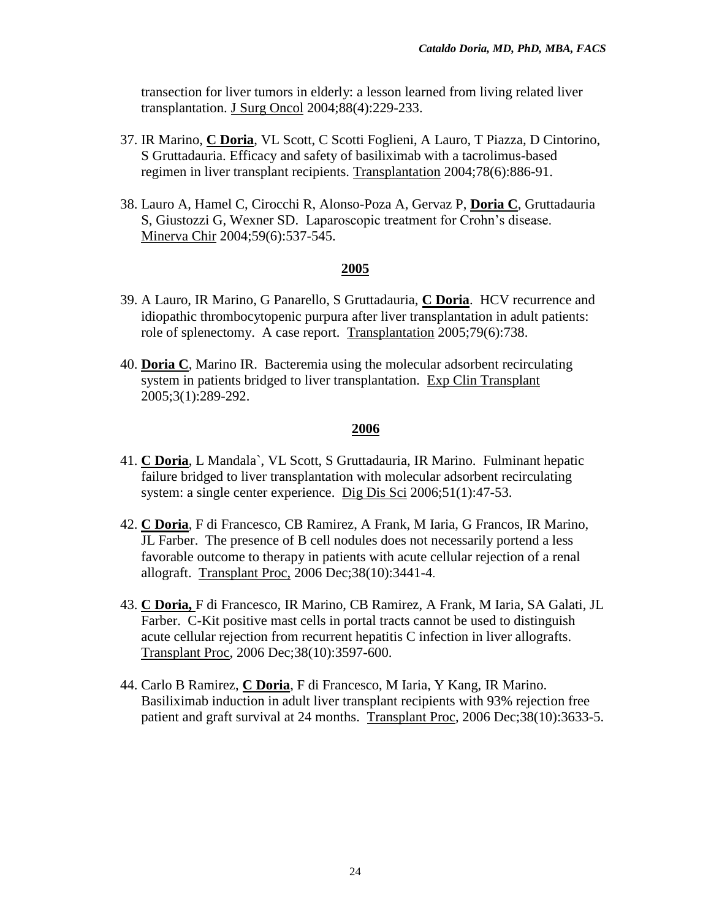transection for liver tumors in elderly: a lesson learned from living related liver transplantation. J Surg Oncol 2004;88(4):229-233.

37. IR Marino, **C Doria**, VL Scott, C Scotti Foglieni, A Lauro, T Piazza, D Cintorino, S Gruttadauria. Efficacy and safety of basiliximab with a tacrolimus-based regimen in liver transplant recipients. Transplantation 2004;78(6):886-91.

38. Lauro A, Hamel C, Cirocchi R, Alonso-Poza A, Gervaz P, **Doria C**, Gruttadauria S, Giustozzi G, Wexner SD. Laparoscopic treatment for Crohn's disease. Minerva Chir 2004;59(6):537-545.

**2005**

39. A Lauro, IR Marino, G Panarello, S Gruttadauria, **C Doria**. HCV recurrence and idiopathic thrombocytopenic purpura after liver transplantation in adult patients: role of splenectomy. A case report. Transplantation 2005;79(6):738.

40. **Doria C**, Marino IR. Bacteremia using the molecular adsorbent recirculating system in patients bridged to liver transplantation. Exp Clin Transplant 2005;3(1):289-292.

**2006**

41. **C Doria**, L Mandala`, VL Scott, S Gruttadauria, IR Marino. Fulminant hepatic failure bridged to liver transplantation with molecular adsorbent recirculating system: a single center experience. Dig Dis Sci 2006;51(1):47-53.

42. **C Doria**, F di Francesco, CB Ramirez, A Frank, M Iaria, G Francos, IR Marino, JL Farber. The presence of B cell nodules does not necessarily portend a less favorable outcome to therapy in patients with acute cellular rejection of a renal allograft. Transplant Proc, 2006 Dec;38(10):3441-4.

43. **C Doria,** F di Francesco, IR Marino, CB Ramirez, A Frank, M Iaria, SA Galati, JL Farber. C-Kit positive mast cells in portal tracts cannot be used to distinguish acute cellular rejection from recurrent hepatitis C infection in liver allografts. Transplant Proc, 2006 Dec;38(10):3597-600.

44. Carlo B Ramirez, **C Doria**, F di Francesco, M Iaria, Y Kang, IR Marino. Basiliximab induction in adult liver transplant recipients with 93% rejection free patient and graft survival at 24 months. Transplant Proc, 2006 Dec;38(10):3633-5.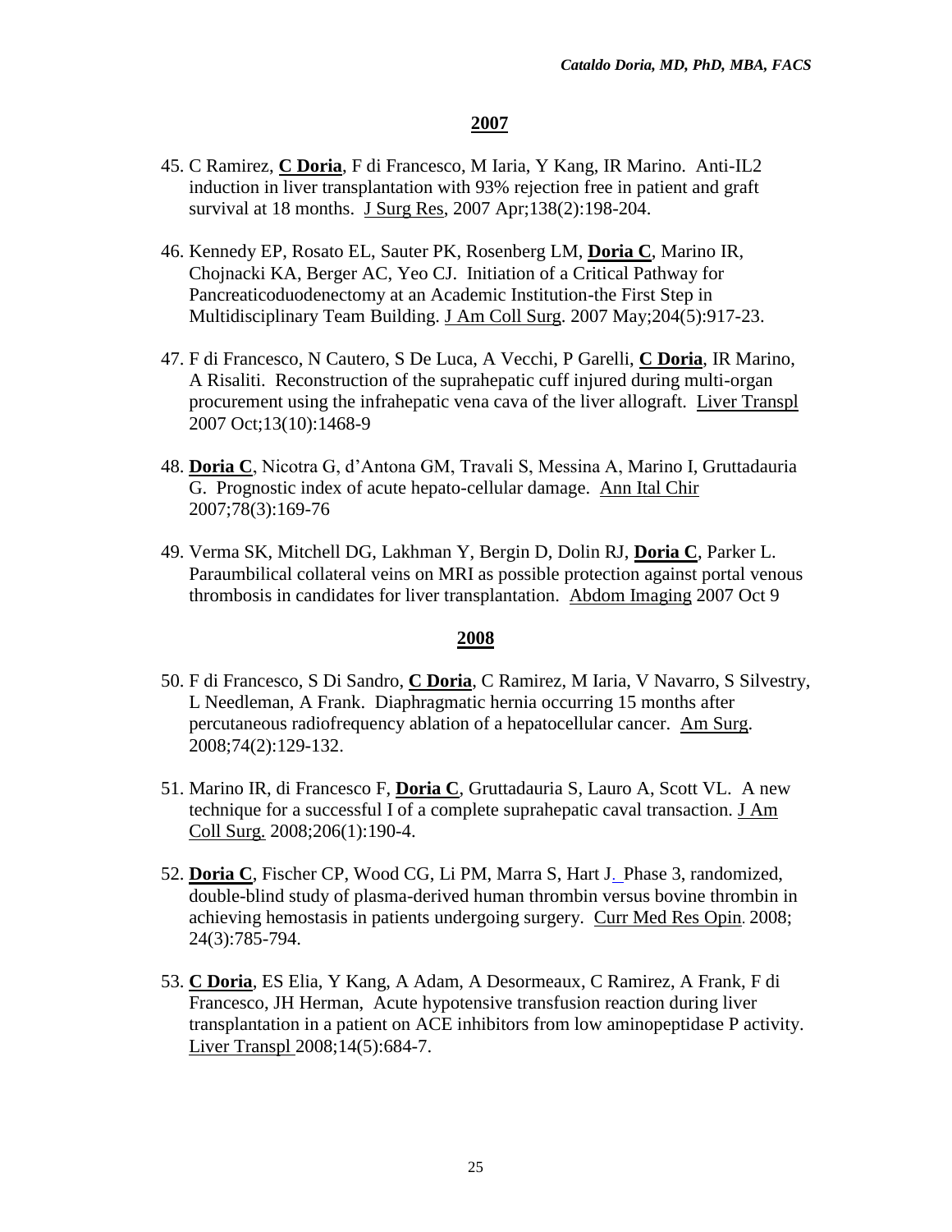## 2007

45. C Ramirez, **C Doria**, F di Francesco, M Iaria, Y Kang, IR Marino. Anti-IL2 induction in liver transplantation with 93% rejection free in patient and graft survival at 18 months. J Surg Res, 2007 Apr;138(2):198-204.

46. Kennedy EP, Rosato EL, Sauter PK, Rosenberg LM, **Doria C**, Marino IR, Chojnacki KA, Berger AC, Yeo CJ. Initiation of a Critical Pathway for Pancreaticoduodenectomy at an Academic Institution-the First Step in Multidisciplinary Team Building. J Am Coll Surg. 2007 May;204(5):917-23.

47. F di Francesco, N Cautero, S De Luca, A Vecchi, P Garelli, **C Doria**, IR Marino, A Risaliti. Reconstruction of the suprahepatic cuff injured during multi-organ procurement using the infrahepatic vena cava of the liver allograft. Liver Transpl 2007 Oct;13(10):1468-9

48. **Doria C**, Nicotra G, d'Antona GM, Travali S, Messina A, Marino I, Gruttadauria G. Prognostic index of acute hepato-cellular damage. Ann Ital Chir 2007;78(3):169-76

49. Verma SK, Mitchell DG, Lakhman Y, Bergin D, Dolin RJ, **Doria C**, Parker L. Paraumbilical collateral veins on MRI as possible protection against portal venous thrombosis in candidates for liver transplantation. Abdom Imaging 2007 Oct 9

## 2008

50. F di Francesco, S Di Sandro, **C Doria**, C Ramirez, M Iaria, V Navarro, S Silvestry, L Needleman, A Frank. Diaphragmatic hernia occurring 15 months after percutaneous radiofrequency ablation of a hepatocellular cancer. Am Surg. 2008;74(2):129-132.

51. Marino IR, di Francesco F, **Doria C**, Gruttadauria S, Lauro A, Scott VL. A new technique for a successful I of a complete suprahepatic caval transaction. J Am Coll Surg. 2008;206(1):190-4.

52. **Doria C**, Fischer CP, Wood CG, Li PM, Marra S, Hart J. Phase 3, randomized, double-blind study of plasma-derived human thrombin versus bovine thrombin in achieving hemostasis in patients undergoing surgery. Curr Med Res Opin. 2008; 24(3):785-794.

53. **C Doria**, ES Elia, Y Kang, A Adam, A Desormeaux, C Ramirez, A Frank, F di Francesco, JH Herman, Acute hypotensive transfusion reaction during liver transplantation in a patient on ACE inhibitors from low aminopeptidase P activity. Liver Transpl 2008;14(5):684-7.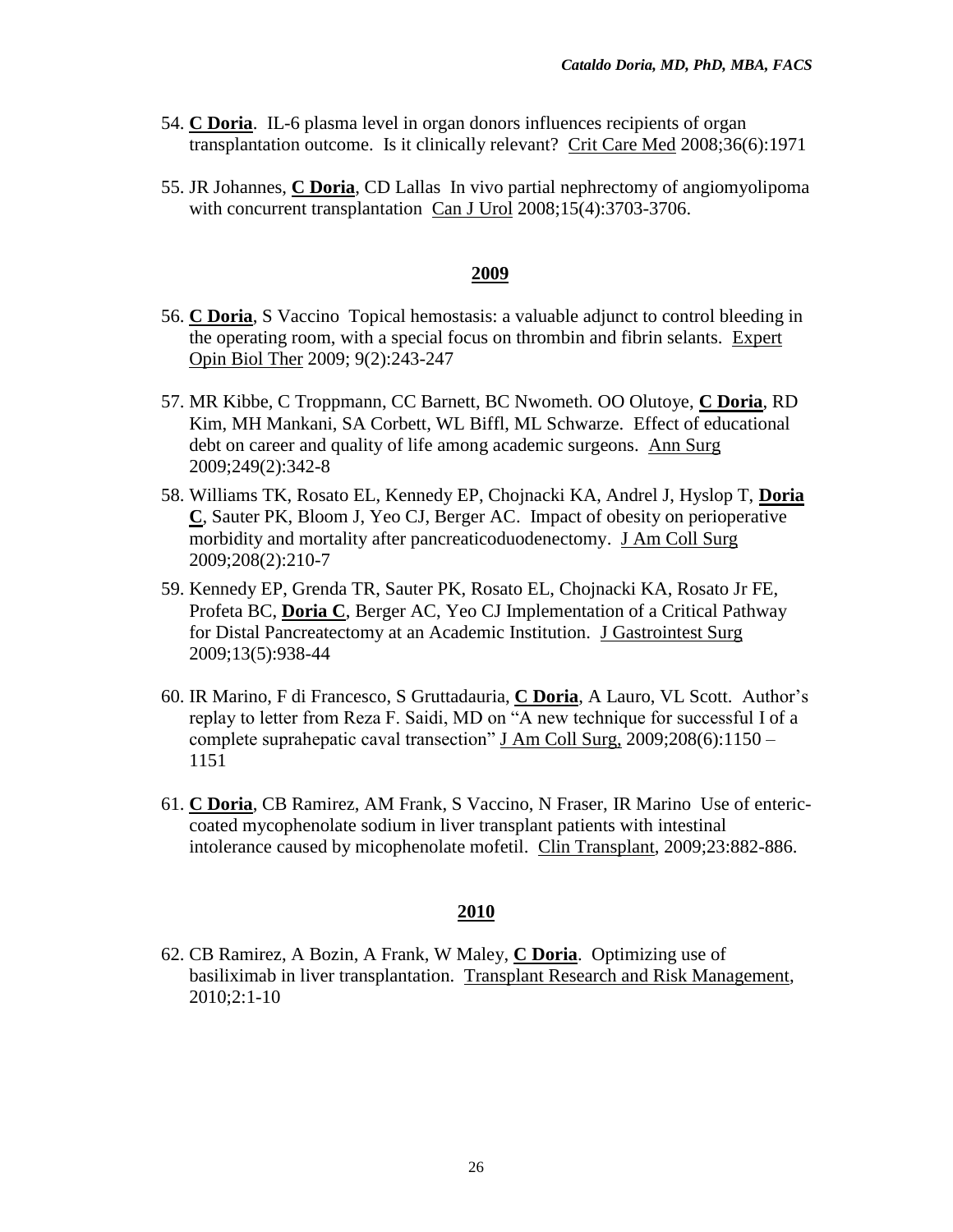54. **C Doria**. IL-6 plasma level in organ donors influences recipients of organ transplantation outcome. Is it clinically relevant? Crit Care Med 2008;36(6):1971

55. JR Johannes, **C Doria**, CD Lallas In vivo partial nephrectomy of angiomyolipoma with concurrent transplantation Can J Urol 2008;15(4):3703-3706.

## 2009

56. **C Doria**, S Vaccino Topical hemostasis: a valuable adjunct to control bleeding in the operating room, with a special focus on thrombin and fibrin selants. Expert Opin Biol Ther 2009; 9(2):243-247

57. MR Kibbe, C Troppmann, CC Barnett, BC Nwometh. OO Olutoye, **C Doria**, RD Kim, MH Mankani, SA Corbett, WL Biffl, ML Schwarze. Effect of educational debt on career and quality of life among academic surgeons. Ann Surg 2009;249(2):342-8

58. Williams TK, Rosato EL, Kennedy EP, Chojnacki KA, Andrel J, Hyslop T, **Doria C**, Sauter PK, Bloom J, Yeo CJ, Berger AC. Impact of obesity on perioperative morbidity and mortality after pancreaticoduodenectomy. J Am Coll Surg 2009;208(2):210-7

59. Kennedy EP, Grenda TR, Sauter PK, Rosato EL, Chojnacki KA, Rosato Jr FE, Profeta BC, **Doria C**, Berger AC, Yeo CJ Implementation of a Critical Pathway for Distal Pancreatectomy at an Academic Institution. J Gastrointest Surg 2009;13(5):938-44

60. IR Marino, F di Francesco, S Gruttadauria, **C Doria**, A Lauro, VL Scott. Author's replay to letter from Reza F. Saidi, MD on "A new technique for successful I of a complete suprahepatic caval transection" J Am Coll Surg, 2009;208(6):1150 – 1151

61. **C Doria**, CB Ramirez, AM Frank, S Vaccino, N Fraser, IR Marino Use of enteric-coated mycophenolate sodium in liver transplant patients with intestinal intolerance caused by micophenolate mofetil. Clin Transplant, 2009;23:882-886.

## 2010

62. CB Ramirez, A Bozin, A Frank, W Maley, **C Doria**. Optimizing use of basiliximab in liver transplantation. Transplant Research and Risk Management, 2010;2:1-10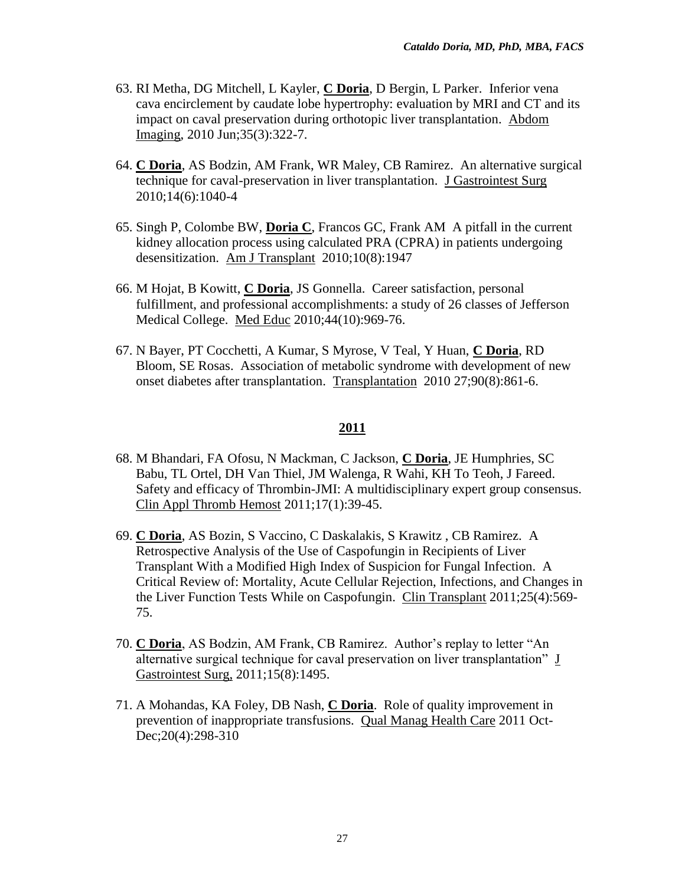63. RI Metha, DG Mitchell, L Kayler, **C Doria**, D Bergin, L Parker. Inferior vena cava encirclement by caudate lobe hypertrophy: evaluation by MRI and CT and its impact on caval preservation during orthotopic liver transplantation. Abdom Imaging, 2010 Jun;35(3):322-7.

64. **C Doria**, AS Bodzin, AM Frank, WR Maley, CB Ramirez. An alternative surgical technique for caval-preservation in liver transplantation. J Gastrointest Surg 2010;14(6):1040-4

65. Singh P, Colombe BW, **Doria C**, Francos GC, Frank AM A pitfall in the current kidney allocation process using calculated PRA (CPRA) in patients undergoing desensitization. Am J Transplant 2010;10(8):1947

66. M Hojat, B Kowitt, **C Doria**, JS Gonnella. Career satisfaction, personal fulfillment, and professional accomplishments: a study of 26 classes of Jefferson Medical College. Med Educ 2010;44(10):969-76.

67. N Bayer, PT Cocchetti, A Kumar, S Myrose, V Teal, Y Huan, **C Doria**, RD Bloom, SE Rosas. Association of metabolic syndrome with development of new onset diabetes after transplantation. Transplantation 2010 27;90(8):861-6.

## 2011

68. M Bhandari, FA Ofosu, N Mackman, C Jackson, **C Doria**, JE Humphries, SC Babu, TL Ortel, DH Van Thiel, JM Walenga, R Wahi, KH To Teoh, J Fareed. Safety and efficacy of Thrombin-JMI: A multidisciplinary expert group consensus. Clin Appl Thromb Hemost 2011;17(1):39-45.

69. **C Doria**, AS Bozin, S Vaccino, C Daskalakis, S Krawitz , CB Ramirez. A Retrospective Analysis of the Use of Caspofungin in Recipients of Liver Transplant With a Modified High Index of Suspicion for Fungal Infection. A Critical Review of: Mortality, Acute Cellular Rejection, Infections, and Changes in the Liver Function Tests While on Caspofungin. Clin Transplant 2011;25(4):569-75.

70. **C Doria**, AS Bodzin, AM Frank, CB Ramirez. Author's replay to letter "An alternative surgical technique for caval preservation on liver transplantation" J Gastrointest Surg, 2011;15(8):1495.

71. A Mohandas, KA Foley, DB Nash, **C Doria**. Role of quality improvement in prevention of inappropriate transfusions. Qual Manag Health Care 2011 Oct-Dec;20(4):298-310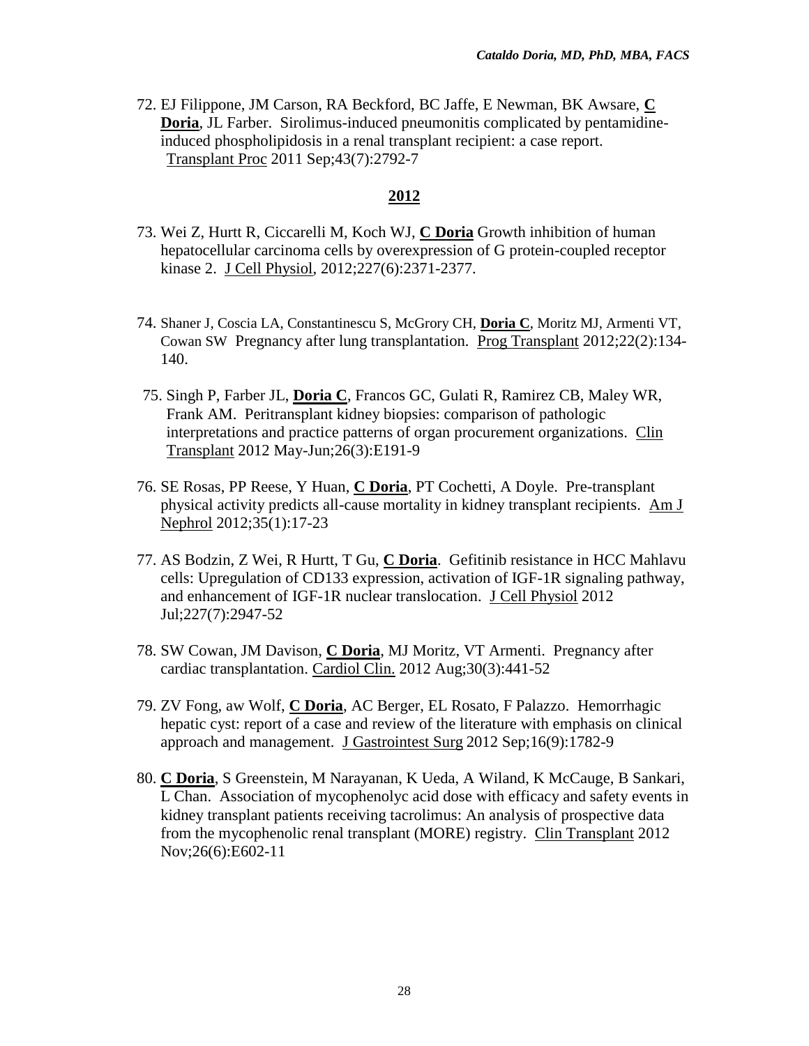72. EJ Filippone, JM Carson, RA Beckford, BC Jaffe, E Newman, BK Awsare, **C Doria**, JL Farber. Sirolimus-induced pneumonitis complicated by pentamidine-induced phospholipidosis in a renal transplant recipient: a case report. Transplant Proc 2011 Sep;43(7):2792-7

## 2012

73. Wei Z, Hurtt R, Ciccarelli M, Koch WJ, **C Doria** Growth inhibition of human hepatocellular carcinoma cells by overexpression of G protein-coupled receptor kinase 2. J Cell Physiol, 2012;227(6):2371-2377.

74. Shaner J, Coscia LA, Constantinescu S, McGrory CH, **Doria C**, Moritz MJ, Armenti VT, Cowan SW Pregnancy after lung transplantation. Prog Transplant 2012;22(2):134-140.

75. Singh P, Farber JL, **Doria C**, Francos GC, Gulati R, Ramirez CB, Maley WR, Frank AM. Peritransplant kidney biopsies: comparison of pathologic interpretations and practice patterns of organ procurement organizations. Clin Transplant 2012 May-Jun;26(3):E191-9

76. SE Rosas, PP Reese, Y Huan, **C Doria**, PT Cochetti, A Doyle. Pre-transplant physical activity predicts all-cause mortality in kidney transplant recipients. Am J Nephrol 2012;35(1):17-23

77. AS Bodzin, Z Wei, R Hurtt, T Gu, **C Doria**. Gefitinib resistance in HCC Mahlavu cells: Upregulation of CD133 expression, activation of IGF-1R signaling pathway, and enhancement of IGF-1R nuclear translocation. J Cell Physiol 2012 Jul;227(7):2947-52

78. SW Cowan, JM Davison, **C Doria**, MJ Moritz, VT Armenti. Pregnancy after cardiac transplantation. Cardiol Clin. 2012 Aug;30(3):441-52

79. ZV Fong, aw Wolf, **C Doria**, AC Berger, EL Rosato, F Palazzo. Hemorrhagic hepatic cyst: report of a case and review of the literature with emphasis on clinical approach and management. J Gastrointest Surg 2012 Sep;16(9):1782-9

80. **C Doria**, S Greenstein, M Narayanan, K Ueda, A Wiland, K McCauge, B Sankari, L Chan. Association of mycophenolyc acid dose with efficacy and safety events in kidney transplant patients receiving tacrolimus: An analysis of prospective data from the mycophenolic renal transplant (MORE) registry. Clin Transplant 2012 Nov;26(6):E602-11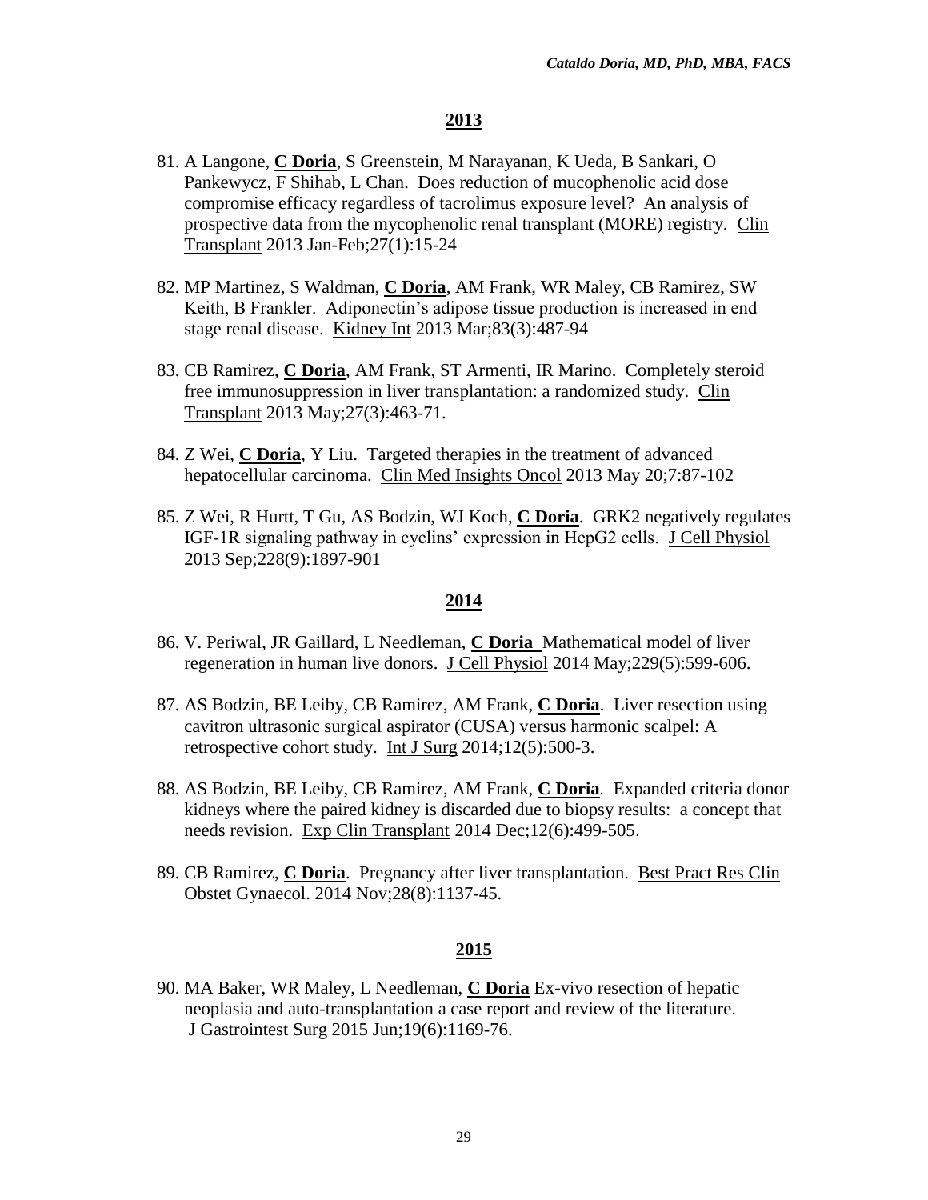## 2013

81. A Langone, **C Doria**, S Greenstein, M Narayanan, K Ueda, B Sankari, O Pankewycz, F Shihab, L Chan. Does reduction of mucophenolic acid dose compromise efficacy regardless of tacrolimus exposure level? An analysis of prospective data from the mycophenolic renal transplant (MORE) registry. Clin Transplant 2013 Jan-Feb;27(1):15-24

82. MP Martinez, S Waldman, **C Doria**, AM Frank, WR Maley, CB Ramirez, SW Keith, B Frankler. Adiponectin's adipose tissue production is increased in end stage renal disease. Kidney Int 2013 Mar;83(3):487-94

83. CB Ramirez, **C Doria**, AM Frank, ST Armenti, IR Marino. Completely steroid free immunosuppression in liver transplantation: a randomized study. Clin Transplant 2013 May;27(3):463-71.

84. Z Wei, **C Doria**, Y Liu. Targeted therapies in the treatment of advanced hepatocellular carcinoma. Clin Med Insights Oncol 2013 May 20;7:87-102

85. Z Wei, R Hurtt, T Gu, AS Bodzin, WJ Koch, **C Doria**. GRK2 negatively regulates IGF-1R signaling pathway in cyclins' expression in HepG2 cells. J Cell Physiol 2013 Sep;228(9):1897-901

## 2014

86. V. Periwal, JR Gaillard, L Needleman, **C Doria** Mathematical model of liver regeneration in human live donors. J Cell Physiol 2014 May;229(5):599-606.

87. AS Bodzin, BE Leiby, CB Ramirez, AM Frank, **C Doria**. Liver resection using cavitron ultrasonic surgical aspirator (CUSA) versus harmonic scalpel: A retrospective cohort study. Int J Surg 2014;12(5):500-3.

88. AS Bodzin, BE Leiby, CB Ramirez, AM Frank, **C Doria**. Expanded criteria donor kidneys where the paired kidney is discarded due to biopsy results: a concept that needs revision. Exp Clin Transplant 2014 Dec;12(6):499-505.

89. CB Ramirez, **C Doria**. Pregnancy after liver transplantation. Best Pract Res Clin Obstet Gynaecol. 2014 Nov;28(8):1137-45.

## 2015

90. MA Baker, WR Maley, L Needleman, **C Doria** Ex-vivo resection of hepatic neoplasia and auto-transplantation a case report and review of the literature. J Gastrointest Surg 2015 Jun;19(6):1169-76.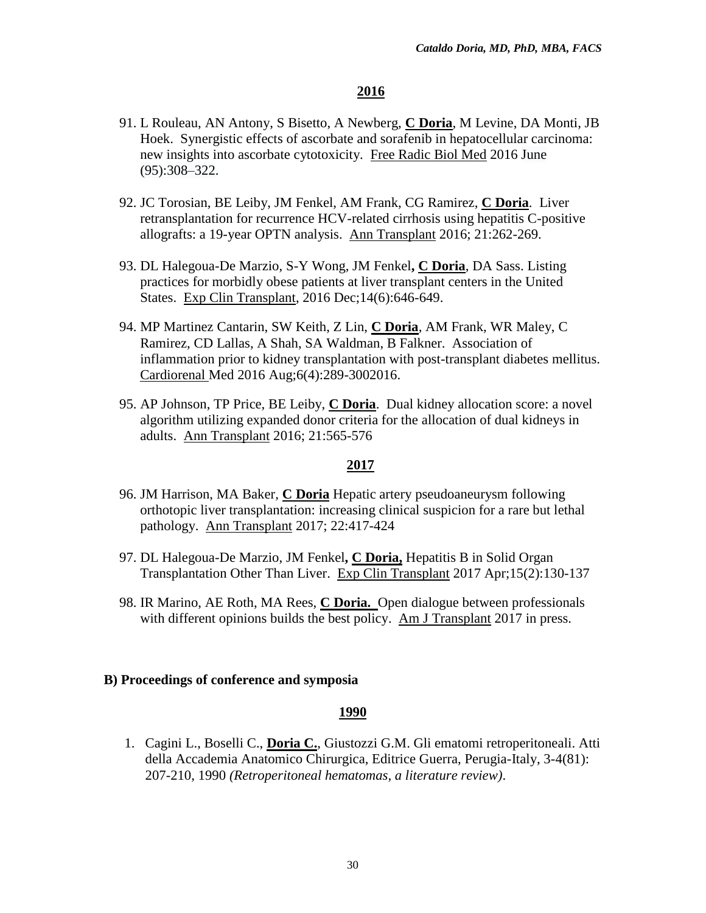## 2016

91. L Rouleau, AN Antony, S Bisetto, A Newberg, **C Doria**, M Levine, DA Monti, JB Hoek. Synergistic effects of ascorbate and sorafenib in hepatocellular carcinoma: new insights into ascorbate cytotoxicity. Free Radic Biol Med 2016 June (95):308–322.

92. JC Torosian, BE Leiby, JM Fenkel, AM Frank, CG Ramirez, **C Doria**. Liver retransplantation for recurrence HCV-related cirrhosis using hepatitis C-positive allografts: a 19-year OPTN analysis. Ann Transplant 2016; 21:262-269.

93. DL Halegoua-De Marzio, S-Y Wong, JM Fenkel**, C Doria**, DA Sass. Listing practices for morbidly obese patients at liver transplant centers in the United States. Exp Clin Transplant, 2016 Dec;14(6):646-649.

94. MP Martinez Cantarin, SW Keith, Z Lin, **C Doria**, AM Frank, WR Maley, C Ramirez, CD Lallas, A Shah, SA Waldman, B Falkner. Association of inflammation prior to kidney transplantation with post-transplant diabetes mellitus. Cardiorenal Med 2016 Aug;6(4):289-3002016.

95. AP Johnson, TP Price, BE Leiby, **C Doria**. Dual kidney allocation score: a novel algorithm utilizing expanded donor criteria for the allocation of dual kidneys in adults. Ann Transplant 2016; 21:565-576

## 2017

96. JM Harrison, MA Baker, **C Doria** Hepatic artery pseudoaneurysm following orthotopic liver transplantation: increasing clinical suspicion for a rare but lethal pathology. Ann Transplant 2017; 22:417-424

97. DL Halegoua-De Marzio, JM Fenkel**, C Doria,** Hepatitis B in Solid Organ Transplantation Other Than Liver. Exp Clin Transplant 2017 Apr;15(2):130-137

98. IR Marino, AE Roth, MA Rees, **C Doria.** Open dialogue between professionals with different opinions builds the best policy. Am J Transplant 2017 in press.

### B) Proceedings of conference and symposia

## 1990

1. Cagini L., Boselli C., **Doria C.**, Giustozzi G.M. Gli ematomi retroperitoneali. Atti della Accademia Anatomico Chirurgica, Editrice Guerra, Perugia-Italy, 3-4(81): 207-210, 1990 *(Retroperitoneal hematomas, a literature review)*.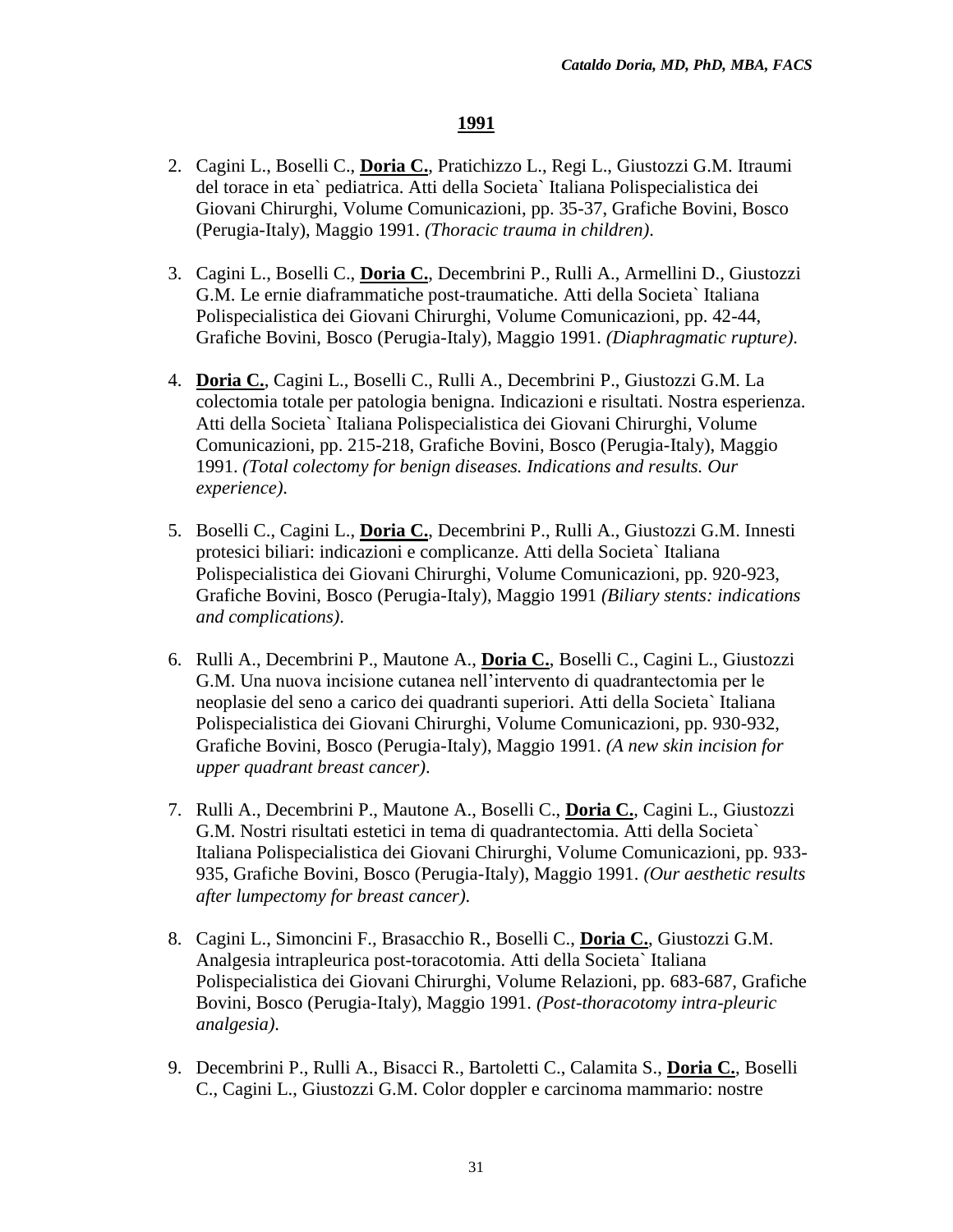## 1991

2. Cagini L., Boselli C., **Doria C.**, Pratichizzo L., Regi L., Giustozzi G.M. Itraumi del torace in eta` pediatrica. Atti della Societa` Italiana Polispecialistica dei Giovani Chirurghi, Volume Comunicazioni, pp. 35-37, Grafiche Bovini, Bosco (Perugia-Italy), Maggio 1991. *(Thoracic trauma in children)*.

3. Cagini L., Boselli C., **Doria C.**, Decembrini P., Rulli A., Armellini D., Giustozzi G.M. Le ernie diaframmatiche post-traumatiche. Atti della Societa` Italiana Polispecialistica dei Giovani Chirurghi, Volume Comunicazioni, pp. 42-44, Grafiche Bovini, Bosco (Perugia-Italy), Maggio 1991. *(Diaphragmatic rupture)*.

4. **Doria C.**, Cagini L., Boselli C., Rulli A., Decembrini P., Giustozzi G.M. La colectomia totale per patologia benigna. Indicazioni e risultati. Nostra esperienza. Atti della Societa` Italiana Polispecialistica dei Giovani Chirurghi, Volume Comunicazioni, pp. 215-218, Grafiche Bovini, Bosco (Perugia-Italy), Maggio 1991. *(Total colectomy for benign diseases. Indications and results. Our experience)*.

5. Boselli C., Cagini L., **Doria C.**, Decembrini P., Rulli A., Giustozzi G.M. Innesti protesici biliari: indicazioni e complicanze. Atti della Societa` Italiana Polispecialistica dei Giovani Chirurghi, Volume Comunicazioni, pp. 920-923, Grafiche Bovini, Bosco (Perugia-Italy), Maggio 1991 *(Biliary stents: indications and complications)*.

6. Rulli A., Decembrini P., Mautone A., **Doria C.**, Boselli C., Cagini L., Giustozzi G.M. Una nuova incisione cutanea nell'intervento di quadrantectomia per le neoplasie del seno a carico dei quadranti superiori. Atti della Societa` Italiana Polispecialistica dei Giovani Chirurghi, Volume Comunicazioni, pp. 930-932, Grafiche Bovini, Bosco (Perugia-Italy), Maggio 1991. *(A new skin incision for upper quadrant breast cancer)*.

7. Rulli A., Decembrini P., Mautone A., Boselli C., **Doria C.**, Cagini L., Giustozzi G.M. Nostri risultati estetici in tema di quadrantectomia. Atti della Societa` Italiana Polispecialistica dei Giovani Chirurghi, Volume Comunicazioni, pp. 933-935, Grafiche Bovini, Bosco (Perugia-Italy), Maggio 1991. *(Our aesthetic results after lumpectomy for breast cancer)*.

8. Cagini L., Simoncini F., Brasacchio R., Boselli C., **Doria C.**, Giustozzi G.M. Analgesia intrapleurica post-toracotomia. Atti della Societa` Italiana Polispecialistica dei Giovani Chirurghi, Volume Relazioni, pp. 683-687, Grafiche Bovini, Bosco (Perugia-Italy), Maggio 1991. *(Post-thoracotomy intra-pleuric analgesia)*.

9. Decembrini P., Rulli A., Bisacci R., Bartoletti C., Calamita S., **Doria C.**, Boselli C., Cagini L., Giustozzi G.M. Color doppler e carcinoma mammario: nostre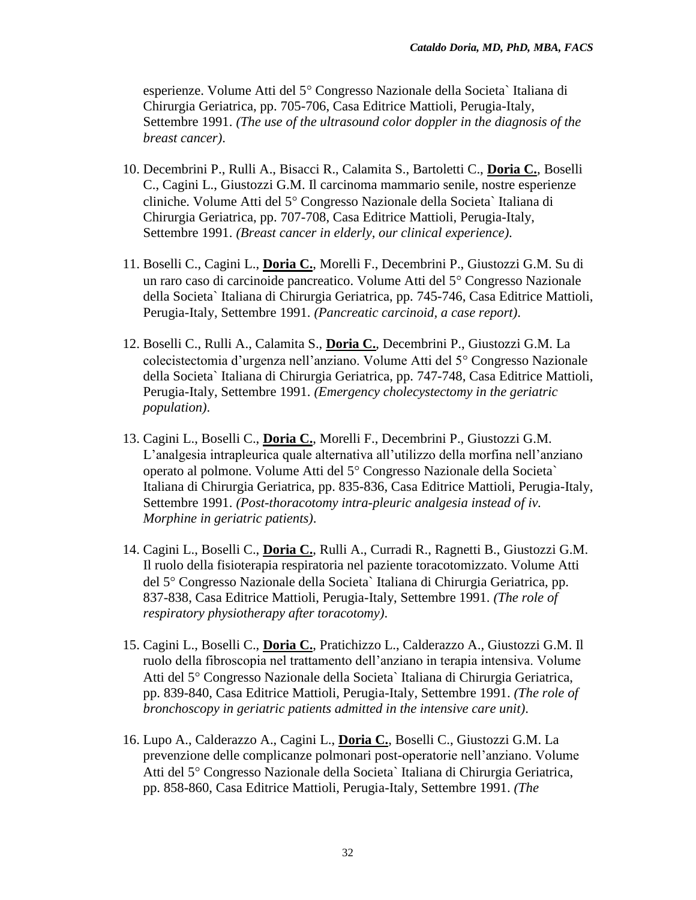esperienze. Volume Atti del 5° Congresso Nazionale della Societa` Italiana di Chirurgia Geriatrica, pp. 705-706, Casa Editrice Mattioli, Perugia-Italy, Settembre 1991. *(The use of the ultrasound color doppler in the diagnosis of the breast cancer).*

10. Decembrini P., Rulli A., Bisacci R., Calamita S., Bartoletti C., **Doria C.**, Boselli C., Cagini L., Giustozzi G.M. Il carcinoma mammario senile, nostre esperienze cliniche. Volume Atti del 5° Congresso Nazionale della Societa` Italiana di Chirurgia Geriatrica, pp. 707-708, Casa Editrice Mattioli, Perugia-Italy, Settembre 1991. *(Breast cancer in elderly, our clinical experience).*

11. Boselli C., Cagini L., **Doria C.**, Morelli F., Decembrini P., Giustozzi G.M. Su di un raro caso di carcinoide pancreatico. Volume Atti del 5° Congresso Nazionale della Societa` Italiana di Chirurgia Geriatrica, pp. 745-746, Casa Editrice Mattioli, Perugia-Italy, Settembre 1991. *(Pancreatic carcinoid, a case report).*

12. Boselli C., Rulli A., Calamita S., **Doria C.**, Decembrini P., Giustozzi G.M. La colecistectomia d'urgenza nell'anziano. Volume Atti del 5° Congresso Nazionale della Societa` Italiana di Chirurgia Geriatrica, pp. 747-748, Casa Editrice Mattioli, Perugia-Italy, Settembre 1991. *(Emergency cholecystectomy in the geriatric population).*

13. Cagini L., Boselli C., **Doria C.**, Morelli F., Decembrini P., Giustozzi G.M. L'analgesia intrapleurica quale alternativa all'utilizzo della morfina nell'anziano operato al polmone. Volume Atti del 5° Congresso Nazionale della Societa` Italiana di Chirurgia Geriatrica, pp. 835-836, Casa Editrice Mattioli, Perugia-Italy, Settembre 1991. *(Post-thoracotomy intra-pleuric analgesia instead of iv. Morphine in geriatric patients).*

14. Cagini L., Boselli C., **Doria C.**, Rulli A., Curradi R., Ragnetti B., Giustozzi G.M. Il ruolo della fisioterapia respiratoria nel paziente toracotomizzato. Volume Atti del 5° Congresso Nazionale della Societa` Italiana di Chirurgia Geriatrica, pp. 837-838, Casa Editrice Mattioli, Perugia-Italy, Settembre 1991. *(The role of respiratory physiotherapy after toracotomy).*

15. Cagini L., Boselli C., **Doria C.**, Pratichizzo L., Calderazzo A., Giustozzi G.M. Il ruolo della fibroscopia nel trattamento dell'anziano in terapia intensiva. Volume Atti del 5° Congresso Nazionale della Societa` Italiana di Chirurgia Geriatrica, pp. 839-840, Casa Editrice Mattioli, Perugia-Italy, Settembre 1991. *(The role of bronchoscopy in geriatric patients admitted in the intensive care unit).*

16. Lupo A., Calderazzo A., Cagini L., **Doria C.**, Boselli C., Giustozzi G.M. La prevenzione delle complicanze polmonari post-operatorie nell'anziano. Volume Atti del 5° Congresso Nazionale della Societa` Italiana di Chirurgia Geriatrica, pp. 858-860, Casa Editrice Mattioli, Perugia-Italy, Settembre 1991. *(The*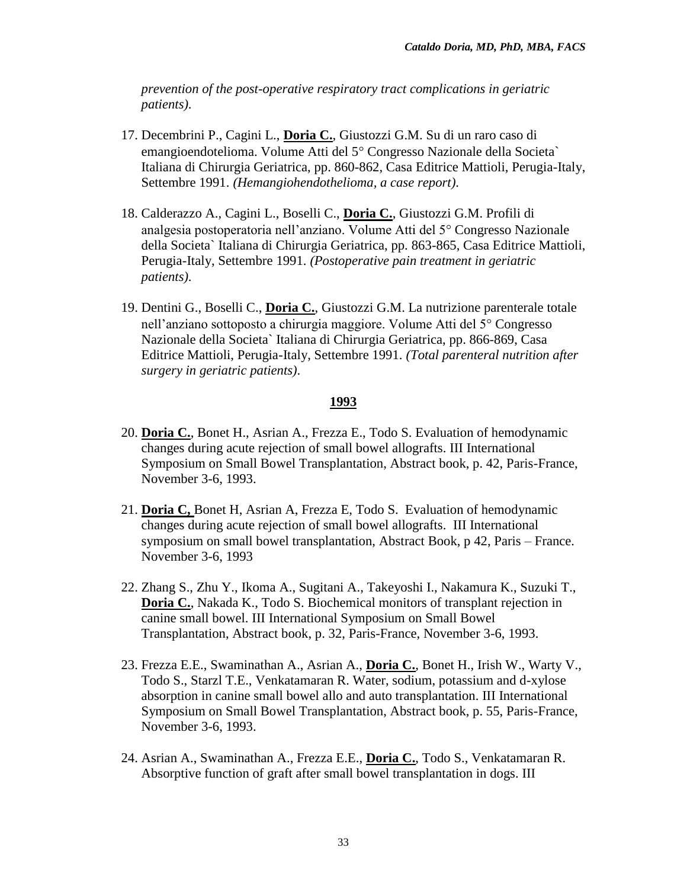*prevention of the post-operative respiratory tract complications in geriatric patients).*

17. Decembrini P., Cagini L., **Doria C.**, Giustozzi G.M. Su di un raro caso di emangioendotelioma. Volume Atti del 5° Congresso Nazionale della Societa` Italiana di Chirurgia Geriatrica, pp. 860-862, Casa Editrice Mattioli, Perugia-Italy, Settembre 1991. *(Hemangiohendothelioma, a case report).*

18. Calderazzo A., Cagini L., Boselli C., **Doria C.**, Giustozzi G.M. Profili di analgesia postoperatoria nell'anziano. Volume Atti del 5° Congresso Nazionale della Societa` Italiana di Chirurgia Geriatrica, pp. 863-865, Casa Editrice Mattioli, Perugia-Italy, Settembre 1991. *(Postoperative pain treatment in geriatric patients).*

19. Dentini G., Boselli C., **Doria C.**, Giustozzi G.M. La nutrizione parenterale totale nell'anziano sottoposto a chirurgia maggiore. Volume Atti del 5° Congresso Nazionale della Societa` Italiana di Chirurgia Geriatrica, pp. 866-869, Casa Editrice Mattioli, Perugia-Italy, Settembre 1991. *(Total parenteral nutrition after surgery in geriatric patients).*

**1993**

20. **Doria C.**, Bonet H., Asrian A., Frezza E., Todo S. Evaluation of hemodynamic changes during acute rejection of small bowel allografts. III International Symposium on Small Bowel Transplantation, Abstract book, p. 42, Paris-France, November 3-6, 1993.

21. **Doria C,** Bonet H, Asrian A, Frezza E, Todo S. Evaluation of hemodynamic changes during acute rejection of small bowel allografts. III International symposium on small bowel transplantation, Abstract Book, p 42, Paris – France. November 3-6, 1993

22. Zhang S., Zhu Y., Ikoma A., Sugitani A., Takeyoshi I., Nakamura K., Suzuki T., **Doria C.**, Nakada K., Todo S. Biochemical monitors of transplant rejection in canine small bowel. III International Symposium on Small Bowel Transplantation, Abstract book, p. 32, Paris-France, November 3-6, 1993.

23. Frezza E.E., Swaminathan A., Asrian A., **Doria C.**, Bonet H., Irish W., Warty V., Todo S., Starzl T.E., Venkatamaran R. Water, sodium, potassium and d-xylose absorption in canine small bowel allo and auto transplantation. III International Symposium on Small Bowel Transplantation, Abstract book, p. 55, Paris-France, November 3-6, 1993.

24. Asrian A., Swaminathan A., Frezza E.E., **Doria C.**, Todo S., Venkatamaran R. Absorptive function of graft after small bowel transplantation in dogs. III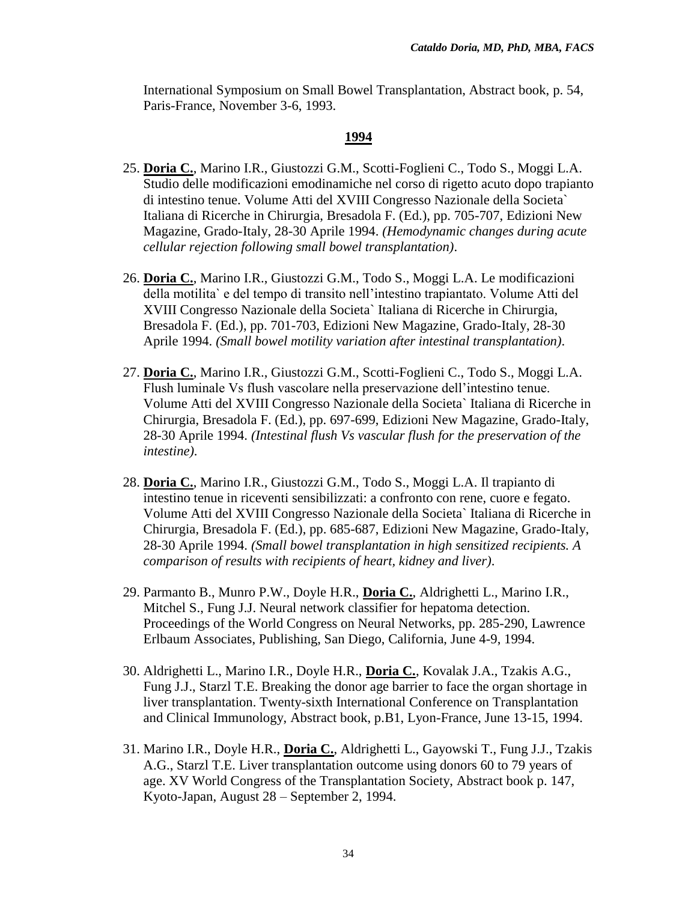International Symposium on Small Bowel Transplantation, Abstract book, p. 54, Paris-France, November 3-6, 1993.

**1994**

25. **Doria C.**, Marino I.R., Giustozzi G.M., Scotti-Foglieni C., Todo S., Moggi L.A. Studio delle modificazioni emodinamiche nel corso di rigetto acuto dopo trapianto di intestino tenue. Volume Atti del XVIII Congresso Nazionale della Societa` Italiana di Ricerche in Chirurgia, Bresadola F. (Ed.), pp. 705-707, Edizioni New Magazine, Grado-Italy, 28-30 Aprile 1994. *(Hemodynamic changes during acute cellular rejection following small bowel transplantation)*.

26. **Doria C.**, Marino I.R., Giustozzi G.M., Todo S., Moggi L.A. Le modificazioni della motilita` e del tempo di transito nell'intestino trapiantato. Volume Atti del XVIII Congresso Nazionale della Societa` Italiana di Ricerche in Chirurgia, Bresadola F. (Ed.), pp. 701-703, Edizioni New Magazine, Grado-Italy, 28-30 Aprile 1994. *(Small bowel motility variation after intestinal transplantation)*.

27. **Doria C.**, Marino I.R., Giustozzi G.M., Scotti-Foglieni C., Todo S., Moggi L.A. Flush luminale Vs flush vascolare nella preservazione dell'intestino tenue. Volume Atti del XVIII Congresso Nazionale della Societa` Italiana di Ricerche in Chirurgia, Bresadola F. (Ed.), pp. 697-699, Edizioni New Magazine, Grado-Italy, 28-30 Aprile 1994. *(Intestinal flush Vs vascular flush for the preservation of the intestine)*.

28. **Doria C.**, Marino I.R., Giustozzi G.M., Todo S., Moggi L.A. Il trapianto di intestino tenue in riceventi sensibilizzati: a confronto con rene, cuore e fegato. Volume Atti del XVIII Congresso Nazionale della Societa` Italiana di Ricerche in Chirurgia, Bresadola F. (Ed.), pp. 685-687, Edizioni New Magazine, Grado-Italy, 28-30 Aprile 1994. *(Small bowel transplantation in high sensitized recipients. A comparison of results with recipients of heart, kidney and liver)*.

29. Parmanto B., Munro P.W., Doyle H.R., **Doria C.**, Aldrighetti L., Marino I.R., Mitchel S., Fung J.J. Neural network classifier for hepatoma detection. Proceedings of the World Congress on Neural Networks, pp. 285-290, Lawrence Erlbaum Associates, Publishing, San Diego, California, June 4-9, 1994.

30. Aldrighetti L., Marino I.R., Doyle H.R., **Doria C.**, Kovalak J.A., Tzakis A.G., Fung J.J., Starzl T.E. Breaking the donor age barrier to face the organ shortage in liver transplantation. Twenty-sixth International Conference on Transplantation and Clinical Immunology, Abstract book, p.B1, Lyon-France, June 13-15, 1994.

31. Marino I.R., Doyle H.R., **Doria C.**, Aldrighetti L., Gayowski T., Fung J.J., Tzakis A.G., Starzl T.E. Liver transplantation outcome using donors 60 to 79 years of age. XV World Congress of the Transplantation Society, Abstract book p. 147, Kyoto-Japan, August 28 – September 2, 1994.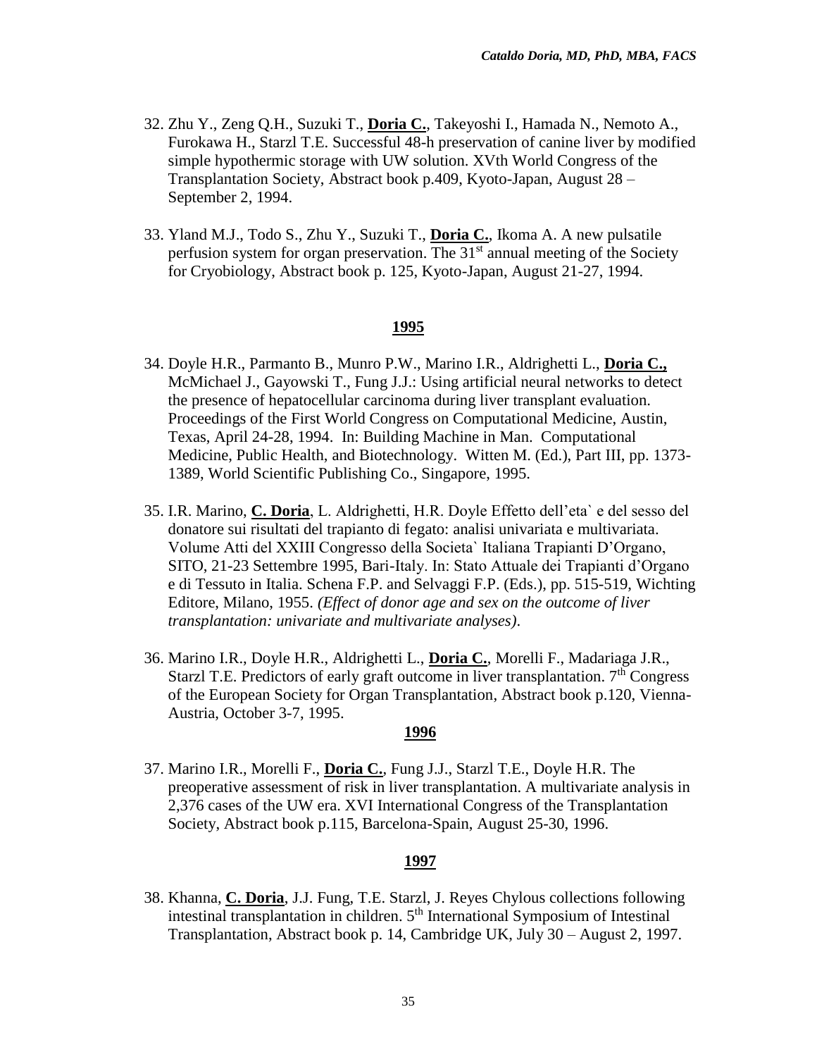32. Zhu Y., Zeng Q.H., Suzuki T., **Doria C.**, Takeyoshi I., Hamada N., Nemoto A., Furokawa H., Starzl T.E. Successful 48-h preservation of canine liver by modified simple hypothermic storage with UW solution. XVth World Congress of the Transplantation Society, Abstract book p.409, Kyoto-Japan, August 28 – September 2, 1994.

33. Yland M.J., Todo S., Zhu Y., Suzuki T., **Doria C.**, Ikoma A. A new pulsatile perfusion system for organ preservation. The 31st annual meeting of the Society for Cryobiology, Abstract book p. 125, Kyoto-Japan, August 21-27, 1994.

**1995**

34. Doyle H.R., Parmanto B., Munro P.W., Marino I.R., Aldrighetti L., **Doria C.,** McMichael J., Gayowski T., Fung J.J.: Using artificial neural networks to detect the presence of hepatocellular carcinoma during liver transplant evaluation. Proceedings of the First World Congress on Computational Medicine, Austin, Texas, April 24-28, 1994. In: Building Machine in Man. Computational Medicine, Public Health, and Biotechnology. Witten M. (Ed.), Part III, pp. 1373-1389, World Scientific Publishing Co., Singapore, 1995.

35. I.R. Marino, **C. Doria**, L. Aldrighetti, H.R. Doyle Effetto dell'eta` e del sesso del donatore sui risultati del trapianto di fegato: analisi univariata e multivariata. Volume Atti del XXIII Congresso della Societa` Italiana Trapianti D'Organo, SITO, 21-23 Settembre 1995, Bari-Italy. In: Stato Attuale dei Trapianti d'Organo e di Tessuto in Italia. Schena F.P. and Selvaggi F.P. (Eds.), pp. 515-519, Wichting Editore, Milano, 1955. *(Effect of donor age and sex on the outcome of liver transplantation: univariate and multivariate analyses)*.

36. Marino I.R., Doyle H.R., Aldrighetti L., **Doria C.**, Morelli F., Madariaga J.R., Starzl T.E. Predictors of early graft outcome in liver transplantation. 7th Congress of the European Society for Organ Transplantation, Abstract book p.120, Vienna-Austria, October 3-7, 1995.

**1996**

37. Marino I.R., Morelli F., **Doria C.**, Fung J.J., Starzl T.E., Doyle H.R. The preoperative assessment of risk in liver transplantation. A multivariate analysis in 2,376 cases of the UW era. XVI International Congress of the Transplantation Society, Abstract book p.115, Barcelona-Spain, August 25-30, 1996.

**1997**

38. Khanna, **C. Doria**, J.J. Fung, T.E. Starzl, J. Reyes Chylous collections following intestinal transplantation in children. 5th International Symposium of Intestinal Transplantation, Abstract book p. 14, Cambridge UK, July 30 – August 2, 1997.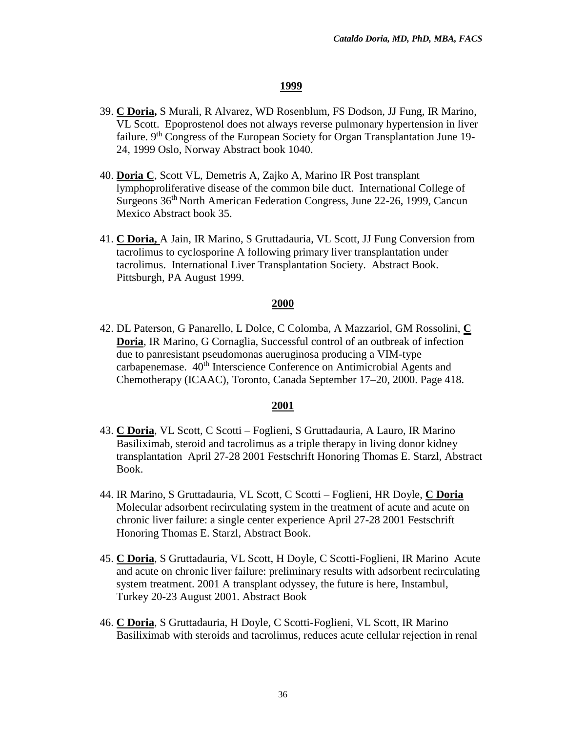## 1999

39. **C Doria,** S Murali, R Alvarez, WD Rosenblum, FS Dodson, JJ Fung, IR Marino, VL Scott. Epoprostenol does not always reverse pulmonary hypertension in liver failure. 9th Congress of the European Society for Organ Transplantation June 19-24, 1999 Oslo, Norway Abstract book 1040.

40. **Doria C**, Scott VL, Demetris A, Zajko A, Marino IR Post transplant lymphoproliferative disease of the common bile duct. International College of Surgeons 36th North American Federation Congress, June 22-26, 1999, Cancun Mexico Abstract book 35.

41. **C Doria,** A Jain, IR Marino, S Gruttadauria, VL Scott, JJ Fung Conversion from tacrolimus to cyclosporine A following primary liver transplantation under tacrolimus. International Liver Transplantation Society. Abstract Book. Pittsburgh, PA August 1999.

## 2000

42. DL Paterson, G Panarello, L Dolce, C Colomba, A Mazzariol, GM Rossolini, **C Doria**, IR Marino, G Cornaglia, Successful control of an outbreak of infection due to panresistant pseudomonas aueruginosa producing a VIM-type carbapenemase. 40th Interscience Conference on Antimicrobial Agents and Chemotherapy (ICAAC), Toronto, Canada September 17–20, 2000. Page 418.

## 2001

43. **C Doria**, VL Scott, C Scotti – Foglieni, S Gruttadauria, A Lauro, IR Marino Basiliximab, steroid and tacrolimus as a triple therapy in living donor kidney transplantation April 27-28 2001 Festschrift Honoring Thomas E. Starzl, Abstract Book.

44. IR Marino, S Gruttadauria, VL Scott, C Scotti – Foglieni, HR Doyle, **C Doria** Molecular adsorbent recirculating system in the treatment of acute and acute on chronic liver failure: a single center experience April 27-28 2001 Festschrift Honoring Thomas E. Starzl, Abstract Book.

45. **C Doria**, S Gruttadauria, VL Scott, H Doyle, C Scotti-Foglieni, IR Marino Acute and acute on chronic liver failure: preliminary results with adsorbent recirculating system treatment. 2001 A transplant odyssey, the future is here, Instambul, Turkey 20-23 August 2001. Abstract Book

46. **C Doria**, S Gruttadauria, H Doyle, C Scotti-Foglieni, VL Scott, IR Marino Basiliximab with steroids and tacrolimus, reduces acute cellular rejection in renal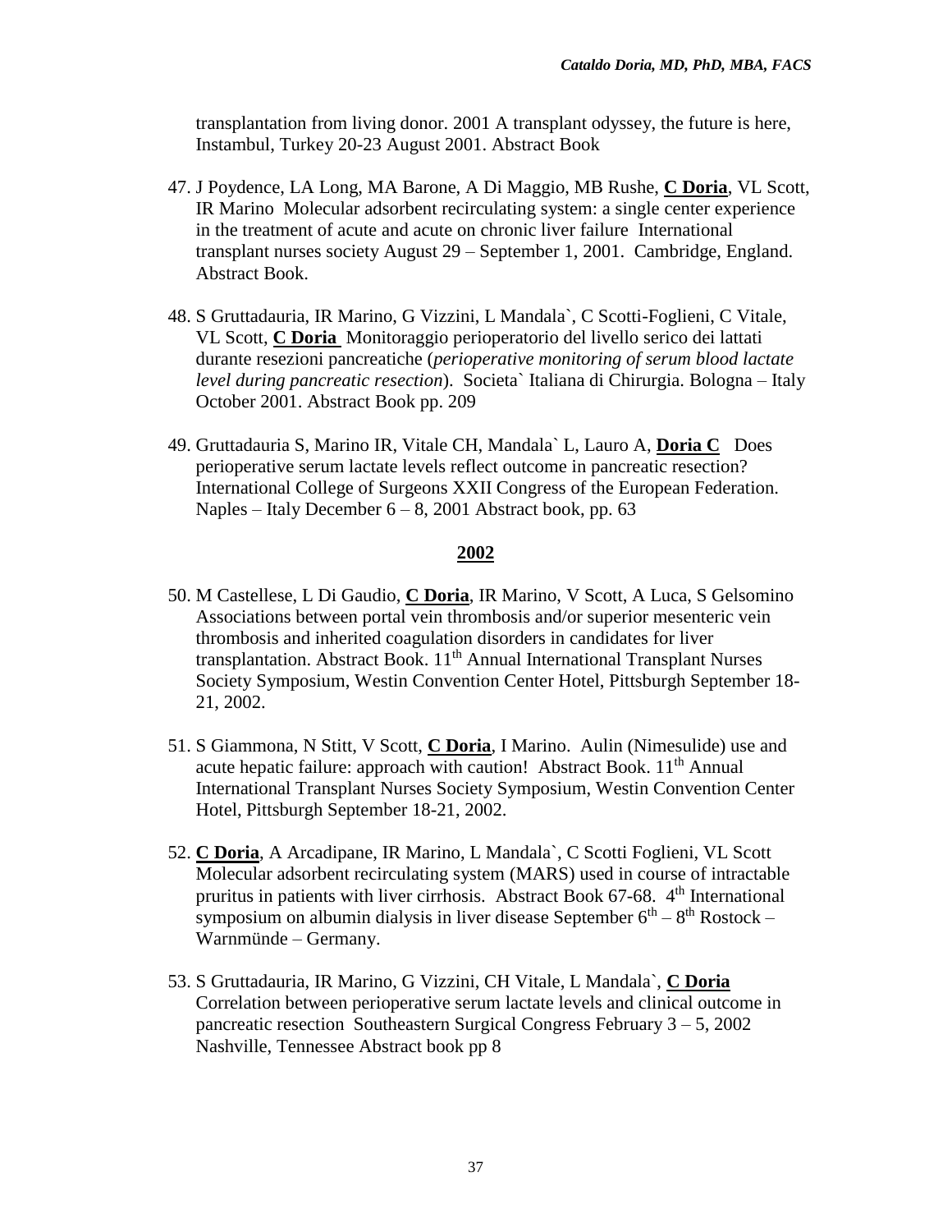transplantation from living donor. 2001 A transplant odyssey, the future is here, Instambul, Turkey 20-23 August 2001. Abstract Book

47. J Poydence, LA Long, MA Barone, A Di Maggio, MB Rushe, **C Doria**, VL Scott, IR Marino Molecular adsorbent recirculating system: a single center experience in the treatment of acute and acute on chronic liver failure International transplant nurses society August 29 – September 1, 2001. Cambridge, England. Abstract Book.

48. S Gruttadauria, IR Marino, G Vizzini, L Mandala`, C Scotti-Foglieni, C Vitale, VL Scott, **C Doria** Monitoraggio perioperatorio del livello serico dei lattati durante resezioni pancreatiche (*perioperative monitoring of serum blood lactate level during pancreatic resection*). Societa` Italiana di Chirurgia. Bologna – Italy October 2001. Abstract Book pp. 209

49. Gruttadauria S, Marino IR, Vitale CH, Mandala` L, Lauro A, **Doria C** Does perioperative serum lactate levels reflect outcome in pancreatic resection? International College of Surgeons XXII Congress of the European Federation. Naples – Italy December 6 – 8, 2001 Abstract book, pp. 63

## 2002

50. M Castellese, L Di Gaudio, **C Doria**, IR Marino, V Scott, A Luca, S Gelsomino Associations between portal vein thrombosis and/or superior mesenteric vein thrombosis and inherited coagulation disorders in candidates for liver transplantation. Abstract Book. 11th Annual International Transplant Nurses Society Symposium, Westin Convention Center Hotel, Pittsburgh September 18-21, 2002.

51. S Giammona, N Stitt, V Scott, **C Doria**, I Marino. Aulin (Nimesulide) use and acute hepatic failure: approach with caution! Abstract Book. 11th Annual International Transplant Nurses Society Symposium, Westin Convention Center Hotel, Pittsburgh September 18-21, 2002.

52. **C Doria**, A Arcadipane, IR Marino, L Mandala`, C Scotti Foglieni, VL Scott Molecular adsorbent recirculating system (MARS) used in course of intractable pruritus in patients with liver cirrhosis. Abstract Book 67-68. 4th International symposium on albumin dialysis in liver disease September 6th – 8th Rostock – Warnmünde – Germany.

53. S Gruttadauria, IR Marino, G Vizzini, CH Vitale, L Mandala`, **C Doria** Correlation between perioperative serum lactate levels and clinical outcome in pancreatic resection Southeastern Surgical Congress February 3 – 5, 2002 Nashville, Tennessee Abstract book pp 8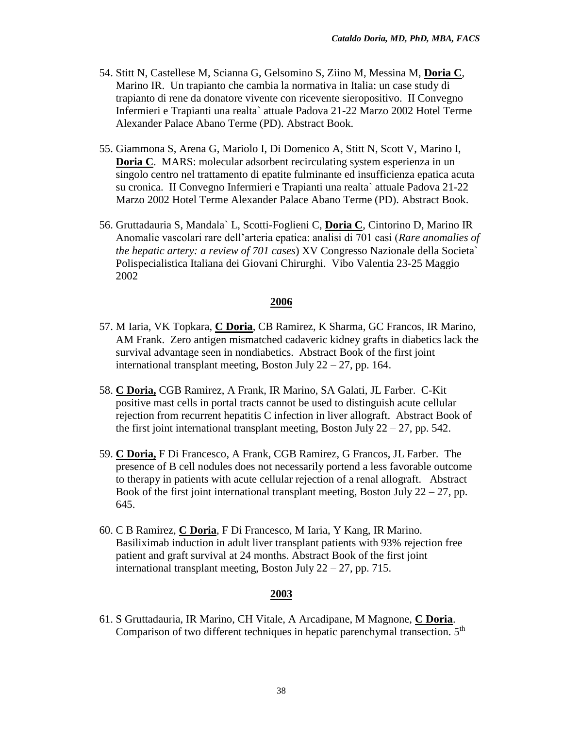54. Stitt N, Castellese M, Scianna G, Gelsomino S, Ziino M, Messina M, **Doria C**, Marino IR. Un trapianto che cambia la normativa in Italia: un case study di trapianto di rene da donatore vivente con ricevente sieropositivo. II Convegno Infermieri e Trapianti una realta` attuale Padova 21-22 Marzo 2002 Hotel Terme Alexander Palace Abano Terme (PD). Abstract Book.

55. Giammona S, Arena G, Mariolo I, Di Domenico A, Stitt N, Scott V, Marino I, **Doria C**. MARS: molecular adsorbent recirculating system esperienza in un singolo centro nel trattamento di epatite fulminante ed insufficienza epatica acuta su cronica. II Convegno Infermieri e Trapianti una realta` attuale Padova 21-22 Marzo 2002 Hotel Terme Alexander Palace Abano Terme (PD). Abstract Book.

56. Gruttadauria S, Mandala` L, Scotti-Foglieni C, **Doria C**, Cintorino D, Marino IR Anomalie vascolari rare dell'arteria epatica: analisi di 701 casi (*Rare anomalies of the hepatic artery: a review of 701 cases*) XV Congresso Nazionale della Societa` Polispecialistica Italiana dei Giovani Chirurghi. Vibo Valentia 23-25 Maggio 2002

## 2006

57. M Iaria, VK Topkara, **C Doria**, CB Ramirez, K Sharma, GC Francos, IR Marino, AM Frank. Zero antigen mismatched cadaveric kidney grafts in diabetics lack the survival advantage seen in nondiabetics. Abstract Book of the first joint international transplant meeting, Boston July 22 – 27, pp. 164.

58. **C Doria,** CGB Ramirez, A Frank, IR Marino, SA Galati, JL Farber. C-Kit positive mast cells in portal tracts cannot be used to distinguish acute cellular rejection from recurrent hepatitis C infection in liver allograft. Abstract Book of the first joint international transplant meeting, Boston July 22 – 27, pp. 542.

59. **C Doria,** F Di Francesco, A Frank, CGB Ramirez, G Francos, JL Farber. The presence of B cell nodules does not necessarily portend a less favorable outcome to therapy in patients with acute cellular rejection of a renal allograft. Abstract Book of the first joint international transplant meeting, Boston July 22 – 27, pp. 645.

60. C B Ramirez, **C Doria**, F Di Francesco, M Iaria, Y Kang, IR Marino. Basiliximab induction in adult liver transplant patients with 93% rejection free patient and graft survival at 24 months. Abstract Book of the first joint international transplant meeting, Boston July 22 – 27, pp. 715.

## 2003

61. S Gruttadauria, IR Marino, CH Vitale, A Arcadipane, M Magnone, **C Doria**. Comparison of two different techniques in hepatic parenchymal transection. 5th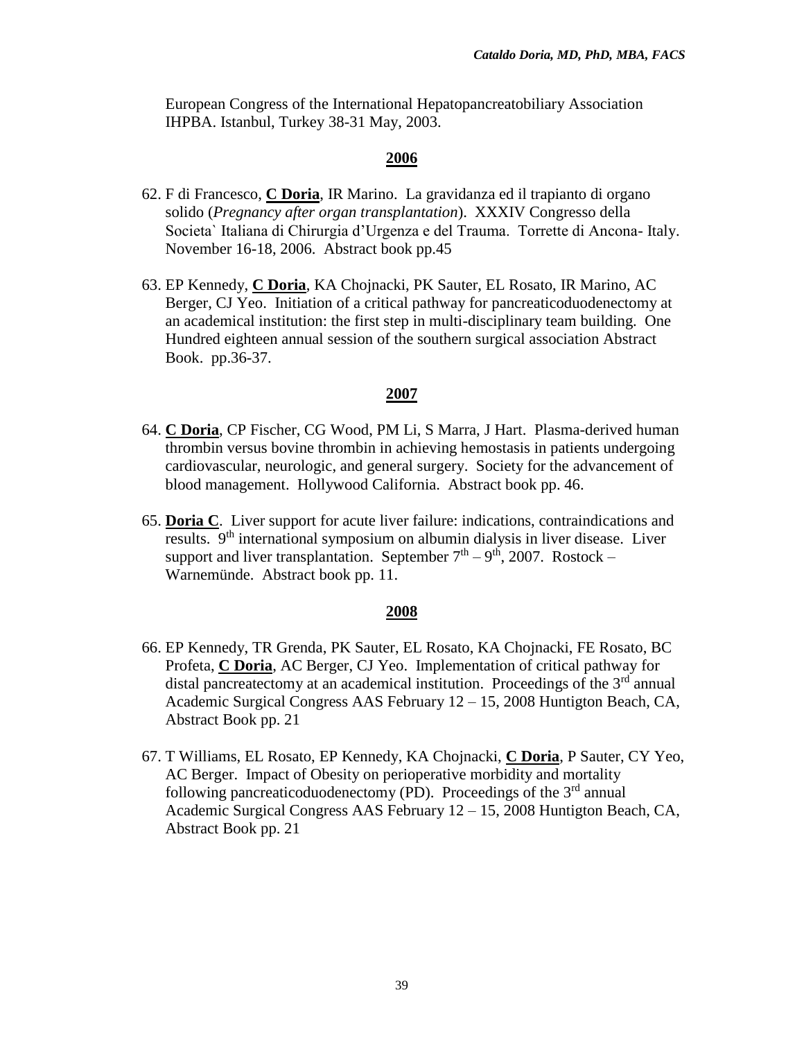European Congress of the International Hepatopancreatobiliary Association IHPBA. Istanbul, Turkey 38-31 May, 2003.

**2006**

62. F di Francesco, **C Doria**, IR Marino. La gravidanza ed il trapianto di organo solido (*Pregnancy after organ transplantation*). XXXIV Congresso della Societa` Italiana di Chirurgia d'Urgenza e del Trauma. Torrette di Ancona- Italy. November 16-18, 2006. Abstract book pp.45

63. EP Kennedy, **C Doria**, KA Chojnacki, PK Sauter, EL Rosato, IR Marino, AC Berger, CJ Yeo. Initiation of a critical pathway for pancreaticoduodenectomy at an academical institution: the first step in multi-disciplinary team building. One Hundred eighteen annual session of the southern surgical association Abstract Book. pp.36-37.

**2007**

64. **C Doria**, CP Fischer, CG Wood, PM Li, S Marra, J Hart. Plasma-derived human thrombin versus bovine thrombin in achieving hemostasis in patients undergoing cardiovascular, neurologic, and general surgery. Society for the advancement of blood management. Hollywood California. Abstract book pp. 46.

65. **Doria C**. Liver support for acute liver failure: indications, contraindications and results. 9th international symposium on albumin dialysis in liver disease. Liver support and liver transplantation. September 7th – 9th, 2007. Rostock – Warnemünde. Abstract book pp. 11.

**2008**

66. EP Kennedy, TR Grenda, PK Sauter, EL Rosato, KA Chojnacki, FE Rosato, BC Profeta, **C Doria**, AC Berger, CJ Yeo. Implementation of critical pathway for distal pancreatectomy at an academical institution. Proceedings of the 3rd annual Academic Surgical Congress AAS February 12 – 15, 2008 Huntigton Beach, CA, Abstract Book pp. 21

67. T Williams, EL Rosato, EP Kennedy, KA Chojnacki, **C Doria**, P Sauter, CY Yeo, AC Berger. Impact of Obesity on perioperative morbidity and mortality following pancreaticoduodenectomy (PD). Proceedings of the 3rd annual Academic Surgical Congress AAS February 12 – 15, 2008 Huntigton Beach, CA, Abstract Book pp. 21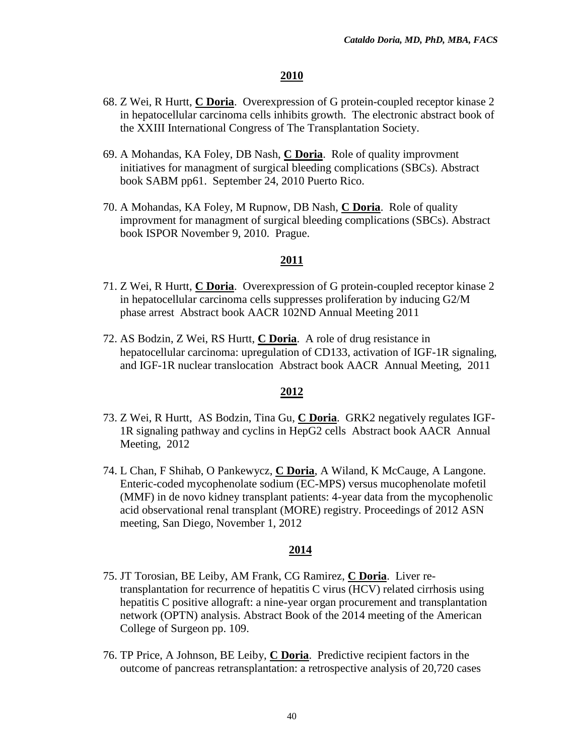## 2010

68. Z Wei, R Hurtt, **C Doria**. Overexpression of G protein-coupled receptor kinase 2 in hepatocellular carcinoma cells inhibits growth. The electronic abstract book of the XXIII International Congress of The Transplantation Society.

69. A Mohandas, KA Foley, DB Nash, **C Doria**. Role of quality improvment initiatives for managment of surgical bleeding complications (SBCs). Abstract book SABM pp61. September 24, 2010 Puerto Rico.

70. A Mohandas, KA Foley, M Rupnow, DB Nash, **C Doria**. Role of quality improvment for managment of surgical bleeding complications (SBCs). Abstract book ISPOR November 9, 2010. Prague.

## 2011

71. Z Wei, R Hurtt, **C Doria**. Overexpression of G protein-coupled receptor kinase 2 in hepatocellular carcinoma cells suppresses proliferation by inducing G2/M phase arrest Abstract book AACR 102ND Annual Meeting 2011

72. AS Bodzin, Z Wei, RS Hurtt, **C Doria**. A role of drug resistance in hepatocellular carcinoma: upregulation of CD133, activation of IGF-1R signaling, and IGF-1R nuclear translocation Abstract book AACR Annual Meeting, 2011

## 2012

73. Z Wei, R Hurtt, AS Bodzin, Tina Gu, **C Doria**. GRK2 negatively regulates IGF-1R signaling pathway and cyclins in HepG2 cells Abstract book AACR Annual Meeting, 2012

74. L Chan, F Shihab, O Pankewycz, **C Doria**, A Wiland, K McCauge, A Langone. Enteric-coded mycophenolate sodium (EC-MPS) versus mucophenolate mofetil (MMF) in de novo kidney transplant patients: 4-year data from the mycophenolic acid observational renal transplant (MORE) registry. Proceedings of 2012 ASN meeting, San Diego, November 1, 2012

## 2014

75. JT Torosian, BE Leiby, AM Frank, CG Ramirez, **C Doria**. Liver re-transplantation for recurrence of hepatitis C virus (HCV) related cirrhosis using hepatitis C positive allograft: a nine-year organ procurement and transplantation network (OPTN) analysis. Abstract Book of the 2014 meeting of the American College of Surgeon pp. 109.

76. TP Price, A Johnson, BE Leiby, **C Doria**. Predictive recipient factors in the outcome of pancreas retransplantation: a retrospective analysis of 20,720 cases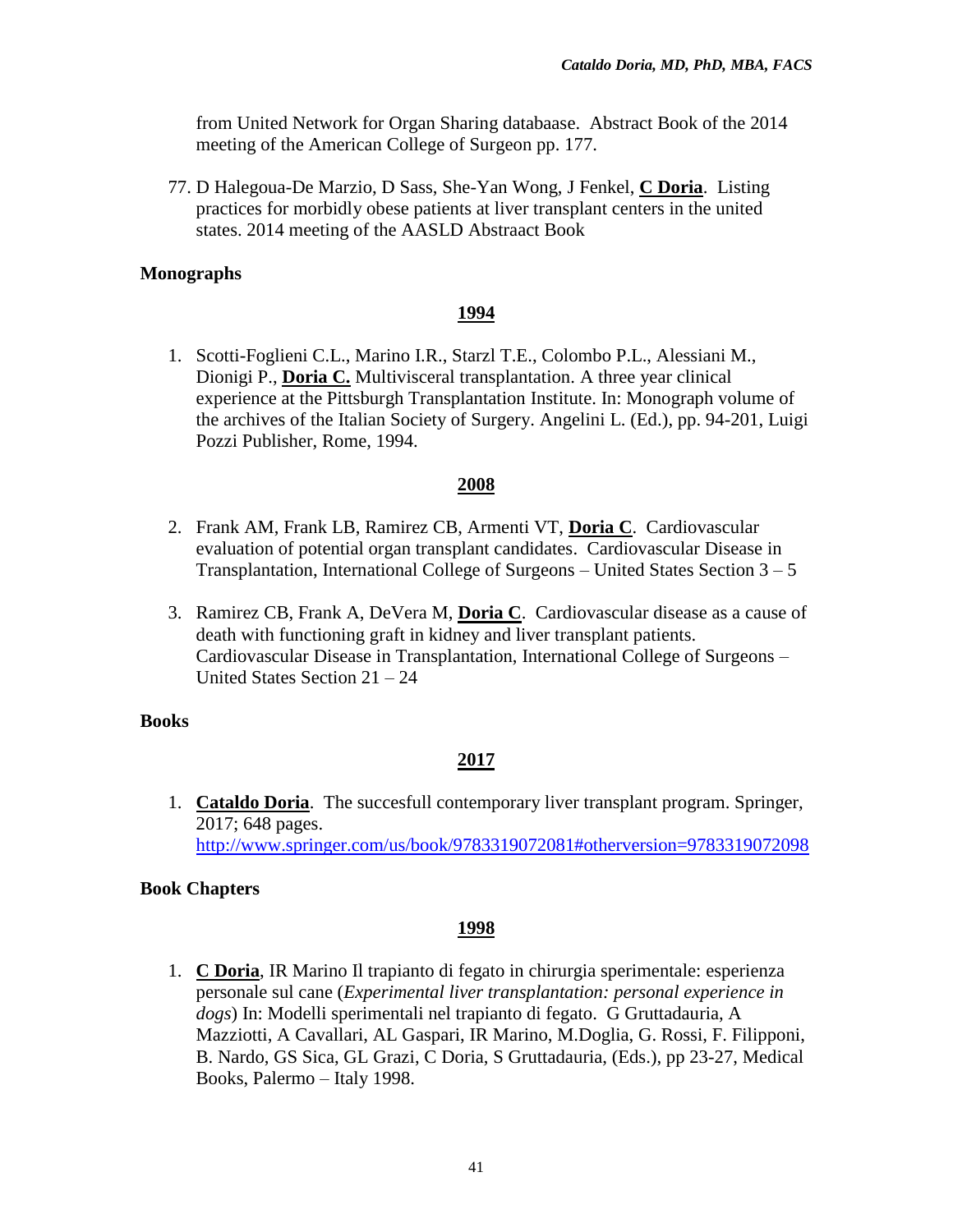from United Network for Organ Sharing databaase. Abstract Book of the 2014 meeting of the American College of Surgeon pp. 177.

77. D Halegoua-De Marzio, D Sass, She-Yan Wong, J Fenkel, **C Doria**. Listing practices for morbidly obese patients at liver transplant centers in the united states. 2014 meeting of the AASLD Abstraact Book

**Monographs**

**1994**

1. Scotti-Foglieni C.L., Marino I.R., Starzl T.E., Colombo P.L., Alessiani M., Dionigi P., **Doria C.** Multivisceral transplantation. A three year clinical experience at the Pittsburgh Transplantation Institute. In: Monograph volume of the archives of the Italian Society of Surgery. Angelini L. (Ed.), pp. 94-201, Luigi Pozzi Publisher, Rome, 1994.

**2008**

2. Frank AM, Frank LB, Ramirez CB, Armenti VT, **Doria C**. Cardiovascular evaluation of potential organ transplant candidates. Cardiovascular Disease in Transplantation, International College of Surgeons – United States Section 3 – 5

3. Ramirez CB, Frank A, DeVera M, **Doria C**. Cardiovascular disease as a cause of death with functioning graft in kidney and liver transplant patients. Cardiovascular Disease in Transplantation, International College of Surgeons – United States Section 21 – 24

**Books**

**2017**

1. **Cataldo Doria**. The succesfull contemporary liver transplant program. Springer, 2017; 648 pages. http://www.springer.com/us/book/9783319072081#otherversion=9783319072098

**Book Chapters**

**1998**

1. **C Doria**, IR Marino Il trapianto di fegato in chirurgia sperimentale: esperienza personale sul cane (*Experimental liver transplantation: personal experience in dogs*) In: Modelli sperimentali nel trapianto di fegato. G Gruttadauria, A Mazziotti, A Cavallari, AL Gaspari, IR Marino, M.Doglia, G. Rossi, F. Filipponi, B. Nardo, GS Sica, GL Grazi, C Doria, S Gruttadauria, (Eds.), pp 23-27, Medical Books, Palermo – Italy 1998.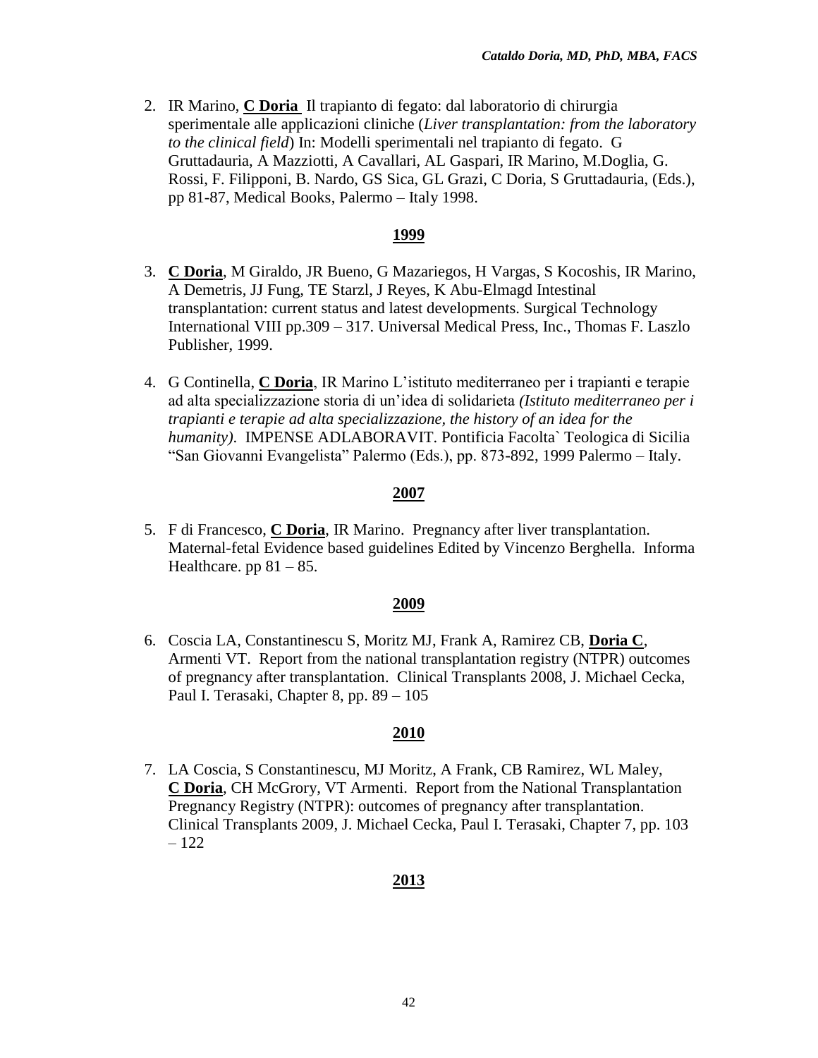2. IR Marino, **C Doria** Il trapianto di fegato: dal laboratorio di chirurgia sperimentale alle applicazioni cliniche (*Liver transplantation: from the laboratory to the clinical field*) In: Modelli sperimentali nel trapianto di fegato. G Gruttadauria, A Mazziotti, A Cavallari, AL Gaspari, IR Marino, M.Doglia, G. Rossi, F. Filipponi, B. Nardo, GS Sica, GL Grazi, C Doria, S Gruttadauria, (Eds.), pp 81-87, Medical Books, Palermo – Italy 1998.

**1999**

3. **C Doria**, M Giraldo, JR Bueno, G Mazariegos, H Vargas, S Kocoshis, IR Marino, A Demetris, JJ Fung, TE Starzl, J Reyes, K Abu-Elmagd Intestinal transplantation: current status and latest developments. Surgical Technology International VIII pp.309 – 317. Universal Medical Press, Inc., Thomas F. Laszlo Publisher, 1999.

4. G Continella, **C Doria**, IR Marino L'istituto mediterraneo per i trapianti e terapie ad alta specializzazione storia di un'idea di solidarieta *(Istituto mediterraneo per i trapianti e terapie ad alta specializzazione, the history of an idea for the humanity)*. IMPENSE ADLABORAVIT. Pontificia Facolta` Teologica di Sicilia "San Giovanni Evangelista" Palermo (Eds.), pp. 873-892, 1999 Palermo – Italy.

**2007**

5. F di Francesco, **C Doria**, IR Marino. Pregnancy after liver transplantation. Maternal-fetal Evidence based guidelines Edited by Vincenzo Berghella. Informa Healthcare. pp 81 – 85.

**2009**

6. Coscia LA, Constantinescu S, Moritz MJ, Frank A, Ramirez CB, **Doria C**, Armenti VT. Report from the national transplantation registry (NTPR) outcomes of pregnancy after transplantation. Clinical Transplants 2008, J. Michael Cecka, Paul I. Terasaki, Chapter 8, pp. 89 – 105

**2010**

7. LA Coscia, S Constantinescu, MJ Moritz, A Frank, CB Ramirez, WL Maley, **C Doria**, CH McGrory, VT Armenti. Report from the National Transplantation Pregnancy Registry (NTPR): outcomes of pregnancy after transplantation. Clinical Transplants 2009, J. Michael Cecka, Paul I. Terasaki, Chapter 7, pp. 103 – 122

**2013**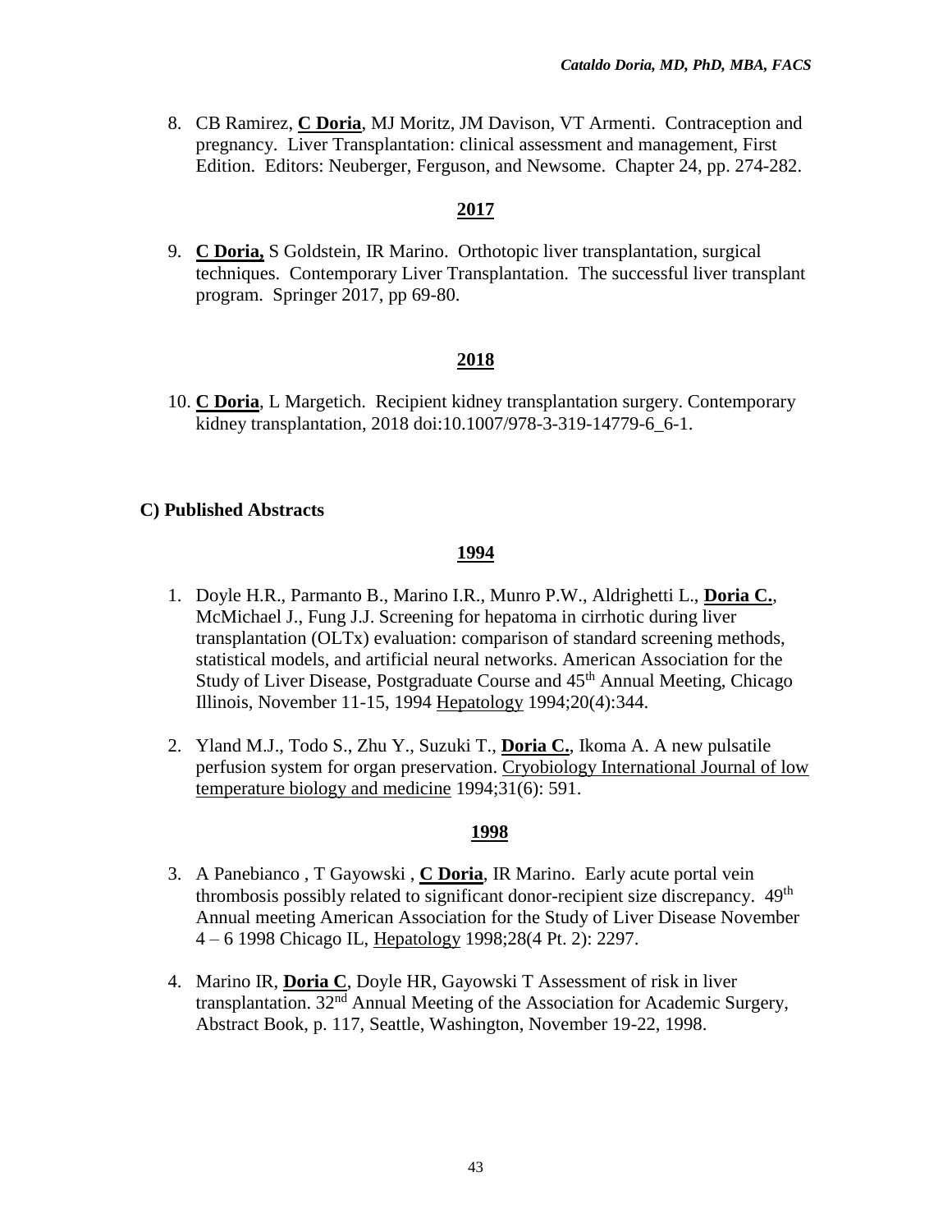8. CB Ramirez, **C Doria**, MJ Moritz, JM Davison, VT Armenti. Contraception and pregnancy. Liver Transplantation: clinical assessment and management, First Edition. Editors: Neuberger, Ferguson, and Newsome. Chapter 24, pp. 274-282.

**2017**

9. **C Doria,** S Goldstein, IR Marino. Orthotopic liver transplantation, surgical techniques. Contemporary Liver Transplantation. The successful liver transplant program. Springer 2017, pp 69-80.

**2018**

10. **C Doria**, L Margetich. Recipient kidney transplantation surgery. Contemporary kidney transplantation, 2018 doi:10.1007/978-3-319-14779-6_6-1.

**C) Published Abstracts**

**1994**

1. Doyle H.R., Parmanto B., Marino I.R., Munro P.W., Aldrighetti L., **Doria C.**, McMichael J., Fung J.J. Screening for hepatoma in cirrhotic during liver transplantation (OLTx) evaluation: comparison of standard screening methods, statistical models, and artificial neural networks. American Association for the Study of Liver Disease, Postgraduate Course and 45th Annual Meeting, Chicago Illinois, November 11-15, 1994 Hepatology 1994;20(4):344.

2. Yland M.J., Todo S., Zhu Y., Suzuki T., **Doria C.**, Ikoma A. A new pulsatile perfusion system for organ preservation. Cryobiology International Journal of low temperature biology and medicine 1994;31(6): 591.

**1998**

3. A Panebianco , T Gayowski , **C Doria**, IR Marino. Early acute portal vein thrombosis possibly related to significant donor-recipient size discrepancy. 49th Annual meeting American Association for the Study of Liver Disease November 4 – 6 1998 Chicago IL, Hepatology 1998;28(4 Pt. 2): 2297.

4. Marino IR, **Doria C**, Doyle HR, Gayowski T Assessment of risk in liver transplantation. 32nd Annual Meeting of the Association for Academic Surgery, Abstract Book, p. 117, Seattle, Washington, November 19-22, 1998.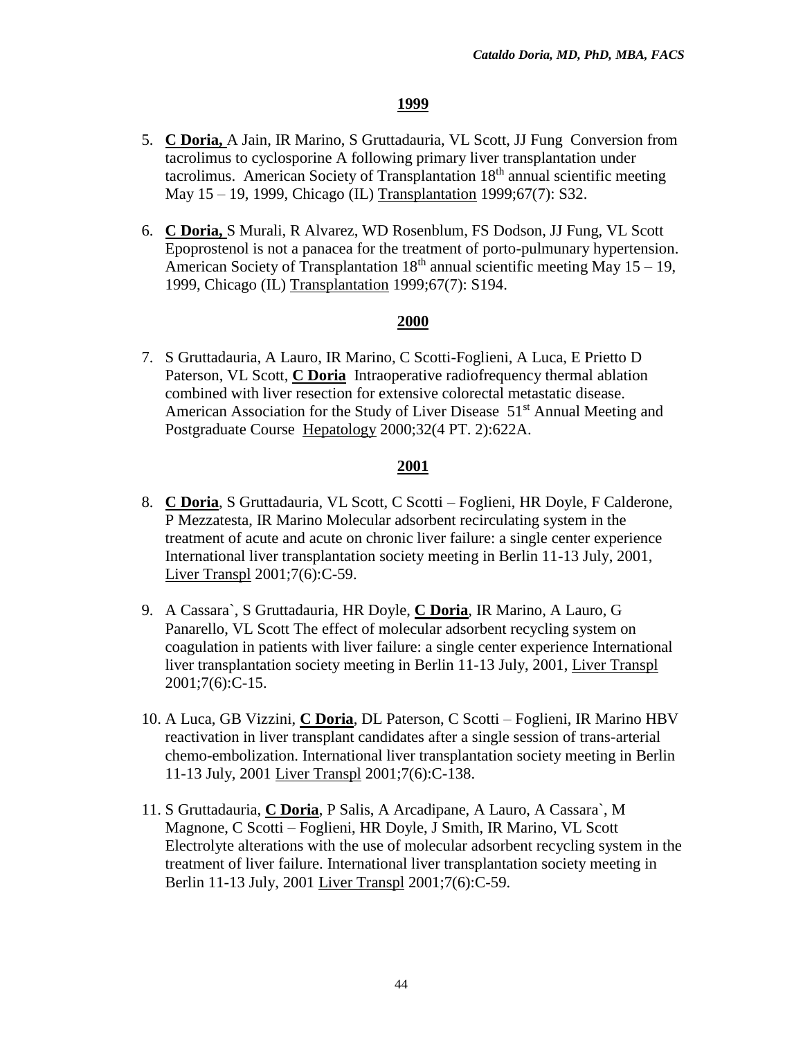**1999**

5. **C Doria,** A Jain, IR Marino, S Gruttadauria, VL Scott, JJ Fung Conversion from tacrolimus to cyclosporine A following primary liver transplantation under tacrolimus. American Society of Transplantation 18th annual scientific meeting May 15 – 19, 1999, Chicago (IL) Transplantation 1999;67(7): S32.

6. **C Doria,** S Murali, R Alvarez, WD Rosenblum, FS Dodson, JJ Fung, VL Scott Epoprostenol is not a panacea for the treatment of porto-pulmunary hypertension. American Society of Transplantation 18th annual scientific meeting May 15 – 19, 1999, Chicago (IL) Transplantation 1999;67(7): S194.

**2000**

7. S Gruttadauria, A Lauro, IR Marino, C Scotti-Foglieni, A Luca, E Prietto D Paterson, VL Scott, **C Doria** Intraoperative radiofrequency thermal ablation combined with liver resection for extensive colorectal metastatic disease. American Association for the Study of Liver Disease 51st Annual Meeting and Postgraduate Course Hepatology 2000;32(4 PT. 2):622A.

**2001**

8. **C Doria**, S Gruttadauria, VL Scott, C Scotti – Foglieni, HR Doyle, F Calderone, P Mezzatesta, IR Marino Molecular adsorbent recirculating system in the treatment of acute and acute on chronic liver failure: a single center experience International liver transplantation society meeting in Berlin 11-13 July, 2001, Liver Transpl 2001;7(6):C-59.

9. A Cassara`, S Gruttadauria, HR Doyle, **C Doria**, IR Marino, A Lauro, G Panarello, VL Scott The effect of molecular adsorbent recycling system on coagulation in patients with liver failure: a single center experience International liver transplantation society meeting in Berlin 11-13 July, 2001, Liver Transpl 2001;7(6):C-15.

10. A Luca, GB Vizzini, **C Doria**, DL Paterson, C Scotti – Foglieni, IR Marino HBV reactivation in liver transplant candidates after a single session of trans-arterial chemo-embolization. International liver transplantation society meeting in Berlin 11-13 July, 2001 Liver Transpl 2001;7(6):C-138.

11. S Gruttadauria, **C Doria**, P Salis, A Arcadipane, A Lauro, A Cassara`, M Magnone, C Scotti – Foglieni, HR Doyle, J Smith, IR Marino, VL Scott Electrolyte alterations with the use of molecular adsorbent recycling system in the treatment of liver failure. International liver transplantation society meeting in Berlin 11-13 July, 2001 Liver Transpl 2001;7(6):C-59.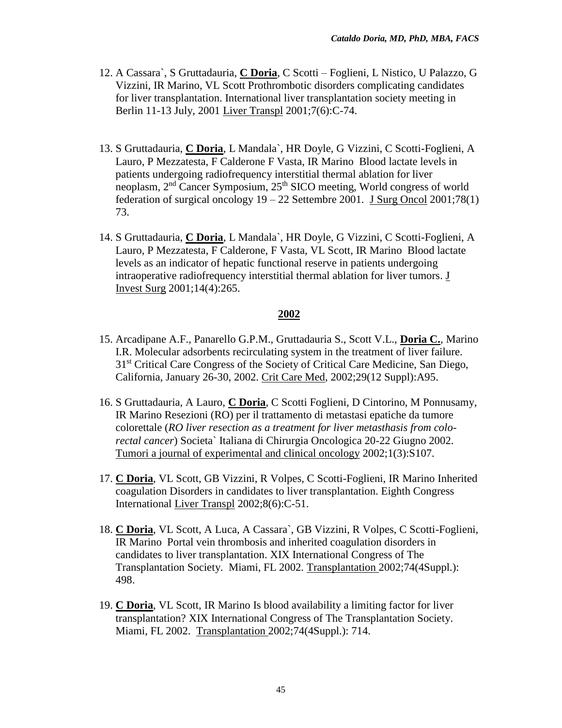12. A Cassara`, S Gruttadauria, **C Doria**, C Scotti – Foglieni, L Nistico, U Palazzo, G Vizzini, IR Marino, VL Scott Prothrombotic disorders complicating candidates for liver transplantation. International liver transplantation society meeting in Berlin 11-13 July, 2001 Liver Transpl 2001;7(6):C-74.

13. S Gruttadauria, **C Doria**, L Mandala`, HR Doyle, G Vizzini, C Scotti-Foglieni, A Lauro, P Mezzatesta, F Calderone F Vasta, IR Marino Blood lactate levels in patients undergoing radiofrequency interstitial thermal ablation for liver neoplasm, 2nd Cancer Symposium, 25th SICO meeting, World congress of world federation of surgical oncology 19 – 22 Settembre 2001. J Surg Oncol 2001;78(1) 73.

14. S Gruttadauria, **C Doria**, L Mandala`, HR Doyle, G Vizzini, C Scotti-Foglieni, A Lauro, P Mezzatesta, F Calderone, F Vasta, VL Scott, IR Marino Blood lactate levels as an indicator of hepatic functional reserve in patients undergoing intraoperative radiofrequency interstitial thermal ablation for liver tumors. J Invest Surg 2001;14(4):265.

**2002**

15. Arcadipane A.F., Panarello G.P.M., Gruttadauria S., Scott V.L., **Doria C.**, Marino I.R. Molecular adsorbents recirculating system in the treatment of liver failure. 31st Critical Care Congress of the Society of Critical Care Medicine, San Diego, California, January 26-30, 2002. Crit Care Med, 2002;29(12 Suppl):A95.

16. S Gruttadauria, A Lauro, **C Doria**, C Scotti Foglieni, D Cintorino, M Ponnusamy, IR Marino Resezioni (RO) per il trattamento di metastasi epatiche da tumore colorettale (*RO liver resection as a treatment for liver metasthasis from colo-rectal cancer*) Societa` Italiana di Chirurgia Oncologica 20-22 Giugno 2002. Tumori a journal of experimental and clinical oncology 2002;1(3):S107.

17. **C Doria**, VL Scott, GB Vizzini, R Volpes, C Scotti-Foglieni, IR Marino Inherited coagulation Disorders in candidates to liver transplantation. Eighth Congress International Liver Transpl 2002;8(6):C-51.

18. **C Doria**, VL Scott, A Luca, A Cassara`, GB Vizzini, R Volpes, C Scotti-Foglieni, IR Marino Portal vein thrombosis and inherited coagulation disorders in candidates to liver transplantation. XIX International Congress of The Transplantation Society. Miami, FL 2002. Transplantation 2002;74(4Suppl.): 498.

19. **C Doria**, VL Scott, IR Marino Is blood availability a limiting factor for liver transplantation? XIX International Congress of The Transplantation Society. Miami, FL 2002. Transplantation 2002;74(4Suppl.): 714.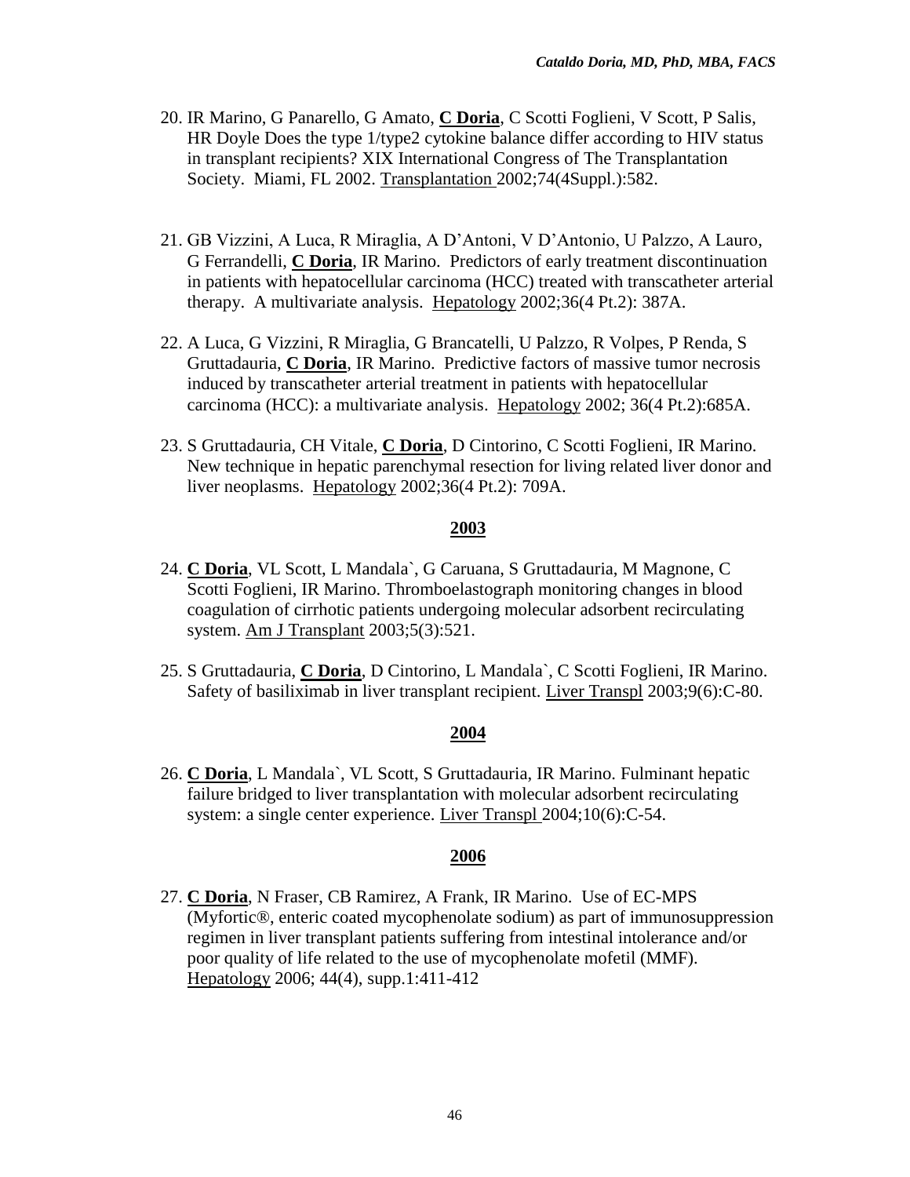20. IR Marino, G Panarello, G Amato, **C Doria**, C Scotti Foglieni, V Scott, P Salis, HR Doyle Does the type 1/type2 cytokine balance differ according to HIV status in transplant recipients? XIX International Congress of The Transplantation Society. Miami, FL 2002. Transplantation 2002;74(4Suppl.):582.

21. GB Vizzini, A Luca, R Miraglia, A D'Antoni, V D'Antonio, U Palzzo, A Lauro, G Ferrandelli, **C Doria**, IR Marino. Predictors of early treatment discontinuation in patients with hepatocellular carcinoma (HCC) treated with transcatheter arterial therapy. A multivariate analysis. Hepatology 2002;36(4 Pt.2): 387A.

22. A Luca, G Vizzini, R Miraglia, G Brancatelli, U Palzzo, R Volpes, P Renda, S Gruttadauria, **C Doria**, IR Marino. Predictive factors of massive tumor necrosis induced by transcatheter arterial treatment in patients with hepatocellular carcinoma (HCC): a multivariate analysis. Hepatology 2002; 36(4 Pt.2):685A.

23. S Gruttadauria, CH Vitale, **C Doria**, D Cintorino, C Scotti Foglieni, IR Marino. New technique in hepatic parenchymal resection for living related liver donor and liver neoplasms. Hepatology 2002;36(4 Pt.2): 709A.

**2003**

24. **C Doria**, VL Scott, L Mandala`, G Caruana, S Gruttadauria, M Magnone, C Scotti Foglieni, IR Marino. Thromboelastograph monitoring changes in blood coagulation of cirrhotic patients undergoing molecular adsorbent recirculating system. Am J Transplant 2003;5(3):521.

25. S Gruttadauria, **C Doria**, D Cintorino, L Mandala`, C Scotti Foglieni, IR Marino. Safety of basiliximab in liver transplant recipient. Liver Transpl 2003;9(6):C-80.

**2004**

26. **C Doria**, L Mandala`, VL Scott, S Gruttadauria, IR Marino. Fulminant hepatic failure bridged to liver transplantation with molecular adsorbent recirculating system: a single center experience. Liver Transpl 2004;10(6):C-54.

**2006**

27. **C Doria**, N Fraser, CB Ramirez, A Frank, IR Marino. Use of EC-MPS (Myfortic®, enteric coated mycophenolate sodium) as part of immunosuppression regimen in liver transplant patients suffering from intestinal intolerance and/or poor quality of life related to the use of mycophenolate mofetil (MMF). Hepatology 2006; 44(4), supp.1:411-412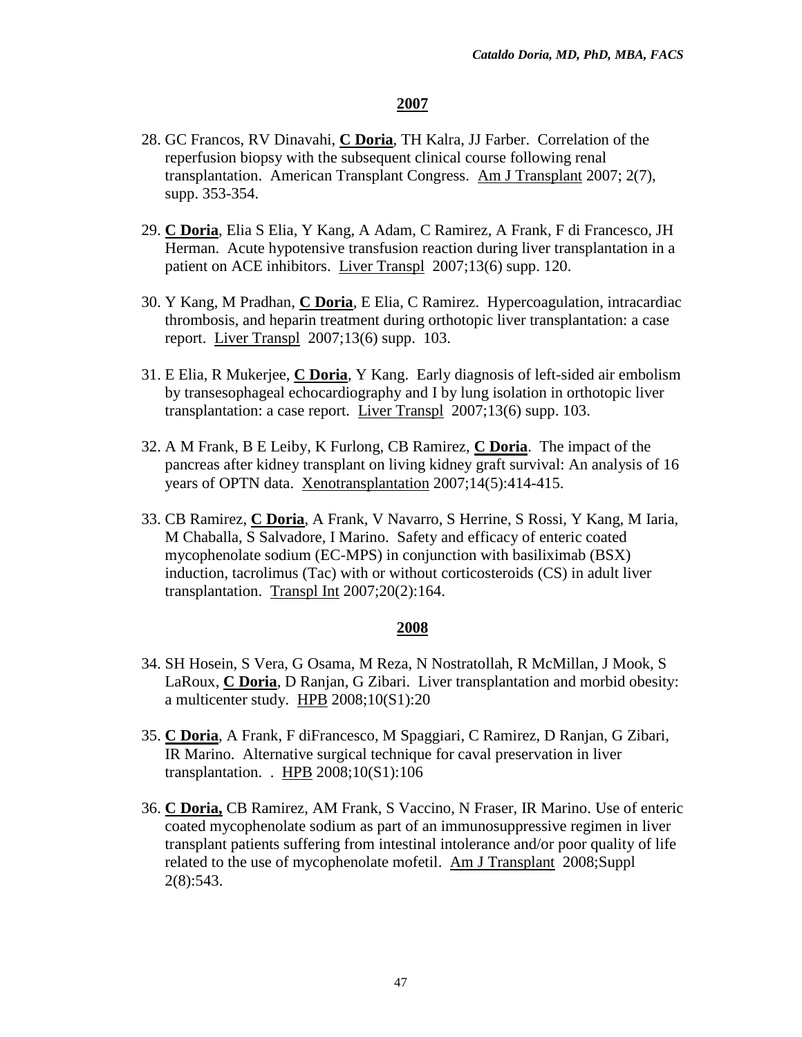## 2007

28. GC Francos, RV Dinavahi, **C Doria**, TH Kalra, JJ Farber. Correlation of the reperfusion biopsy with the subsequent clinical course following renal transplantation. American Transplant Congress. Am J Transplant 2007; 2(7), supp. 353-354.

29. **C Doria**, Elia S Elia, Y Kang, A Adam, C Ramirez, A Frank, F di Francesco, JH Herman. Acute hypotensive transfusion reaction during liver transplantation in a patient on ACE inhibitors. Liver Transpl 2007;13(6) supp. 120.

30. Y Kang, M Pradhan, **C Doria**, E Elia, C Ramirez. Hypercoagulation, intracardiac thrombosis, and heparin treatment during orthotopic liver transplantation: a case report. Liver Transpl 2007;13(6) supp. 103.

31. E Elia, R Mukerjee, **C Doria**, Y Kang. Early diagnosis of left-sided air embolism by transesophageal echocardiography and I by lung isolation in orthotopic liver transplantation: a case report. Liver Transpl 2007;13(6) supp. 103.

32. A M Frank, B E Leiby, K Furlong, CB Ramirez, **C Doria**. The impact of the pancreas after kidney transplant on living kidney graft survival: An analysis of 16 years of OPTN data. Xenotransplantation 2007;14(5):414-415.

33. CB Ramirez, **C Doria**, A Frank, V Navarro, S Herrine, S Rossi, Y Kang, M Iaria, M Chaballa, S Salvadore, I Marino. Safety and efficacy of enteric coated mycophenolate sodium (EC-MPS) in conjunction with basiliximab (BSX) induction, tacrolimus (Tac) with or without corticosteroids (CS) in adult liver transplantation. Transpl Int 2007;20(2):164.

## 2008

34. SH Hosein, S Vera, G Osama, M Reza, N Nostratollah, R McMillan, J Mook, S LaRoux, **C Doria**, D Ranjan, G Zibari. Liver transplantation and morbid obesity: a multicenter study. HPB 2008;10(S1):20

35. **C Doria**, A Frank, F diFrancesco, M Spaggiari, C Ramirez, D Ranjan, G Zibari, IR Marino. Alternative surgical technique for caval preservation in liver transplantation. . HPB 2008;10(S1):106

36. **C Doria,** CB Ramirez, AM Frank, S Vaccino, N Fraser, IR Marino. Use of enteric coated mycophenolate sodium as part of an immunosuppressive regimen in liver transplant patients suffering from intestinal intolerance and/or poor quality of life related to the use of mycophenolate mofetil. Am J Transplant 2008;Suppl 2(8):543.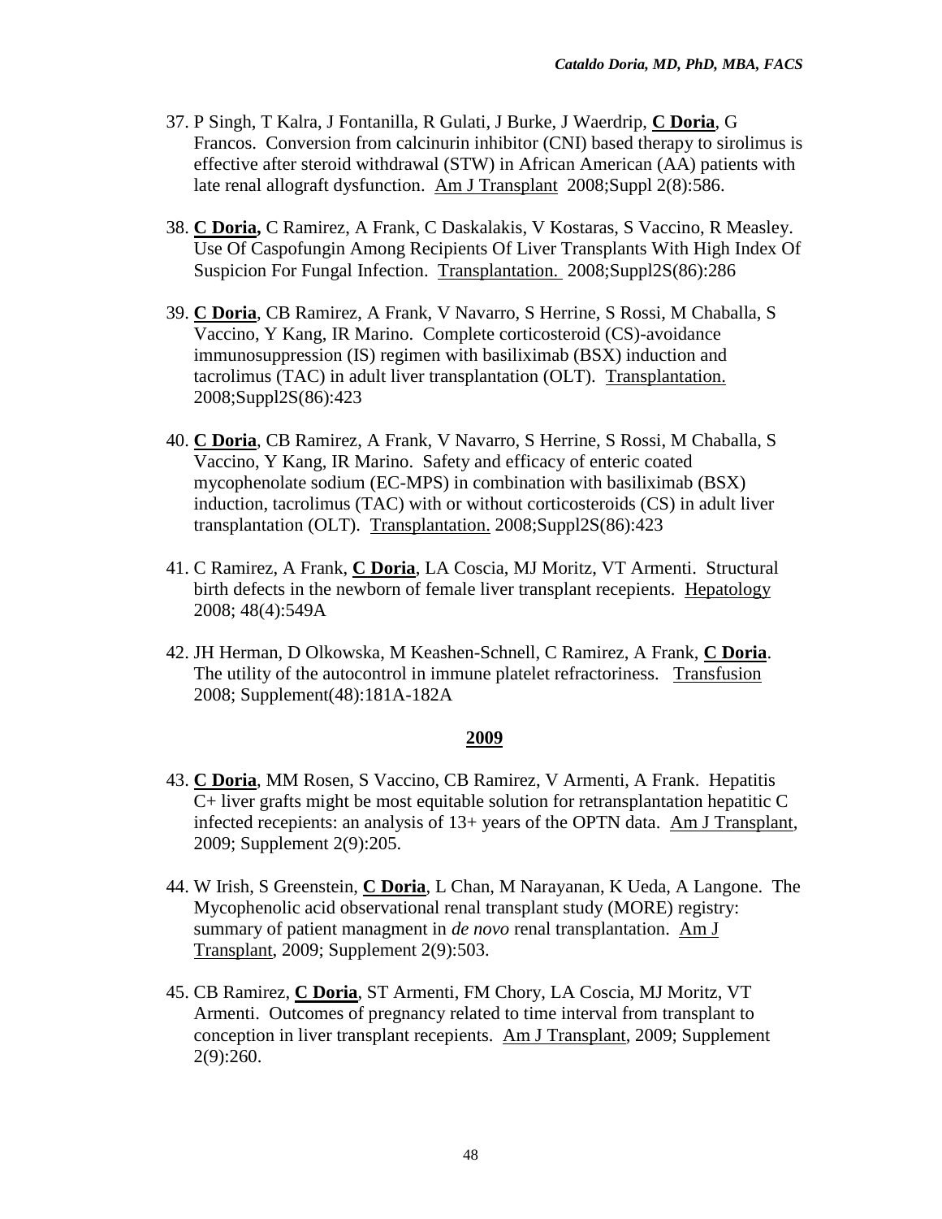37. P Singh, T Kalra, J Fontanilla, R Gulati, J Burke, J Waerdrip, **C Doria**, G Francos. Conversion from calcinurin inhibitor (CNI) based therapy to sirolimus is effective after steroid withdrawal (STW) in African American (AA) patients with late renal allograft dysfunction. Am J Transplant 2008;Suppl 2(8):586.

38. **C Doria,** C Ramirez, A Frank, C Daskalakis, V Kostaras, S Vaccino, R Measley. Use Of Caspofungin Among Recipients Of Liver Transplants With High Index Of Suspicion For Fungal Infection. Transplantation. 2008;Suppl2S(86):286

39. **C Doria**, CB Ramirez, A Frank, V Navarro, S Herrine, S Rossi, M Chaballa, S Vaccino, Y Kang, IR Marino. Complete corticosteroid (CS)-avoidance immunosuppression (IS) regimen with basiliximab (BSX) induction and tacrolimus (TAC) in adult liver transplantation (OLT). Transplantation. 2008;Suppl2S(86):423

40. **C Doria**, CB Ramirez, A Frank, V Navarro, S Herrine, S Rossi, M Chaballa, S Vaccino, Y Kang, IR Marino. Safety and efficacy of enteric coated mycophenolate sodium (EC-MPS) in combination with basiliximab (BSX) induction, tacrolimus (TAC) with or without corticosteroids (CS) in adult liver transplantation (OLT). Transplantation. 2008;Suppl2S(86):423

41. C Ramirez, A Frank, **C Doria**, LA Coscia, MJ Moritz, VT Armenti. Structural birth defects in the newborn of female liver transplant recepients. Hepatology 2008; 48(4):549A

42. JH Herman, D Olkowska, M Keashen-Schnell, C Ramirez, A Frank, **C Doria**. The utility of the autocontrol in immune platelet refractoriness. Transfusion 2008; Supplement(48):181A-182A

## 2009

43. **C Doria**, MM Rosen, S Vaccino, CB Ramirez, V Armenti, A Frank. Hepatitis C+ liver grafts might be most equitable solution for retransplantation hepatitic C infected recepients: an analysis of 13+ years of the OPTN data. Am J Transplant, 2009; Supplement 2(9):205.

44. W Irish, S Greenstein, **C Doria**, L Chan, M Narayanan, K Ueda, A Langone. The Mycophenolic acid observational renal transplant study (MORE) registry: summary of patient managment in *de novo* renal transplantation. Am J Transplant, 2009; Supplement 2(9):503.

45. CB Ramirez, **C Doria**, ST Armenti, FM Chory, LA Coscia, MJ Moritz, VT Armenti. Outcomes of pregnancy related to time interval from transplant to conception in liver transplant recepients. Am J Transplant, 2009; Supplement 2(9):260.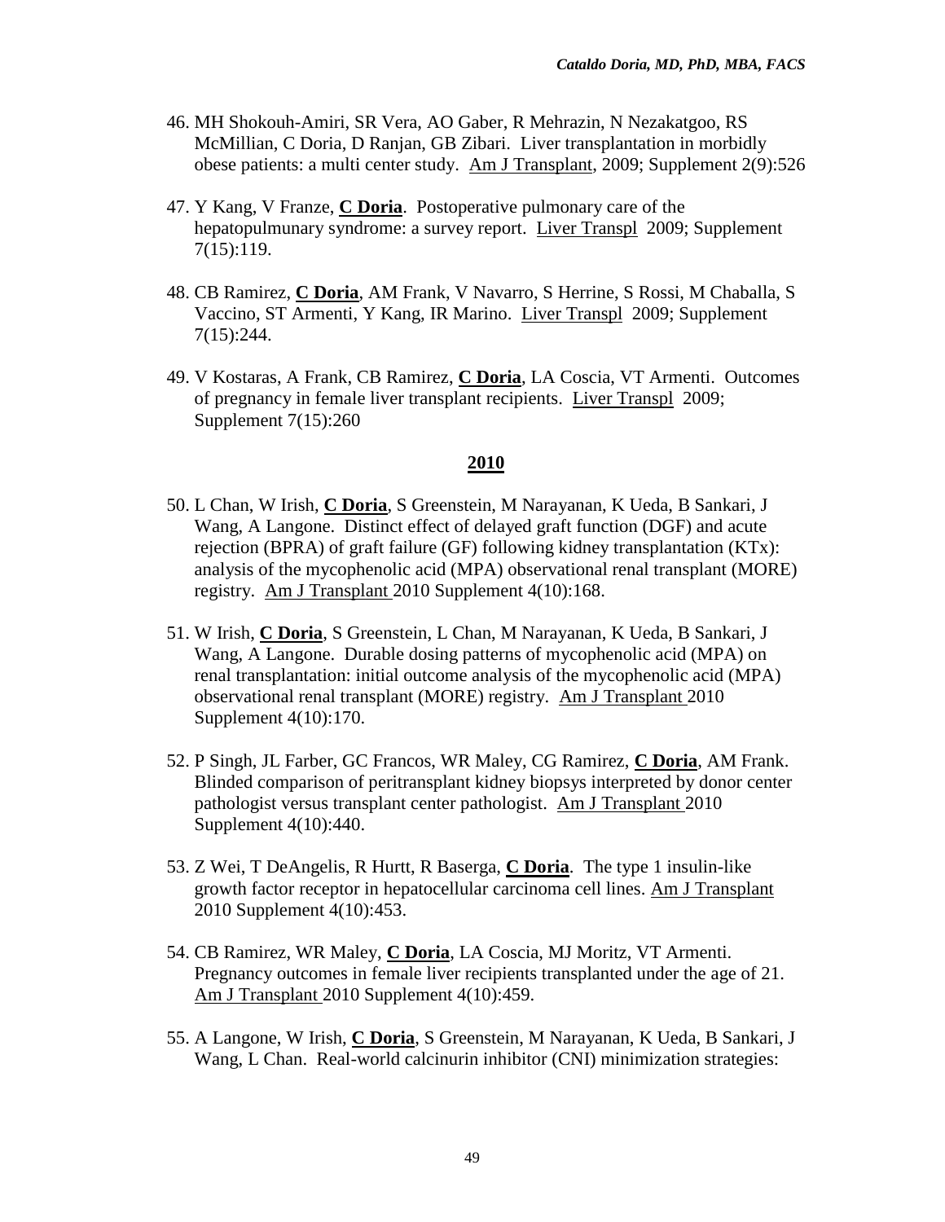46. MH Shokouh-Amiri, SR Vera, AO Gaber, R Mehrazin, N Nezakatgoo, RS McMillian, C Doria, D Ranjan, GB Zibari. Liver transplantation in morbidly obese patients: a multi center study. Am J Transplant, 2009; Supplement 2(9):526

47. Y Kang, V Franze, **C Doria**. Postoperative pulmonary care of the hepatopulmunary syndrome: a survey report. Liver Transpl 2009; Supplement 7(15):119.

48. CB Ramirez, **C Doria**, AM Frank, V Navarro, S Herrine, S Rossi, M Chaballa, S Vaccino, ST Armenti, Y Kang, IR Marino. Liver Transpl 2009; Supplement 7(15):244.

49. V Kostaras, A Frank, CB Ramirez, **C Doria**, LA Coscia, VT Armenti. Outcomes of pregnancy in female liver transplant recipients. Liver Transpl 2009; Supplement 7(15):260

## 2010

50. L Chan, W Irish, **C Doria**, S Greenstein, M Narayanan, K Ueda, B Sankari, J Wang, A Langone. Distinct effect of delayed graft function (DGF) and acute rejection (BPRA) of graft failure (GF) following kidney transplantation (KTx): analysis of the mycophenolic acid (MPA) observational renal transplant (MORE) registry. Am J Transplant 2010 Supplement 4(10):168.

51. W Irish, **C Doria**, S Greenstein, L Chan, M Narayanan, K Ueda, B Sankari, J Wang, A Langone. Durable dosing patterns of mycophenolic acid (MPA) on renal transplantation: initial outcome analysis of the mycophenolic acid (MPA) observational renal transplant (MORE) registry. Am J Transplant 2010 Supplement 4(10):170.

52. P Singh, JL Farber, GC Francos, WR Maley, CG Ramirez, **C Doria**, AM Frank. Blinded comparison of peritransplant kidney biopsys interpreted by donor center pathologist versus transplant center pathologist. Am J Transplant 2010 Supplement 4(10):440.

53. Z Wei, T DeAngelis, R Hurtt, R Baserga, **C Doria**. The type 1 insulin-like growth factor receptor in hepatocellular carcinoma cell lines. Am J Transplant 2010 Supplement 4(10):453.

54. CB Ramirez, WR Maley, **C Doria**, LA Coscia, MJ Moritz, VT Armenti. Pregnancy outcomes in female liver recipients transplanted under the age of 21. Am J Transplant 2010 Supplement 4(10):459.

55. A Langone, W Irish, **C Doria**, S Greenstein, M Narayanan, K Ueda, B Sankari, J Wang, L Chan. Real-world calcinurin inhibitor (CNI) minimization strategies: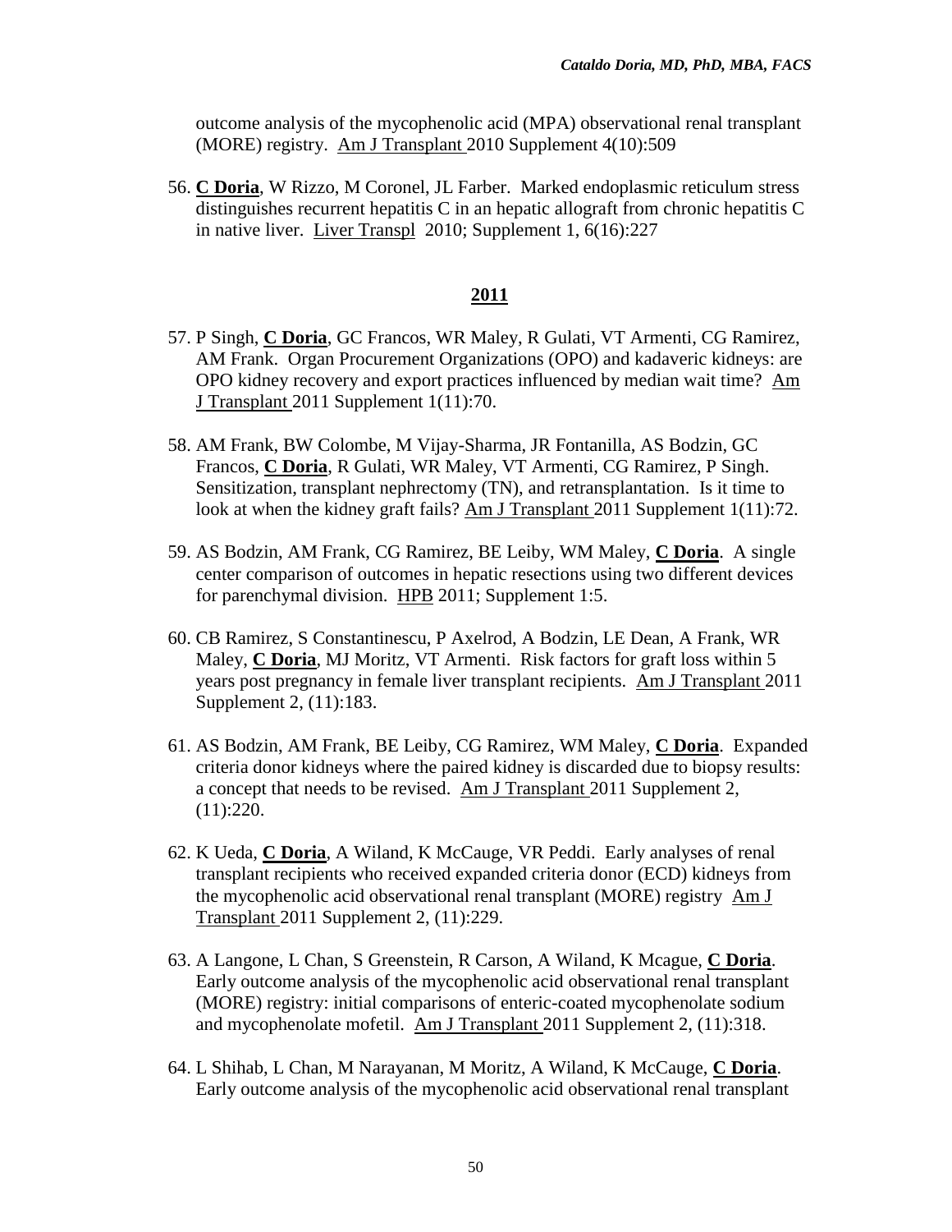outcome analysis of the mycophenolic acid (MPA) observational renal transplant (MORE) registry. Am J Transplant 2010 Supplement 4(10):509

56. **C Doria**, W Rizzo, M Coronel, JL Farber. Marked endoplasmic reticulum stress distinguishes recurrent hepatitis C in an hepatic allograft from chronic hepatitis C in native liver. Liver Transpl 2010; Supplement 1, 6(16):227

## 2011

57. P Singh, **C Doria**, GC Francos, WR Maley, R Gulati, VT Armenti, CG Ramirez, AM Frank. Organ Procurement Organizations (OPO) and kadaveric kidneys: are OPO kidney recovery and export practices influenced by median wait time? Am J Transplant 2011 Supplement 1(11):70.

58. AM Frank, BW Colombe, M Vijay-Sharma, JR Fontanilla, AS Bodzin, GC Francos, **C Doria**, R Gulati, WR Maley, VT Armenti, CG Ramirez, P Singh. Sensitization, transplant nephrectomy (TN), and retransplantation. Is it time to look at when the kidney graft fails? Am J Transplant 2011 Supplement 1(11):72.

59. AS Bodzin, AM Frank, CG Ramirez, BE Leiby, WM Maley, **C Doria**. A single center comparison of outcomes in hepatic resections using two different devices for parenchymal division. HPB 2011; Supplement 1:5.

60. CB Ramirez, S Constantinescu, P Axelrod, A Bodzin, LE Dean, A Frank, WR Maley, **C Doria**, MJ Moritz, VT Armenti. Risk factors for graft loss within 5 years post pregnancy in female liver transplant recipients. Am J Transplant 2011 Supplement 2, (11):183.

61. AS Bodzin, AM Frank, BE Leiby, CG Ramirez, WM Maley, **C Doria**. Expanded criteria donor kidneys where the paired kidney is discarded due to biopsy results: a concept that needs to be revised. Am J Transplant 2011 Supplement 2, (11):220.

62. K Ueda, **C Doria**, A Wiland, K McCauge, VR Peddi. Early analyses of renal transplant recipients who received expanded criteria donor (ECD) kidneys from the mycophenolic acid observational renal transplant (MORE) registry Am J Transplant 2011 Supplement 2, (11):229.

63. A Langone, L Chan, S Greenstein, R Carson, A Wiland, K Mcague, **C Doria**. Early outcome analysis of the mycophenolic acid observational renal transplant (MORE) registry: initial comparisons of enteric-coated mycophenolate sodium and mycophenolate mofetil. Am J Transplant 2011 Supplement 2, (11):318.

64. L Shihab, L Chan, M Narayanan, M Moritz, A Wiland, K McCauge, **C Doria**. Early outcome analysis of the mycophenolic acid observational renal transplant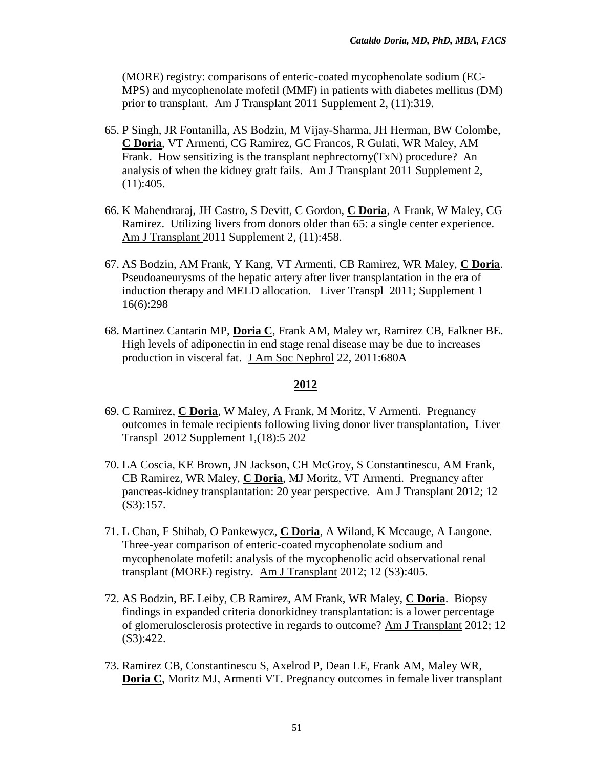(MORE) registry: comparisons of enteric-coated mycophenolate sodium (EC-MPS) and mycophenolate mofetil (MMF) in patients with diabetes mellitus (DM) prior to transplant. Am J Transplant 2011 Supplement 2, (11):319.

65. P Singh, JR Fontanilla, AS Bodzin, M Vijay-Sharma, JH Herman, BW Colombe, **C Doria**, VT Armenti, CG Ramirez, GC Francos, R Gulati, WR Maley, AM Frank. How sensitizing is the transplant nephrectomy(TxN) procedure? An analysis of when the kidney graft fails. Am J Transplant 2011 Supplement 2, (11):405.

66. K Mahendraraj, JH Castro, S Devitt, C Gordon, **C Doria**, A Frank, W Maley, CG Ramirez. Utilizing livers from donors older than 65: a single center experience. Am J Transplant 2011 Supplement 2, (11):458.

67. AS Bodzin, AM Frank, Y Kang, VT Armenti, CB Ramirez, WR Maley, **C Doria**. Pseudoaneurysms of the hepatic artery after liver transplantation in the era of induction therapy and MELD allocation. Liver Transpl 2011; Supplement 1 16(6):298

68. Martinez Cantarin MP, **Doria C**, Frank AM, Maley wr, Ramirez CB, Falkner BE. High levels of adiponectin in end stage renal disease may be due to increases production in visceral fat. J Am Soc Nephrol 22, 2011:680A

## 2012

69. C Ramirez, **C Doria**, W Maley, A Frank, M Moritz, V Armenti. Pregnancy outcomes in female recipients following living donor liver transplantation, Liver Transpl 2012 Supplement 1,(18):5 202

70. LA Coscia, KE Brown, JN Jackson, CH McGroy, S Constantinescu, AM Frank, CB Ramirez, WR Maley, **C Doria**, MJ Moritz, VT Armenti. Pregnancy after pancreas-kidney transplantation: 20 year perspective. Am J Transplant 2012; 12 (S3):157.

71. L Chan, F Shihab, O Pankewycz, **C Doria**, A Wiland, K Mccauge, A Langone. Three-year comparison of enteric-coated mycophenolate sodium and mycophenolate mofetil: analysis of the mycophenolic acid observational renal transplant (MORE) registry. Am J Transplant 2012; 12 (S3):405.

72. AS Bodzin, BE Leiby, CB Ramirez, AM Frank, WR Maley, **C Doria**. Biopsy findings in expanded criteria donorkidney transplantation: is a lower percentage of glomerulosclerosis protective in regards to outcome? Am J Transplant 2012; 12 (S3):422.

73. Ramirez CB, Constantinescu S, Axelrod P, Dean LE, Frank AM, Maley WR, **Doria C**, Moritz MJ, Armenti VT. Pregnancy outcomes in female liver transplant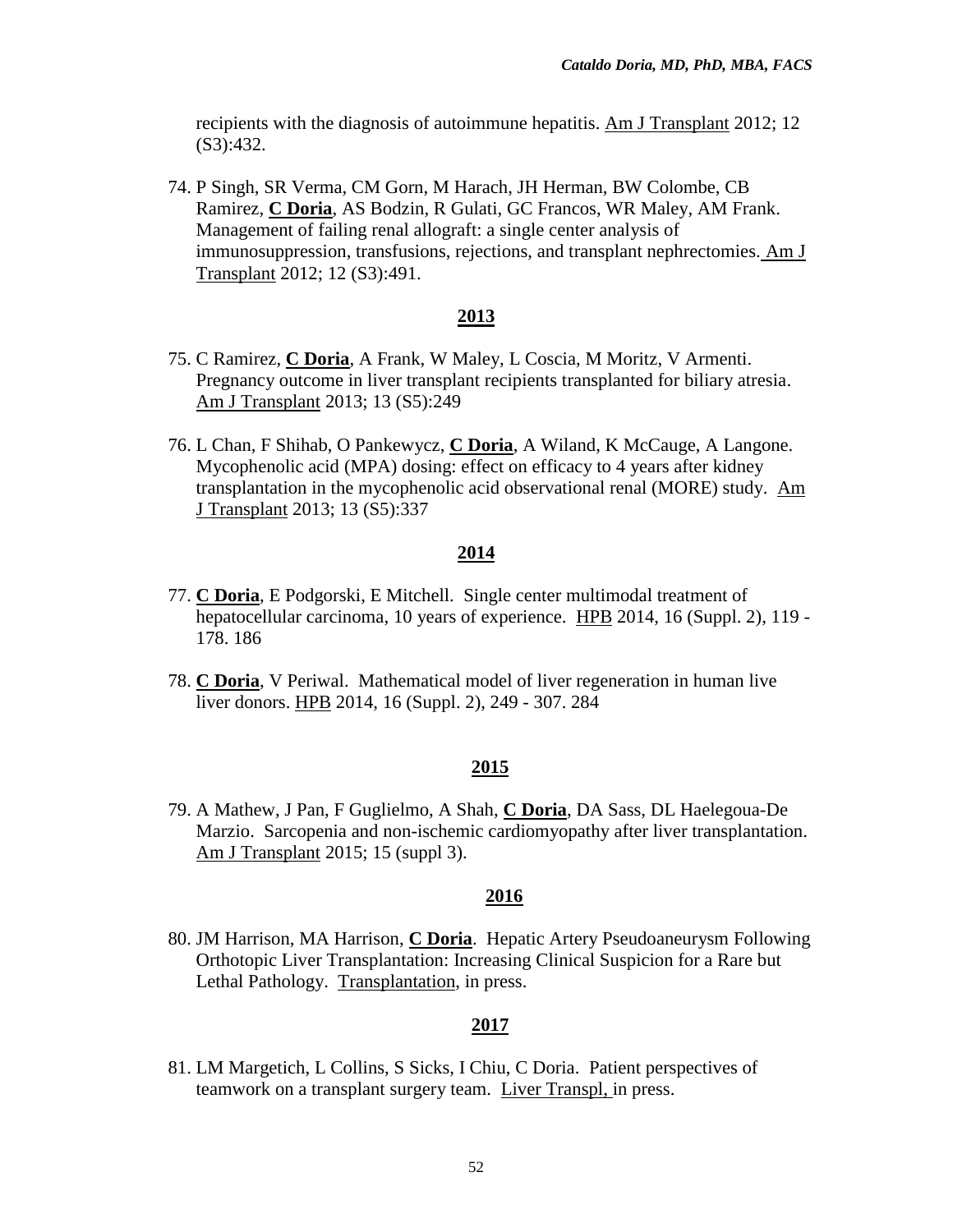recipients with the diagnosis of autoimmune hepatitis. Am J Transplant 2012; 12 (S3):432.

74. P Singh, SR Verma, CM Gorn, M Harach, JH Herman, BW Colombe, CB Ramirez, **C Doria**, AS Bodzin, R Gulati, GC Francos, WR Maley, AM Frank. Management of failing renal allograft: a single center analysis of immunosuppression, transfusions, rejections, and transplant nephrectomies. Am J Transplant 2012; 12 (S3):491.

**2013**

75. C Ramirez, **C Doria**, A Frank, W Maley, L Coscia, M Moritz, V Armenti. Pregnancy outcome in liver transplant recipients transplanted for biliary atresia. Am J Transplant 2013; 13 (S5):249

76. L Chan, F Shihab, O Pankewycz, **C Doria**, A Wiland, K McCauge, A Langone. Mycophenolic acid (MPA) dosing: effect on efficacy to 4 years after kidney transplantation in the mycophenolic acid observational renal (MORE) study. Am J Transplant 2013; 13 (S5):337

**2014**

77. **C Doria**, E Podgorski, E Mitchell. Single center multimodal treatment of hepatocellular carcinoma, 10 years of experience. HPB 2014, 16 (Suppl. 2), 119 - 178. 186

78. **C Doria**, V Periwal. Mathematical model of liver regeneration in human live liver donors. HPB 2014, 16 (Suppl. 2), 249 - 307. 284

**2015**

79. A Mathew, J Pan, F Guglielmo, A Shah, **C Doria**, DA Sass, DL Haelegoua-De Marzio. Sarcopenia and non-ischemic cardiomyopathy after liver transplantation. Am J Transplant 2015; 15 (suppl 3).

**2016**

80. JM Harrison, MA Harrison, **C Doria**. Hepatic Artery Pseudoaneurysm Following Orthotopic Liver Transplantation: Increasing Clinical Suspicion for a Rare but Lethal Pathology. Transplantation, in press.

**2017**

81. LM Margetich, L Collins, S Sicks, I Chiu, C Doria. Patient perspectives of teamwork on a transplant surgery team. Liver Transpl, in press.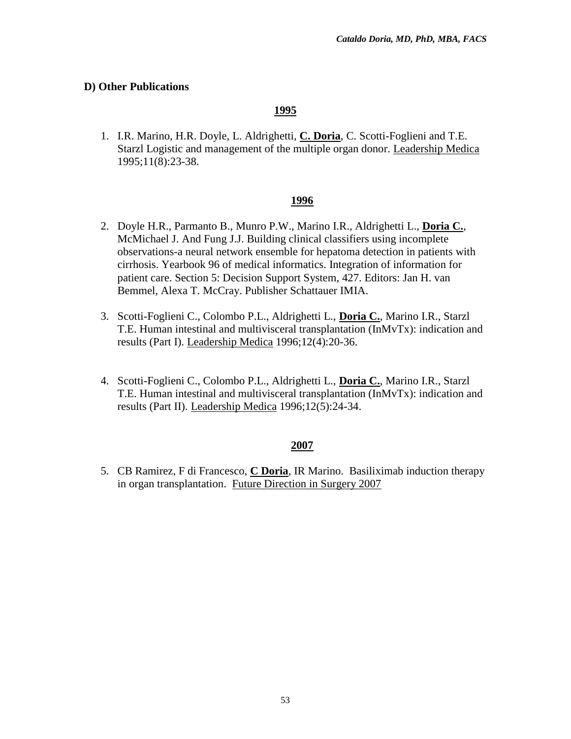## D) Other Publications

**1995**

1. I.R. Marino, H.R. Doyle, L. Aldrighetti, **C. Doria**, C. Scotti-Foglieni and T.E. Starzl Logistic and management of the multiple organ donor. Leadership Medica 1995;11(8):23-38.

**1996**

2. Doyle H.R., Parmanto B., Munro P.W., Marino I.R., Aldrighetti L., **Doria C.**, McMichael J. And Fung J.J. Building clinical classifiers using incomplete observations-a neural network ensemble for hepatoma detection in patients with cirrhosis. Yearbook 96 of medical informatics. Integration of information for patient care. Section 5: Decision Support System, 427. Editors: Jan H. van Bemmel, Alexa T. McCray. Publisher Schattauer IMIA.

3. Scotti-Foglieni C., Colombo P.L., Aldrighetti L., **Doria C.**, Marino I.R., Starzl T.E. Human intestinal and multivisceral transplantation (InMvTx): indication and results (Part I). Leadership Medica 1996;12(4):20-36.

4. Scotti-Foglieni C., Colombo P.L., Aldrighetti L., **Doria C.**, Marino I.R., Starzl T.E. Human intestinal and multivisceral transplantation (InMvTx): indication and results (Part II). Leadership Medica 1996;12(5):24-34.

**2007**

5. CB Ramirez, F di Francesco, **C Doria**, IR Marino. Basiliximab induction therapy in organ transplantation. Future Direction in Surgery 2007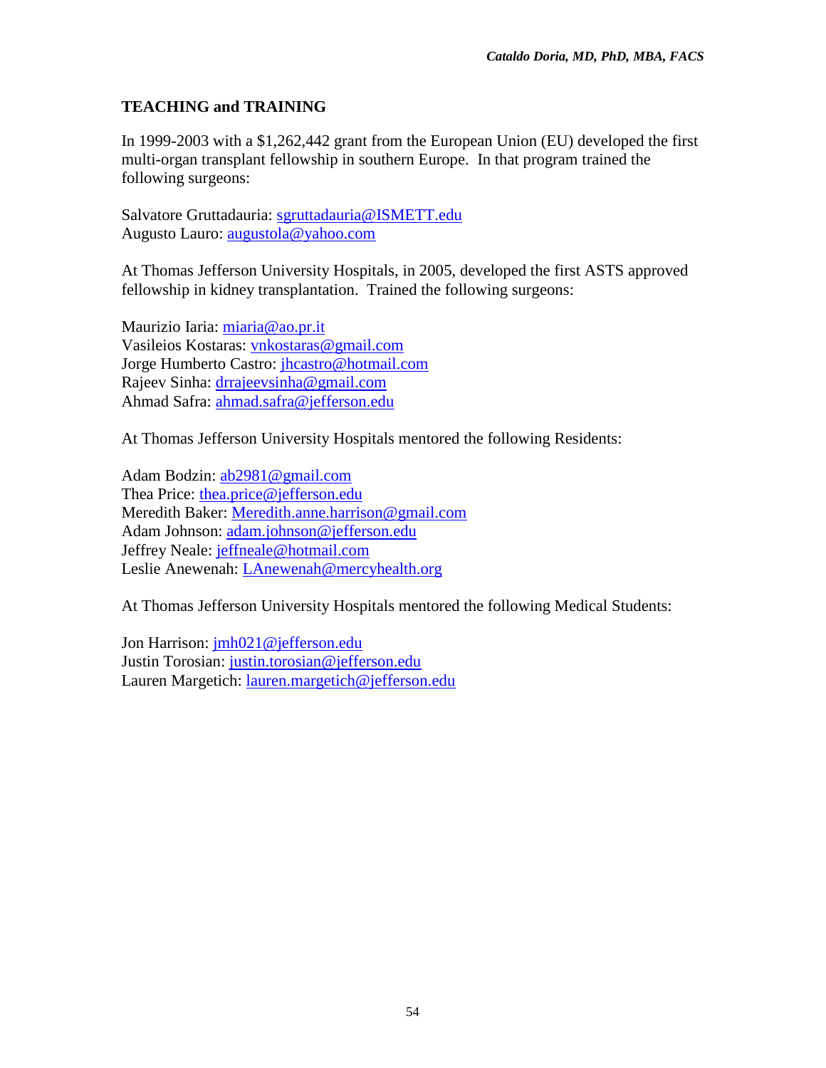## TEACHING and TRAINING

In 1999-2003 with a $1,262,442 grant from the European Union (EU) developed the first multi-organ transplant fellowship in southern Europe. In that program trained the following surgeons:

Salvatore Gruttadauria: sgruttadauria@ISMETT.edu
Augusto Lauro: augustola@yahoo.com

At Thomas Jefferson University Hospitals, in 2005, developed the first ASTS approved fellowship in kidney transplantation. Trained the following surgeons:

Maurizio Iaria: miaria@ao.pr.it
Vasileios Kostaras: vnkostaras@gmail.com
Jorge Humberto Castro: jhcastro@hotmail.com
Rajeev Sinha: drrajeevsinha@gmail.com
Ahmad Safra: ahmad.safra@jefferson.edu

At Thomas Jefferson University Hospitals mentored the following Residents:

Adam Bodzin: ab2981@gmail.com
Thea Price: thea.price@jefferson.edu
Meredith Baker: Meredith.anne.harrison@gmail.com
Adam Johnson: adam.johnson@jefferson.edu
Jeffrey Neale: jeffneale@hotmail.com
Leslie Anewenah: LAnewenah@mercyhealth.org

At Thomas Jefferson University Hospitals mentored the following Medical Students:

Jon Harrison: jmh021@jefferson.edu
Justin Torosian: justin.torosian@jefferson.edu
Lauren Margetich: lauren.margetich@jefferson.edu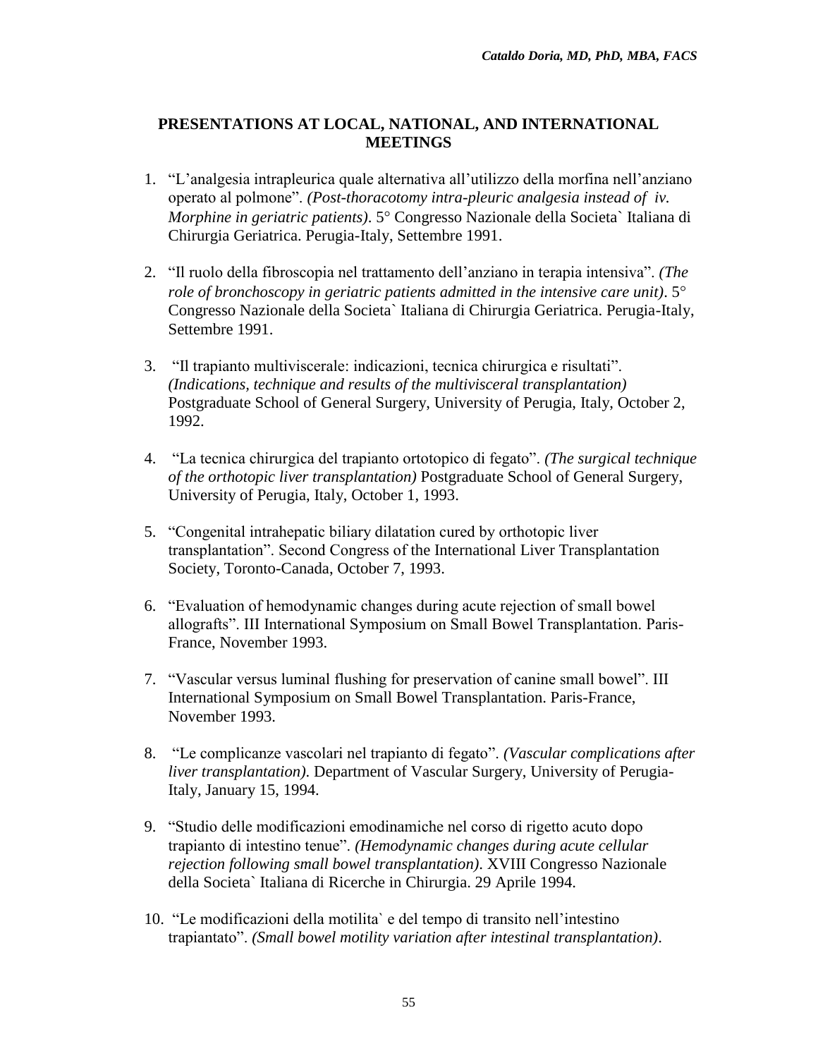## PRESENTATIONS AT LOCAL, NATIONAL, AND INTERNATIONAL MEETINGS

1. "L'analgesia intrapleurica quale alternativa all'utilizzo della morfina nell'anziano operato al polmone". *(Post-thoracotomy intra-pleuric analgesia instead of iv. Morphine in geriatric patients)*. 5° Congresso Nazionale della Societa` Italiana di Chirurgia Geriatrica. Perugia-Italy, Settembre 1991.

2. "Il ruolo della fibroscopia nel trattamento dell'anziano in terapia intensiva". *(The role of bronchoscopy in geriatric patients admitted in the intensive care unit)*. 5° Congresso Nazionale della Societa` Italiana di Chirurgia Geriatrica. Perugia-Italy, Settembre 1991.

3. "Il trapianto multiviscerale: indicazioni, tecnica chirurgica e risultati". *(Indications, technique and results of the multivisceral transplantation)* Postgraduate School of General Surgery, University of Perugia, Italy, October 2, 1992.

4. "La tecnica chirurgica del trapianto ortotopico di fegato". *(The surgical technique of the orthotopic liver transplantation)* Postgraduate School of General Surgery, University of Perugia, Italy, October 1, 1993.

5. "Congenital intrahepatic biliary dilatation cured by orthotopic liver transplantation". Second Congress of the International Liver Transplantation Society, Toronto-Canada, October 7, 1993.

6. "Evaluation of hemodynamic changes during acute rejection of small bowel allografts". III International Symposium on Small Bowel Transplantation. Paris-France, November 1993.

7. "Vascular versus luminal flushing for preservation of canine small bowel". III International Symposium on Small Bowel Transplantation. Paris-France, November 1993.

8. "Le complicanze vascolari nel trapianto di fegato". *(Vascular complications after liver transplantation)*. Department of Vascular Surgery, University of Perugia-Italy, January 15, 1994.

9. "Studio delle modificazioni emodinamiche nel corso di rigetto acuto dopo trapianto di intestino tenue". *(Hemodynamic changes during acute cellular rejection following small bowel transplantation)*. XVIII Congresso Nazionale della Societa` Italiana di Ricerche in Chirurgia. 29 Aprile 1994.

10. "Le modificazioni della motilita` e del tempo di transito nell'intestino trapiantato". *(Small bowel motility variation after intestinal transplantation)*.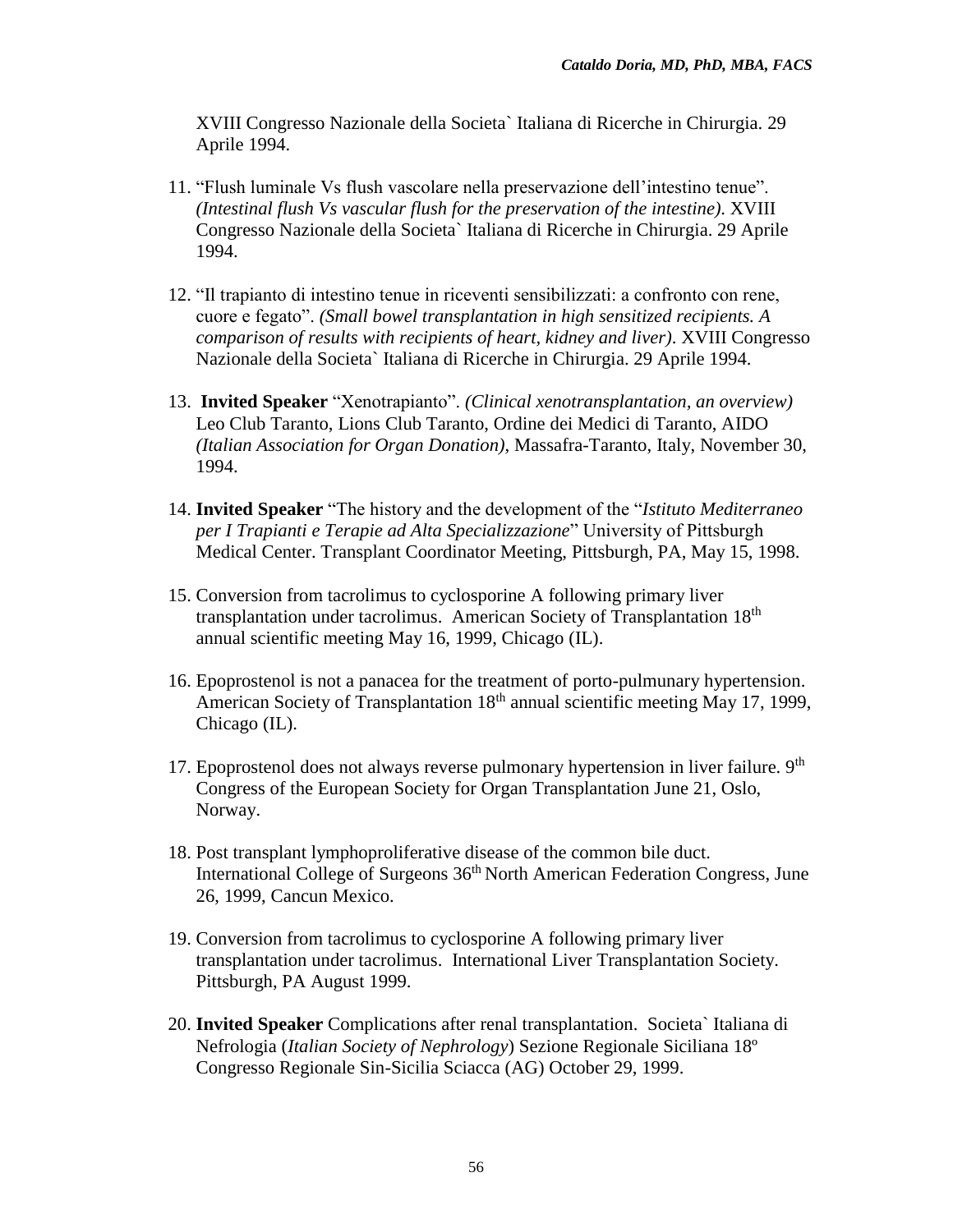XVIII Congresso Nazionale della Societa` Italiana di Ricerche in Chirurgia. 29 Aprile 1994.

11. "Flush luminale Vs flush vascolare nella preservazione dell'intestino tenue". *(Intestinal flush Vs vascular flush for the preservation of the intestine).* XVIII Congresso Nazionale della Societa` Italiana di Ricerche in Chirurgia. 29 Aprile 1994.

12. "Il trapianto di intestino tenue in riceventi sensibilizzati: a confronto con rene, cuore e fegato". *(Small bowel transplantation in high sensitized recipients. A comparison of results with recipients of heart, kidney and liver)*. XVIII Congresso Nazionale della Societa` Italiana di Ricerche in Chirurgia. 29 Aprile 1994.

13. **Invited Speaker** "Xenotrapianto". *(Clinical xenotransplantation, an overview)* Leo Club Taranto, Lions Club Taranto, Ordine dei Medici di Taranto, AIDO *(Italian Association for Organ Donation)*, Massafra-Taranto, Italy, November 30, 1994.

14. **Invited Speaker** "The history and the development of the "*Istituto Mediterraneo per I Trapianti e Terapie ad Alta Specializzazione*" University of Pittsburgh Medical Center. Transplant Coordinator Meeting, Pittsburgh, PA, May 15, 1998.

15. Conversion from tacrolimus to cyclosporine A following primary liver transplantation under tacrolimus. American Society of Transplantation 18th annual scientific meeting May 16, 1999, Chicago (IL).

16. Epoprostenol is not a panacea for the treatment of porto-pulmunary hypertension. American Society of Transplantation 18th annual scientific meeting May 17, 1999, Chicago (IL).

17. Epoprostenol does not always reverse pulmonary hypertension in liver failure. 9th Congress of the European Society for Organ Transplantation June 21, Oslo, Norway.

18. Post transplant lymphoproliferative disease of the common bile duct. International College of Surgeons 36th North American Federation Congress, June 26, 1999, Cancun Mexico.

19. Conversion from tacrolimus to cyclosporine A following primary liver transplantation under tacrolimus. International Liver Transplantation Society. Pittsburgh, PA August 1999.

20. **Invited Speaker** Complications after renal transplantation. Societa` Italiana di Nefrologia (*Italian Society of Nephrology*) Sezione Regionale Siciliana 18º Congresso Regionale Sin-Sicilia Sciacca (AG) October 29, 1999.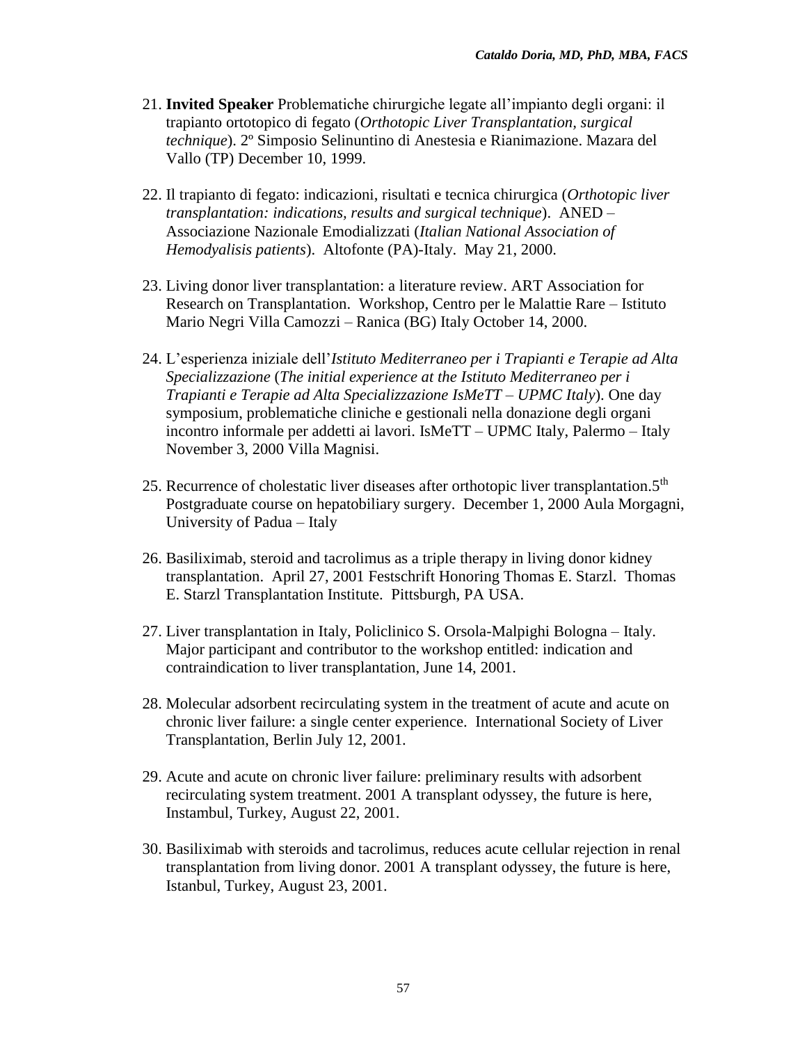21. **Invited Speaker** Problematiche chirurgiche legate all'impianto degli organi: il trapianto ortotopico di fegato (*Orthotopic Liver Transplantation, surgical technique*). 2º Simposio Selinuntino di Anestesia e Rianimazione. Mazara del Vallo (TP) December 10, 1999.

22. Il trapianto di fegato: indicazioni, risultati e tecnica chirurgica (*Orthotopic liver transplantation: indications, results and surgical technique*). ANED – Associazione Nazionale Emodializzati (*Italian National Association of Hemodyalisis patients*). Altofonte (PA)-Italy. May 21, 2000.

23. Living donor liver transplantation: a literature review. ART Association for Research on Transplantation. Workshop, Centro per le Malattie Rare – Istituto Mario Negri Villa Camozzi – Ranica (BG) Italy October 14, 2000.

24. L'esperienza iniziale dell'*Istituto Mediterraneo per i Trapianti e Terapie ad Alta Specializzazione* (*The initial experience at the Istituto Mediterraneo per i Trapianti e Terapie ad Alta Specializzazione IsMeTT – UPMC Italy*). One day symposium, problematiche cliniche e gestionali nella donazione degli organi incontro informale per addetti ai lavori. IsMeTT – UPMC Italy, Palermo – Italy November 3, 2000 Villa Magnisi.

25. Recurrence of cholestatic liver diseases after orthotopic liver transplantation.5th Postgraduate course on hepatobiliary surgery. December 1, 2000 Aula Morgagni, University of Padua – Italy

26. Basiliximab, steroid and tacrolimus as a triple therapy in living donor kidney transplantation. April 27, 2001 Festschrift Honoring Thomas E. Starzl. Thomas E. Starzl Transplantation Institute. Pittsburgh, PA USA.

27. Liver transplantation in Italy, Policlinico S. Orsola-Malpighi Bologna – Italy. Major participant and contributor to the workshop entitled: indication and contraindication to liver transplantation, June 14, 2001.

28. Molecular adsorbent recirculating system in the treatment of acute and acute on chronic liver failure: a single center experience. International Society of Liver Transplantation, Berlin July 12, 2001.

29. Acute and acute on chronic liver failure: preliminary results with adsorbent recirculating system treatment. 2001 A transplant odyssey, the future is here, Instambul, Turkey, August 22, 2001.

30. Basiliximab with steroids and tacrolimus, reduces acute cellular rejection in renal transplantation from living donor. 2001 A transplant odyssey, the future is here, Istanbul, Turkey, August 23, 2001.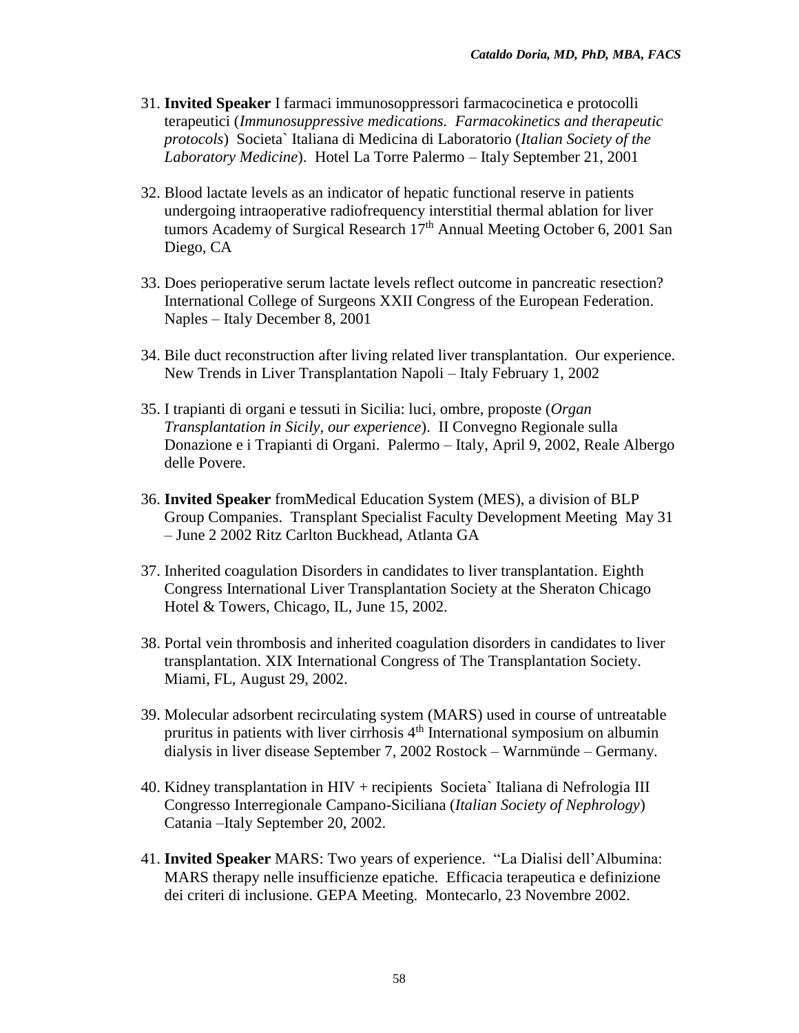31. **Invited Speaker** I farmaci immunosoppressori farmacocinetica e protocolli terapeutici (*Immunosuppressive medications. Farmacokinetics and therapeutic protocols*) Societa` Italiana di Medicina di Laboratorio (*Italian Society of the Laboratory Medicine*). Hotel La Torre Palermo – Italy September 21, 2001

32. Blood lactate levels as an indicator of hepatic functional reserve in patients undergoing intraoperative radiofrequency interstitial thermal ablation for liver tumors Academy of Surgical Research 17th Annual Meeting October 6, 2001 San Diego, CA

33. Does perioperative serum lactate levels reflect outcome in pancreatic resection? International College of Surgeons XXII Congress of the European Federation. Naples – Italy December 8, 2001

34. Bile duct reconstruction after living related liver transplantation. Our experience. New Trends in Liver Transplantation Napoli – Italy February 1, 2002

35. I trapianti di organi e tessuti in Sicilia: luci, ombre, proposte (*Organ Transplantation in Sicily, our experience*). II Convegno Regionale sulla Donazione e i Trapianti di Organi. Palermo – Italy, April 9, 2002, Reale Albergo delle Povere.

36. **Invited Speaker** fromMedical Education System (MES), a division of BLP Group Companies. Transplant Specialist Faculty Development Meeting May 31 – June 2 2002 Ritz Carlton Buckhead, Atlanta GA

37. Inherited coagulation Disorders in candidates to liver transplantation. Eighth Congress International Liver Transplantation Society at the Sheraton Chicago Hotel & Towers, Chicago, IL, June 15, 2002.

38. Portal vein thrombosis and inherited coagulation disorders in candidates to liver transplantation. XIX International Congress of The Transplantation Society. Miami, FL, August 29, 2002.

39. Molecular adsorbent recirculating system (MARS) used in course of untreatable pruritus in patients with liver cirrhosis 4th International symposium on albumin dialysis in liver disease September 7, 2002 Rostock – Warnmünde – Germany.

40. Kidney transplantation in HIV + recipients Societa` Italiana di Nefrologia III Congresso Interregionale Campano-Siciliana (*Italian Society of Nephrology*) Catania –Italy September 20, 2002.

41. **Invited Speaker** MARS: Two years of experience. "La Dialisi dell'Albumina: MARS therapy nelle insufficienze epatiche. Efficacia terapeutica e definizione dei criteri di inclusione. GEPA Meeting. Montecarlo, 23 Novembre 2002.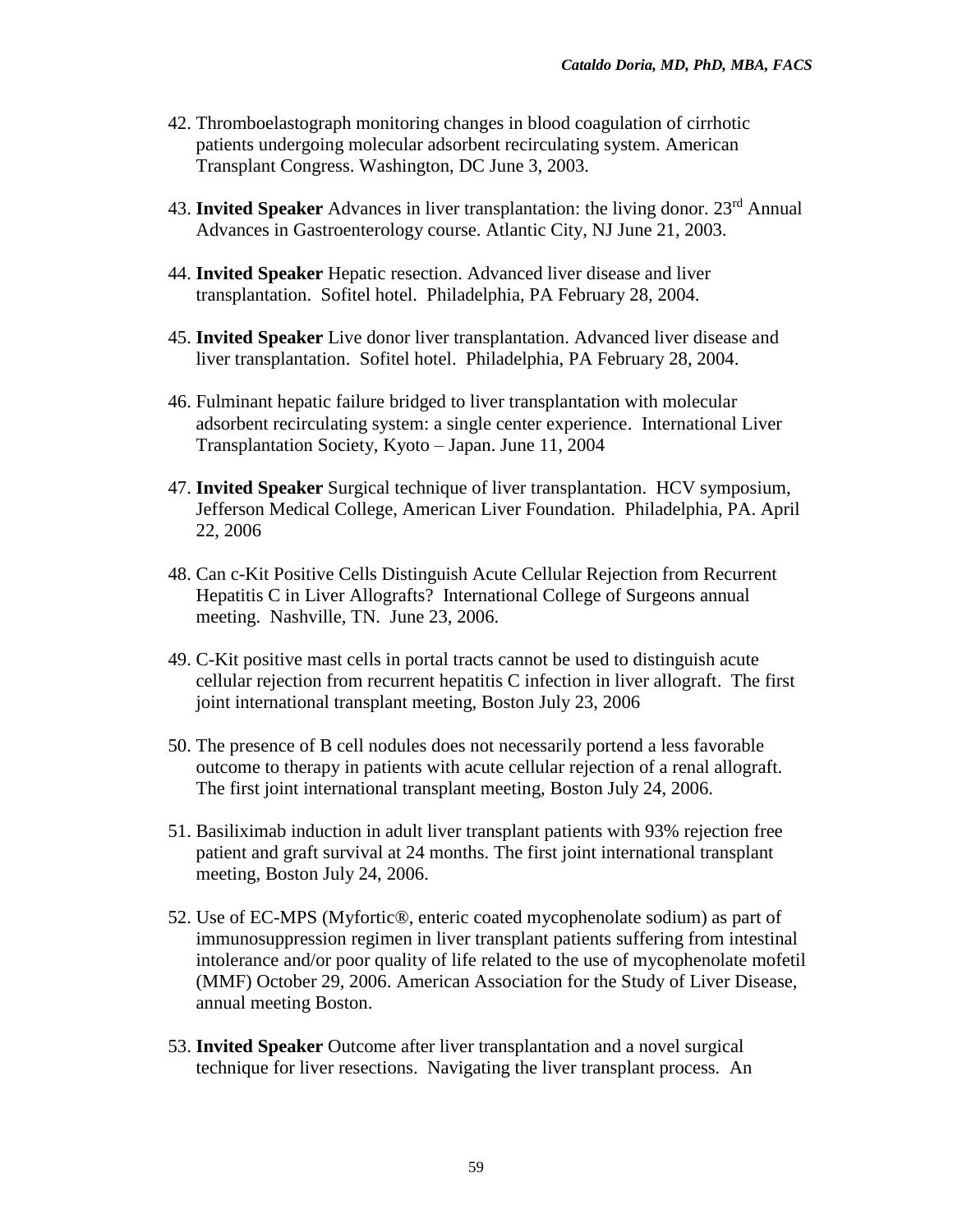42. Thromboelastograph monitoring changes in blood coagulation of cirrhotic patients undergoing molecular adsorbent recirculating system. American Transplant Congress. Washington, DC June 3, 2003.

43. **Invited Speaker** Advances in liver transplantation: the living donor. 23rd Annual Advances in Gastroenterology course. Atlantic City, NJ June 21, 2003.

44. **Invited Speaker** Hepatic resection. Advanced liver disease and liver transplantation. Sofitel hotel. Philadelphia, PA February 28, 2004.

45. **Invited Speaker** Live donor liver transplantation. Advanced liver disease and liver transplantation. Sofitel hotel. Philadelphia, PA February 28, 2004.

46. Fulminant hepatic failure bridged to liver transplantation with molecular adsorbent recirculating system: a single center experience. International Liver Transplantation Society, Kyoto – Japan. June 11, 2004

47. **Invited Speaker** Surgical technique of liver transplantation. HCV symposium, Jefferson Medical College, American Liver Foundation. Philadelphia, PA. April 22, 2006

48. Can c-Kit Positive Cells Distinguish Acute Cellular Rejection from Recurrent Hepatitis C in Liver Allografts? International College of Surgeons annual meeting. Nashville, TN. June 23, 2006.

49. C-Kit positive mast cells in portal tracts cannot be used to distinguish acute cellular rejection from recurrent hepatitis C infection in liver allograft. The first joint international transplant meeting, Boston July 23, 2006

50. The presence of B cell nodules does not necessarily portend a less favorable outcome to therapy in patients with acute cellular rejection of a renal allograft. The first joint international transplant meeting, Boston July 24, 2006.

51. Basiliximab induction in adult liver transplant patients with 93% rejection free patient and graft survival at 24 months. The first joint international transplant meeting, Boston July 24, 2006.

52. Use of EC-MPS (Myfortic®, enteric coated mycophenolate sodium) as part of immunosuppression regimen in liver transplant patients suffering from intestinal intolerance and/or poor quality of life related to the use of mycophenolate mofetil (MMF) October 29, 2006. American Association for the Study of Liver Disease, annual meeting Boston.

53. **Invited Speaker** Outcome after liver transplantation and a novel surgical technique for liver resections. Navigating the liver transplant process. An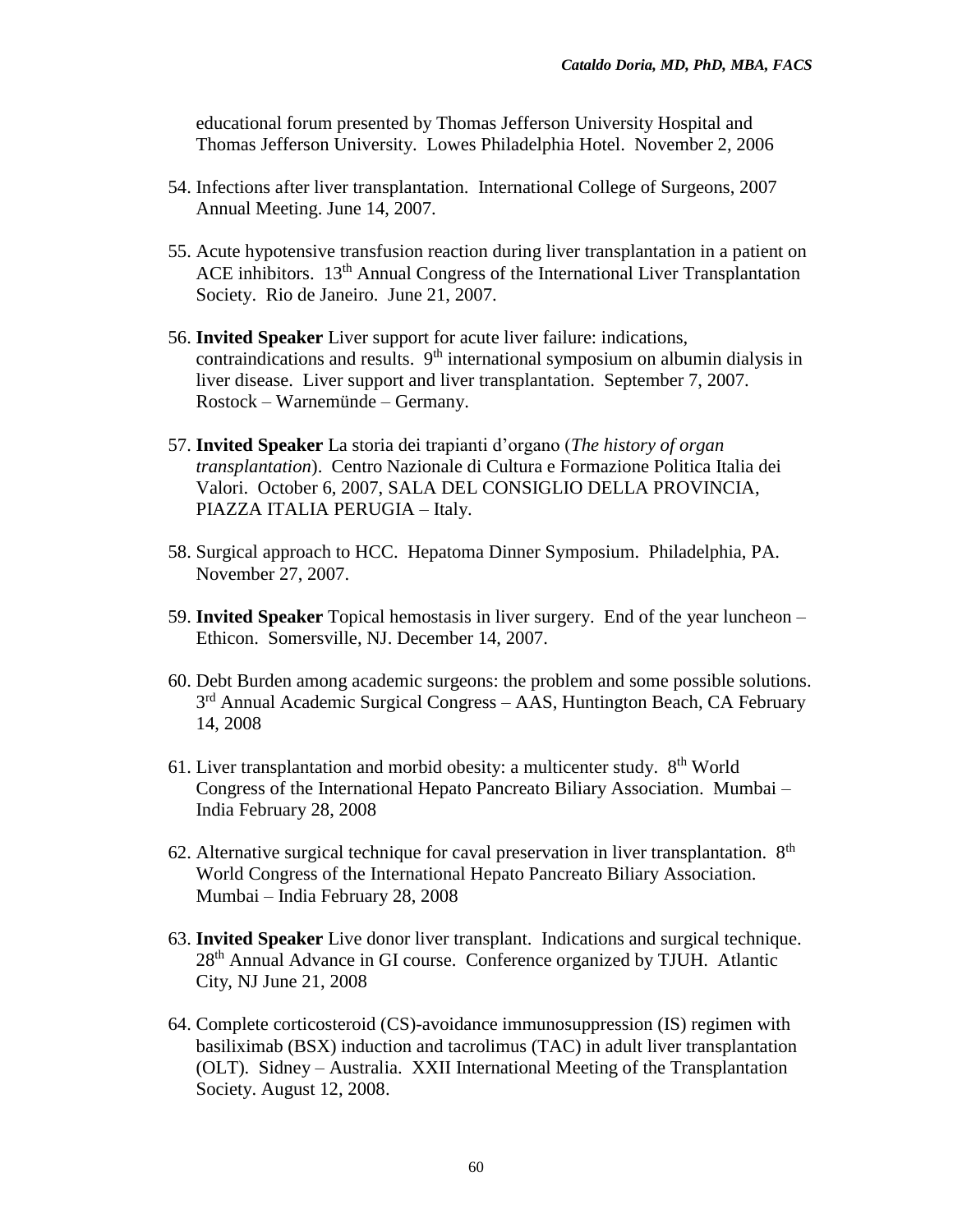educational forum presented by Thomas Jefferson University Hospital and Thomas Jefferson University. Lowes Philadelphia Hotel. November 2, 2006

54. Infections after liver transplantation. International College of Surgeons, 2007 Annual Meeting. June 14, 2007.

55. Acute hypotensive transfusion reaction during liver transplantation in a patient on ACE inhibitors. 13th Annual Congress of the International Liver Transplantation Society. Rio de Janeiro. June 21, 2007.

56. **Invited Speaker** Liver support for acute liver failure: indications, contraindications and results. 9th international symposium on albumin dialysis in liver disease. Liver support and liver transplantation. September 7, 2007. Rostock – Warnemünde – Germany.

57. **Invited Speaker** La storia dei trapianti d'organo (*The history of organ transplantation*). Centro Nazionale di Cultura e Formazione Politica Italia dei Valori. October 6, 2007, SALA DEL CONSIGLIO DELLA PROVINCIA, PIAZZA ITALIA PERUGIA – Italy.

58. Surgical approach to HCC. Hepatoma Dinner Symposium. Philadelphia, PA. November 27, 2007.

59. **Invited Speaker** Topical hemostasis in liver surgery. End of the year luncheon – Ethicon. Somersville, NJ. December 14, 2007.

60. Debt Burden among academic surgeons: the problem and some possible solutions. 3rd Annual Academic Surgical Congress – AAS, Huntington Beach, CA February 14, 2008

61. Liver transplantation and morbid obesity: a multicenter study. 8th World Congress of the International Hepato Pancreato Biliary Association. Mumbai – India February 28, 2008

62. Alternative surgical technique for caval preservation in liver transplantation. 8th World Congress of the International Hepato Pancreato Biliary Association. Mumbai – India February 28, 2008

63. **Invited Speaker** Live donor liver transplant. Indications and surgical technique. 28th Annual Advance in GI course. Conference organized by TJUH. Atlantic City, NJ June 21, 2008

64. Complete corticosteroid (CS)-avoidance immunosuppression (IS) regimen with basiliximab (BSX) induction and tacrolimus (TAC) in adult liver transplantation (OLT). Sidney – Australia. XXII International Meeting of the Transplantation Society. August 12, 2008.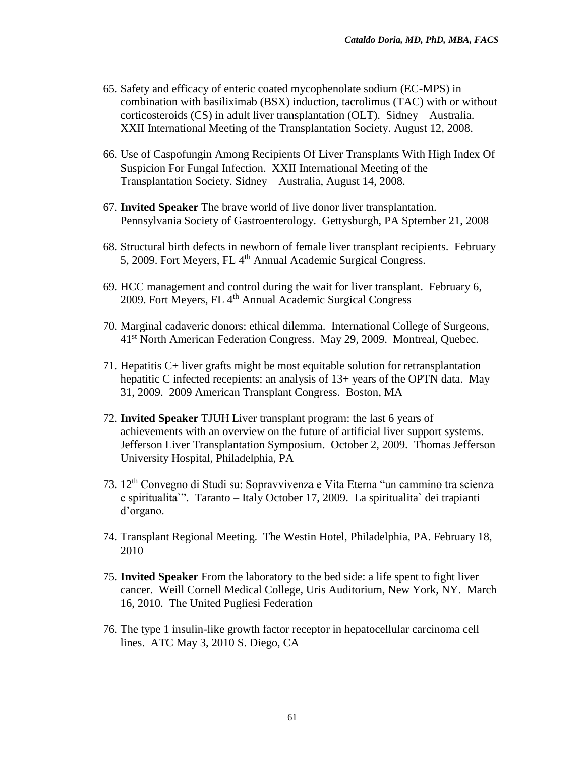65. Safety and efficacy of enteric coated mycophenolate sodium (EC-MPS) in combination with basiliximab (BSX) induction, tacrolimus (TAC) with or without corticosteroids (CS) in adult liver transplantation (OLT). Sidney – Australia. XXII International Meeting of the Transplantation Society. August 12, 2008.

66. Use of Caspofungin Among Recipients Of Liver Transplants With High Index Of Suspicion For Fungal Infection. XXII International Meeting of the Transplantation Society. Sidney – Australia, August 14, 2008.

67. **Invited Speaker** The brave world of live donor liver transplantation. Pennsylvania Society of Gastroenterology. Gettysburgh, PA Sptember 21, 2008

68. Structural birth defects in newborn of female liver transplant recipients. February 5, 2009. Fort Meyers, FL 4th Annual Academic Surgical Congress.

69. HCC management and control during the wait for liver transplant. February 6, 2009. Fort Meyers, FL 4th Annual Academic Surgical Congress

70. Marginal cadaveric donors: ethical dilemma. International College of Surgeons, 41st North American Federation Congress. May 29, 2009. Montreal, Quebec.

71. Hepatitis C+ liver grafts might be most equitable solution for retransplantation hepatitic C infected recepients: an analysis of 13+ years of the OPTN data. May 31, 2009. 2009 American Transplant Congress. Boston, MA

72. **Invited Speaker** TJUH Liver transplant program: the last 6 years of achievements with an overview on the future of artificial liver support systems. Jefferson Liver Transplantation Symposium. October 2, 2009. Thomas Jefferson University Hospital, Philadelphia, PA

73. 12th Convegno di Studi su: Sopravvivenza e Vita Eterna "un cammino tra scienza e spiritualita`". Taranto – Italy October 17, 2009. La spiritualita` dei trapianti d'organo.

74. Transplant Regional Meeting. The Westin Hotel, Philadelphia, PA. February 18, 2010

75. **Invited Speaker** From the laboratory to the bed side: a life spent to fight liver cancer. Weill Cornell Medical College, Uris Auditorium, New York, NY. March 16, 2010. The United Pugliesi Federation

76. The type 1 insulin-like growth factor receptor in hepatocellular carcinoma cell lines. ATC May 3, 2010 S. Diego, CA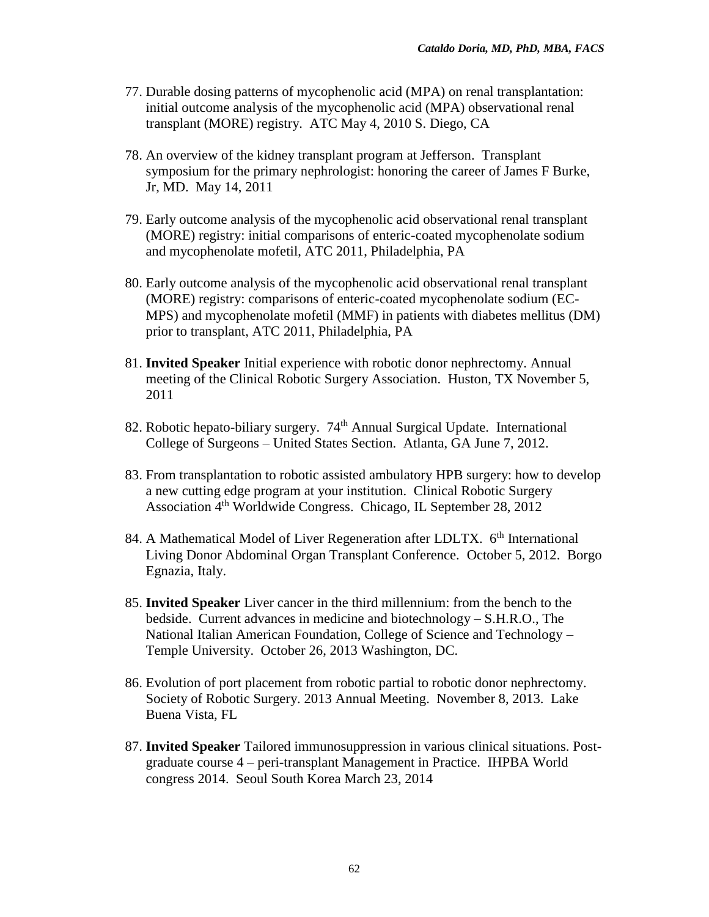77. Durable dosing patterns of mycophenolic acid (MPA) on renal transplantation: initial outcome analysis of the mycophenolic acid (MPA) observational renal transplant (MORE) registry. ATC May 4, 2010 S. Diego, CA

78. An overview of the kidney transplant program at Jefferson. Transplant symposium for the primary nephrologist: honoring the career of James F Burke, Jr, MD. May 14, 2011

79. Early outcome analysis of the mycophenolic acid observational renal transplant (MORE) registry: initial comparisons of enteric-coated mycophenolate sodium and mycophenolate mofetil, ATC 2011, Philadelphia, PA

80. Early outcome analysis of the mycophenolic acid observational renal transplant (MORE) registry: comparisons of enteric-coated mycophenolate sodium (EC-MPS) and mycophenolate mofetil (MMF) in patients with diabetes mellitus (DM) prior to transplant, ATC 2011, Philadelphia, PA

81. **Invited Speaker** Initial experience with robotic donor nephrectomy. Annual meeting of the Clinical Robotic Surgery Association. Huston, TX November 5, 2011

82. Robotic hepato-biliary surgery. 74th Annual Surgical Update. International College of Surgeons – United States Section. Atlanta, GA June 7, 2012.

83. From transplantation to robotic assisted ambulatory HPB surgery: how to develop a new cutting edge program at your institution. Clinical Robotic Surgery Association 4th Worldwide Congress. Chicago, IL September 28, 2012

84. A Mathematical Model of Liver Regeneration after LDLTX. 6th International Living Donor Abdominal Organ Transplant Conference. October 5, 2012. Borgo Egnazia, Italy.

85. **Invited Speaker** Liver cancer in the third millennium: from the bench to the bedside. Current advances in medicine and biotechnology – S.H.R.O., The National Italian American Foundation, College of Science and Technology – Temple University. October 26, 2013 Washington, DC.

86. Evolution of port placement from robotic partial to robotic donor nephrectomy. Society of Robotic Surgery. 2013 Annual Meeting. November 8, 2013. Lake Buena Vista, FL

87. **Invited Speaker** Tailored immunosuppression in various clinical situations. Post-graduate course 4 – peri-transplant Management in Practice. IHPBA World congress 2014. Seoul South Korea March 23, 2014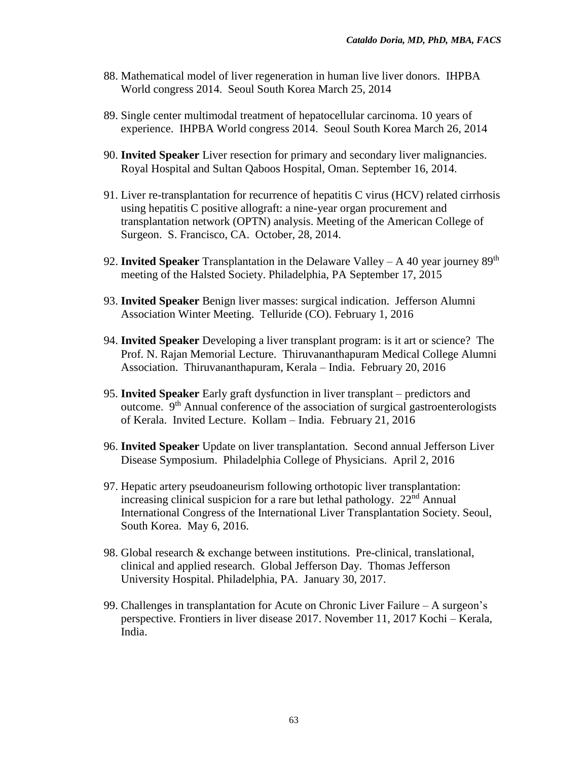88. Mathematical model of liver regeneration in human live liver donors. IHPBA World congress 2014. Seoul South Korea March 25, 2014

89. Single center multimodal treatment of hepatocellular carcinoma. 10 years of experience. IHPBA World congress 2014. Seoul South Korea March 26, 2014

90. **Invited Speaker** Liver resection for primary and secondary liver malignancies. Royal Hospital and Sultan Qaboos Hospital, Oman. September 16, 2014.

91. Liver re-transplantation for recurrence of hepatitis C virus (HCV) related cirrhosis using hepatitis C positive allograft: a nine-year organ procurement and transplantation network (OPTN) analysis. Meeting of the American College of Surgeon. S. Francisco, CA. October, 28, 2014.

92. **Invited Speaker** Transplantation in the Delaware Valley – A 40 year journey 89th meeting of the Halsted Society. Philadelphia, PA September 17, 2015

93. **Invited Speaker** Benign liver masses: surgical indication. Jefferson Alumni Association Winter Meeting. Telluride (CO). February 1, 2016

94. **Invited Speaker** Developing a liver transplant program: is it art or science? The Prof. N. Rajan Memorial Lecture. Thiruvananthapuram Medical College Alumni Association. Thiruvananthapuram, Kerala – India. February 20, 2016

95. **Invited Speaker** Early graft dysfunction in liver transplant – predictors and outcome. 9th Annual conference of the association of surgical gastroenterologists of Kerala. Invited Lecture. Kollam – India. February 21, 2016

96. **Invited Speaker** Update on liver transplantation. Second annual Jefferson Liver Disease Symposium. Philadelphia College of Physicians. April 2, 2016

97. Hepatic artery pseudoaneurism following orthotopic liver transplantation: increasing clinical suspicion for a rare but lethal pathology. 22nd Annual International Congress of the International Liver Transplantation Society. Seoul, South Korea. May 6, 2016.

98. Global research & exchange between institutions. Pre-clinical, translational, clinical and applied research. Global Jefferson Day. Thomas Jefferson University Hospital. Philadelphia, PA. January 30, 2017.

99. Challenges in transplantation for Acute on Chronic Liver Failure – A surgeon's perspective. Frontiers in liver disease 2017. November 11, 2017 Kochi – Kerala, India.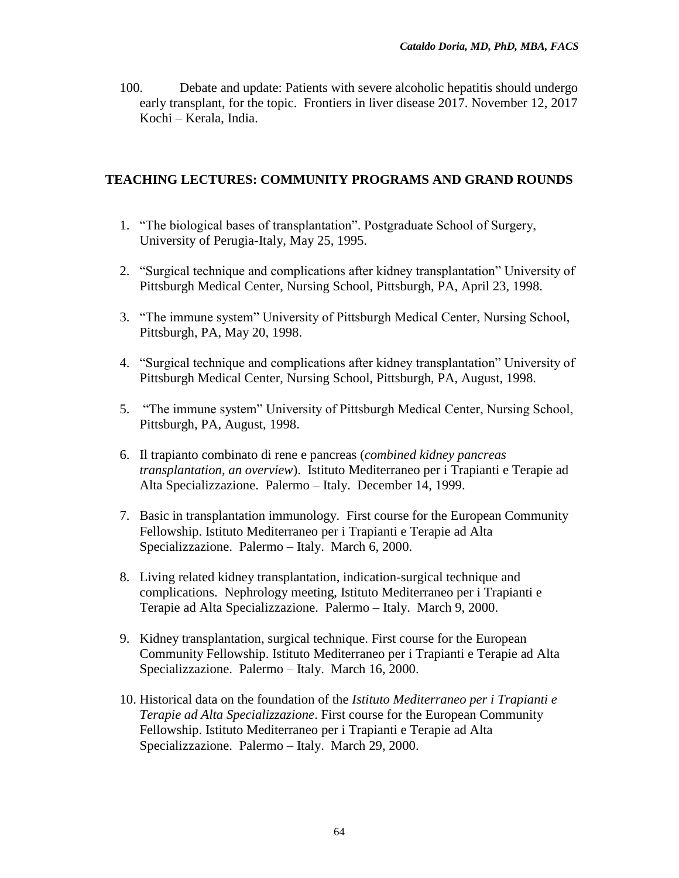100. Debate and update: Patients with severe alcoholic hepatitis should undergo early transplant, for the topic. Frontiers in liver disease 2017. November 12, 2017 Kochi – Kerala, India.

## TEACHING LECTURES: COMMUNITY PROGRAMS AND GRAND ROUNDS

1. "The biological bases of transplantation". Postgraduate School of Surgery, University of Perugia-Italy, May 25, 1995.
2. "Surgical technique and complications after kidney transplantation" University of Pittsburgh Medical Center, Nursing School, Pittsburgh, PA, April 23, 1998.
3. "The immune system" University of Pittsburgh Medical Center, Nursing School, Pittsburgh, PA, May 20, 1998.
4. "Surgical technique and complications after kidney transplantation" University of Pittsburgh Medical Center, Nursing School, Pittsburgh, PA, August, 1998.
5. "The immune system" University of Pittsburgh Medical Center, Nursing School, Pittsburgh, PA, August, 1998.
6. Il trapianto combinato di rene e pancreas (*combined kidney pancreas transplantation, an overview*). Istituto Mediterraneo per i Trapianti e Terapie ad Alta Specializzazione. Palermo – Italy. December 14, 1999.
7. Basic in transplantation immunology. First course for the European Community Fellowship. Istituto Mediterraneo per i Trapianti e Terapie ad Alta Specializzazione. Palermo – Italy. March 6, 2000.
8. Living related kidney transplantation, indication-surgical technique and complications. Nephrology meeting, Istituto Mediterraneo per i Trapianti e Terapie ad Alta Specializzazione. Palermo – Italy. March 9, 2000.
9. Kidney transplantation, surgical technique. First course for the European Community Fellowship. Istituto Mediterraneo per i Trapianti e Terapie ad Alta Specializzazione. Palermo – Italy. March 16, 2000.
10. Historical data on the foundation of the *Istituto Mediterraneo per i Trapianti e Terapie ad Alta Specializzazione*. First course for the European Community Fellowship. Istituto Mediterraneo per i Trapianti e Terapie ad Alta Specializzazione. Palermo – Italy. March 29, 2000.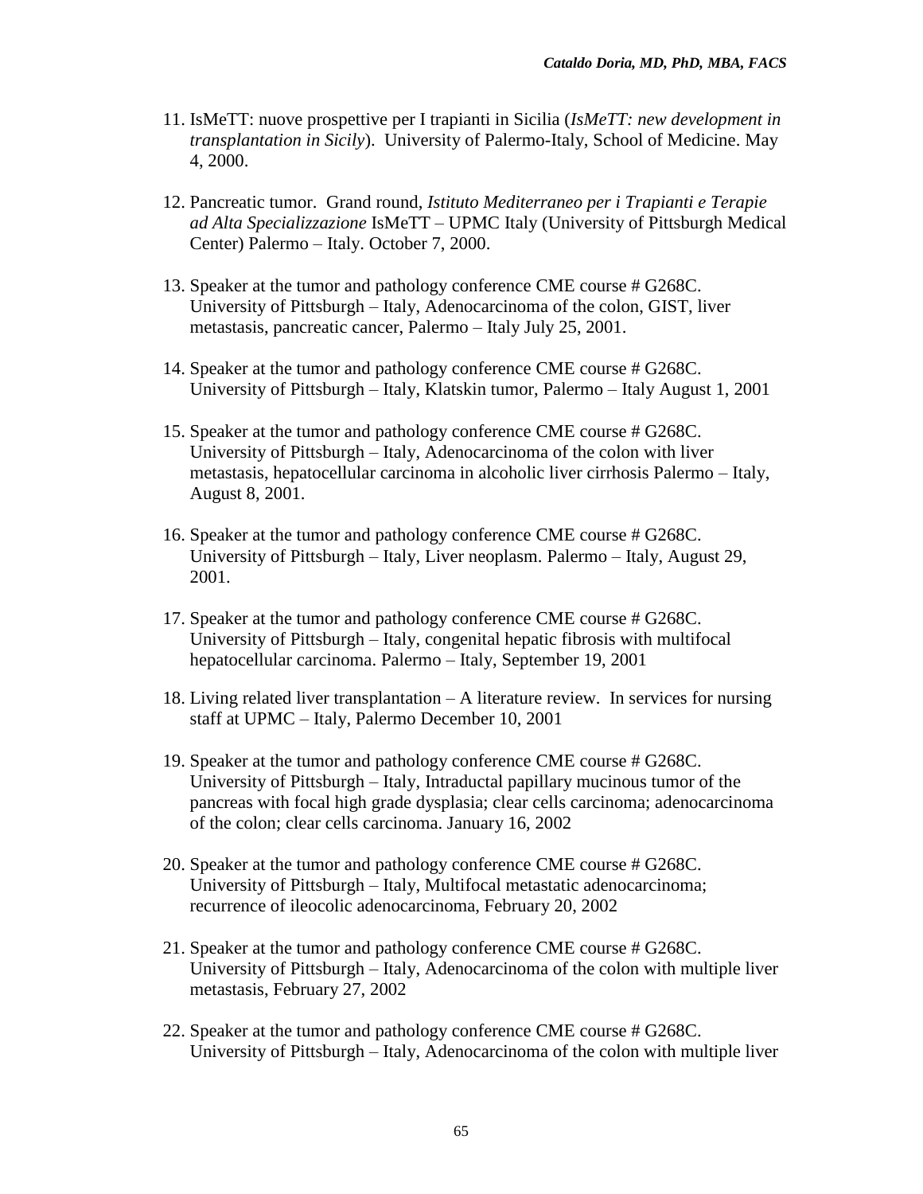11. IsMeTT: nuove prospettive per I trapianti in Sicilia (*IsMeTT: new development in transplantation in Sicily*). University of Palermo-Italy, School of Medicine. May 4, 2000.

12. Pancreatic tumor. Grand round, *Istituto Mediterraneo per i Trapianti e Terapie ad Alta Specializzazione* IsMeTT – UPMC Italy (University of Pittsburgh Medical Center) Palermo – Italy. October 7, 2000.

13. Speaker at the tumor and pathology conference CME course # G268C. University of Pittsburgh – Italy, Adenocarcinoma of the colon, GIST, liver metastasis, pancreatic cancer, Palermo – Italy July 25, 2001.

14. Speaker at the tumor and pathology conference CME course # G268C. University of Pittsburgh – Italy, Klatskin tumor, Palermo – Italy August 1, 2001

15. Speaker at the tumor and pathology conference CME course # G268C. University of Pittsburgh – Italy, Adenocarcinoma of the colon with liver metastasis, hepatocellular carcinoma in alcoholic liver cirrhosis Palermo – Italy, August 8, 2001.

16. Speaker at the tumor and pathology conference CME course # G268C. University of Pittsburgh – Italy, Liver neoplasm. Palermo – Italy, August 29, 2001.

17. Speaker at the tumor and pathology conference CME course # G268C. University of Pittsburgh – Italy, congenital hepatic fibrosis with multifocal hepatocellular carcinoma. Palermo – Italy, September 19, 2001

18. Living related liver transplantation – A literature review. In services for nursing staff at UPMC – Italy, Palermo December 10, 2001

19. Speaker at the tumor and pathology conference CME course # G268C. University of Pittsburgh – Italy, Intraductal papillary mucinous tumor of the pancreas with focal high grade dysplasia; clear cells carcinoma; adenocarcinoma of the colon; clear cells carcinoma. January 16, 2002

20. Speaker at the tumor and pathology conference CME course # G268C. University of Pittsburgh – Italy, Multifocal metastatic adenocarcinoma; recurrence of ileocolic adenocarcinoma, February 20, 2002

21. Speaker at the tumor and pathology conference CME course # G268C. University of Pittsburgh – Italy, Adenocarcinoma of the colon with multiple liver metastasis, February 27, 2002

22. Speaker at the tumor and pathology conference CME course # G268C. University of Pittsburgh – Italy, Adenocarcinoma of the colon with multiple liver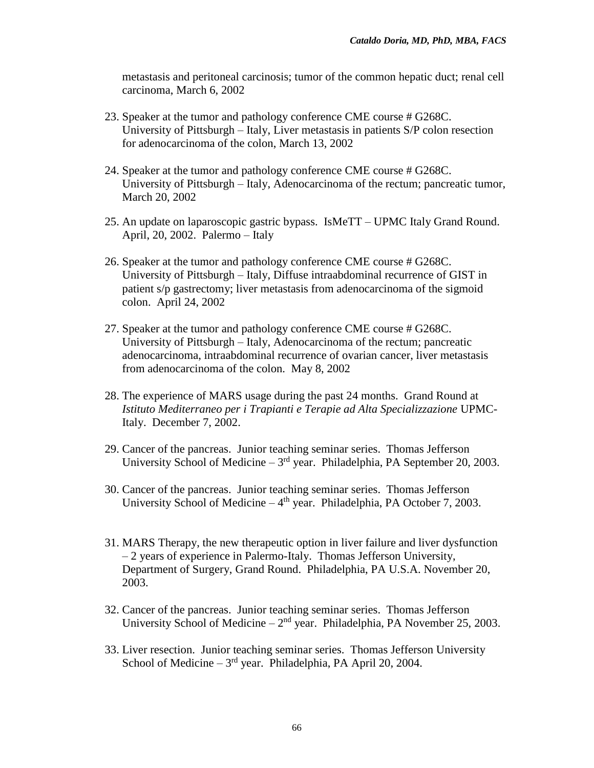metastasis and peritoneal carcinosis; tumor of the common hepatic duct; renal cell carcinoma, March 6, 2002

23. Speaker at the tumor and pathology conference CME course # G268C. University of Pittsburgh – Italy, Liver metastasis in patients S/P colon resection for adenocarcinoma of the colon, March 13, 2002

24. Speaker at the tumor and pathology conference CME course # G268C. University of Pittsburgh – Italy, Adenocarcinoma of the rectum; pancreatic tumor, March 20, 2002

25. An update on laparoscopic gastric bypass. IsMeTT – UPMC Italy Grand Round. April, 20, 2002. Palermo – Italy

26. Speaker at the tumor and pathology conference CME course # G268C. University of Pittsburgh – Italy, Diffuse intraabdominal recurrence of GIST in patient s/p gastrectomy; liver metastasis from adenocarcinoma of the sigmoid colon. April 24, 2002

27. Speaker at the tumor and pathology conference CME course # G268C. University of Pittsburgh – Italy, Adenocarcinoma of the rectum; pancreatic adenocarcinoma, intraabdominal recurrence of ovarian cancer, liver metastasis from adenocarcinoma of the colon. May 8, 2002

28. The experience of MARS usage during the past 24 months. Grand Round at *Istituto Mediterraneo per i Trapianti e Terapie ad Alta Specializzazione* UPMC-Italy. December 7, 2002.

29. Cancer of the pancreas. Junior teaching seminar series. Thomas Jefferson University School of Medicine – 3rd year. Philadelphia, PA September 20, 2003.

30. Cancer of the pancreas. Junior teaching seminar series. Thomas Jefferson University School of Medicine – 4th year. Philadelphia, PA October 7, 2003.

31. MARS Therapy, the new therapeutic option in liver failure and liver dysfunction – 2 years of experience in Palermo-Italy. Thomas Jefferson University, Department of Surgery, Grand Round. Philadelphia, PA U.S.A. November 20, 2003.

32. Cancer of the pancreas. Junior teaching seminar series. Thomas Jefferson University School of Medicine – 2nd year. Philadelphia, PA November 25, 2003.

33. Liver resection. Junior teaching seminar series. Thomas Jefferson University School of Medicine – 3rd year. Philadelphia, PA April 20, 2004.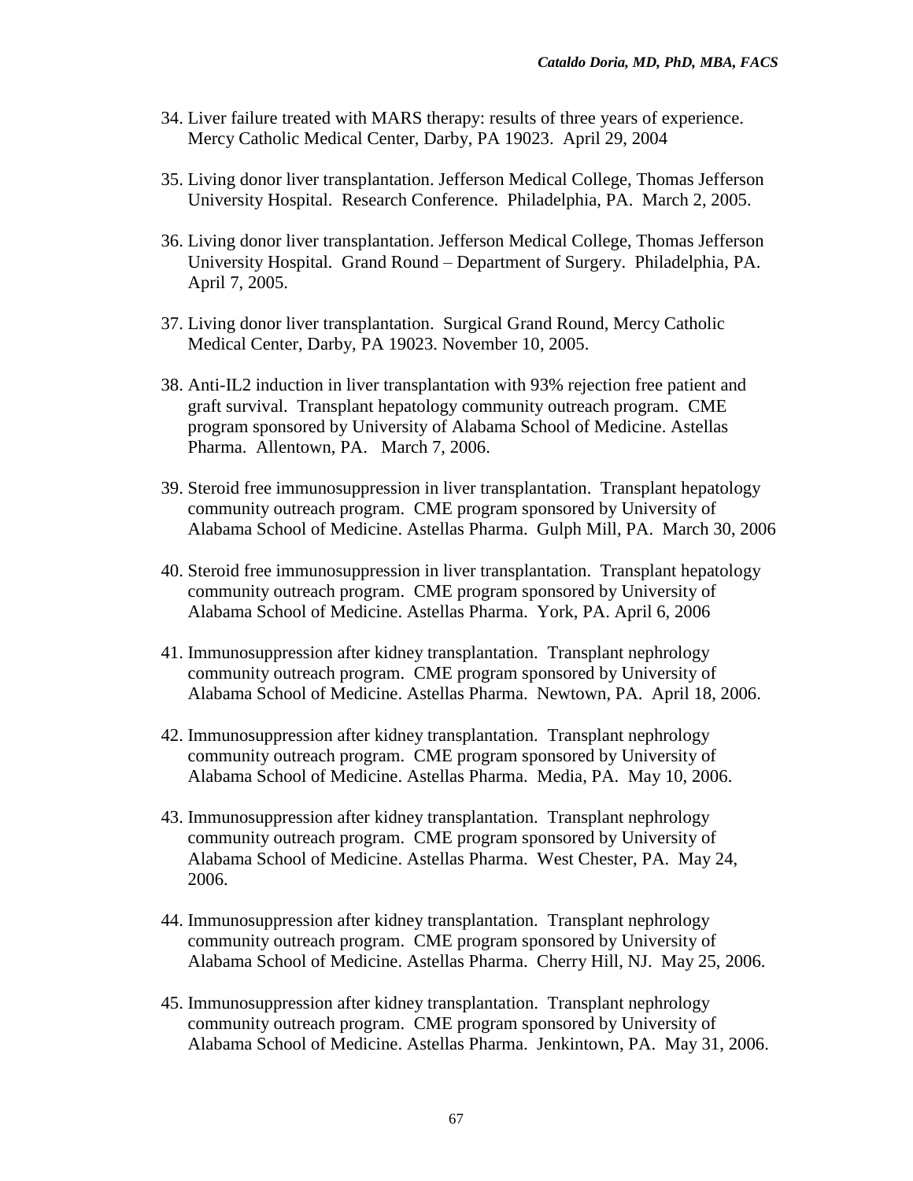34. Liver failure treated with MARS therapy: results of three years of experience. Mercy Catholic Medical Center, Darby, PA 19023. April 29, 2004

35. Living donor liver transplantation. Jefferson Medical College, Thomas Jefferson University Hospital. Research Conference. Philadelphia, PA. March 2, 2005.

36. Living donor liver transplantation. Jefferson Medical College, Thomas Jefferson University Hospital. Grand Round – Department of Surgery. Philadelphia, PA. April 7, 2005.

37. Living donor liver transplantation. Surgical Grand Round, Mercy Catholic Medical Center, Darby, PA 19023. November 10, 2005.

38. Anti-IL2 induction in liver transplantation with 93% rejection free patient and graft survival. Transplant hepatology community outreach program. CME program sponsored by University of Alabama School of Medicine. Astellas Pharma. Allentown, PA. March 7, 2006.

39. Steroid free immunosuppression in liver transplantation. Transplant hepatology community outreach program. CME program sponsored by University of Alabama School of Medicine. Astellas Pharma. Gulph Mill, PA. March 30, 2006

40. Steroid free immunosuppression in liver transplantation. Transplant hepatology community outreach program. CME program sponsored by University of Alabama School of Medicine. Astellas Pharma. York, PA. April 6, 2006

41. Immunosuppression after kidney transplantation. Transplant nephrology community outreach program. CME program sponsored by University of Alabama School of Medicine. Astellas Pharma. Newtown, PA. April 18, 2006.

42. Immunosuppression after kidney transplantation. Transplant nephrology community outreach program. CME program sponsored by University of Alabama School of Medicine. Astellas Pharma. Media, PA. May 10, 2006.

43. Immunosuppression after kidney transplantation. Transplant nephrology community outreach program. CME program sponsored by University of Alabama School of Medicine. Astellas Pharma. West Chester, PA. May 24, 2006.

44. Immunosuppression after kidney transplantation. Transplant nephrology community outreach program. CME program sponsored by University of Alabama School of Medicine. Astellas Pharma. Cherry Hill, NJ. May 25, 2006.

45. Immunosuppression after kidney transplantation. Transplant nephrology community outreach program. CME program sponsored by University of Alabama School of Medicine. Astellas Pharma. Jenkintown, PA. May 31, 2006.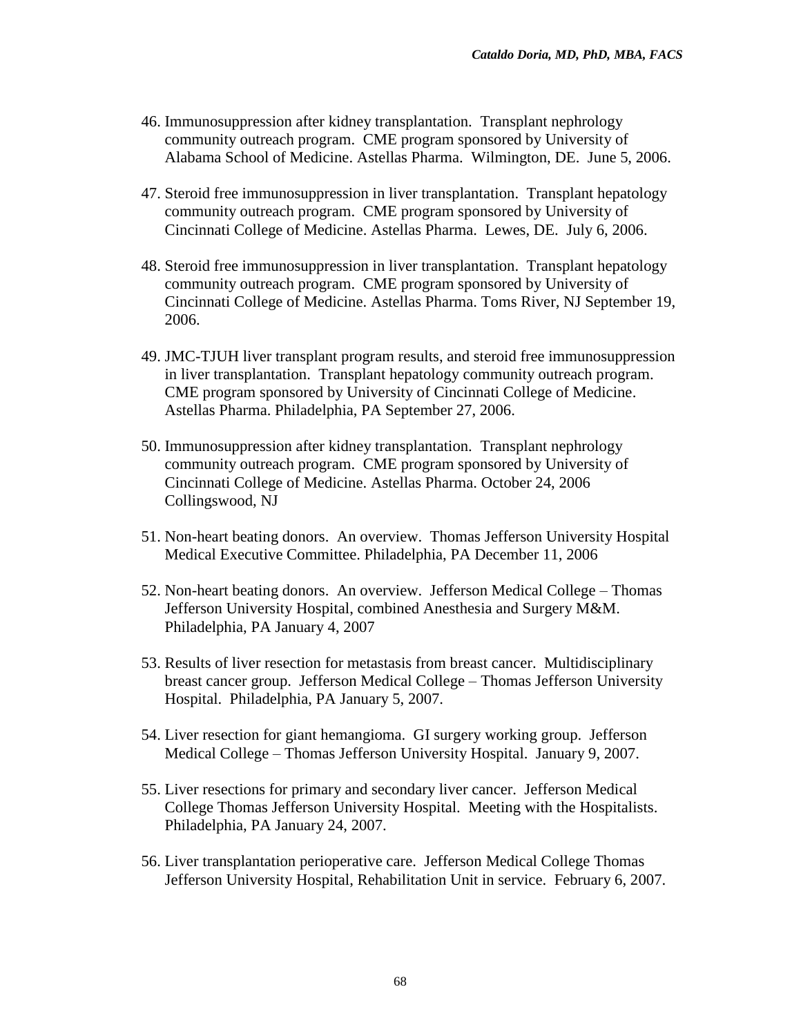46. Immunosuppression after kidney transplantation. Transplant nephrology community outreach program. CME program sponsored by University of Alabama School of Medicine. Astellas Pharma. Wilmington, DE. June 5, 2006.

47. Steroid free immunosuppression in liver transplantation. Transplant hepatology community outreach program. CME program sponsored by University of Cincinnati College of Medicine. Astellas Pharma. Lewes, DE. July 6, 2006.

48. Steroid free immunosuppression in liver transplantation. Transplant hepatology community outreach program. CME program sponsored by University of Cincinnati College of Medicine. Astellas Pharma. Toms River, NJ September 19, 2006.

49. JMC-TJUH liver transplant program results, and steroid free immunosuppression in liver transplantation. Transplant hepatology community outreach program. CME program sponsored by University of Cincinnati College of Medicine. Astellas Pharma. Philadelphia, PA September 27, 2006.

50. Immunosuppression after kidney transplantation. Transplant nephrology community outreach program. CME program sponsored by University of Cincinnati College of Medicine. Astellas Pharma. October 24, 2006 Collingswood, NJ

51. Non-heart beating donors. An overview. Thomas Jefferson University Hospital Medical Executive Committee. Philadelphia, PA December 11, 2006

52. Non-heart beating donors. An overview. Jefferson Medical College – Thomas Jefferson University Hospital, combined Anesthesia and Surgery M&M. Philadelphia, PA January 4, 2007

53. Results of liver resection for metastasis from breast cancer. Multidisciplinary breast cancer group. Jefferson Medical College – Thomas Jefferson University Hospital. Philadelphia, PA January 5, 2007.

54. Liver resection for giant hemangioma. GI surgery working group. Jefferson Medical College – Thomas Jefferson University Hospital. January 9, 2007.

55. Liver resections for primary and secondary liver cancer. Jefferson Medical College Thomas Jefferson University Hospital. Meeting with the Hospitalists. Philadelphia, PA January 24, 2007.

56. Liver transplantation perioperative care. Jefferson Medical College Thomas Jefferson University Hospital, Rehabilitation Unit in service. February 6, 2007.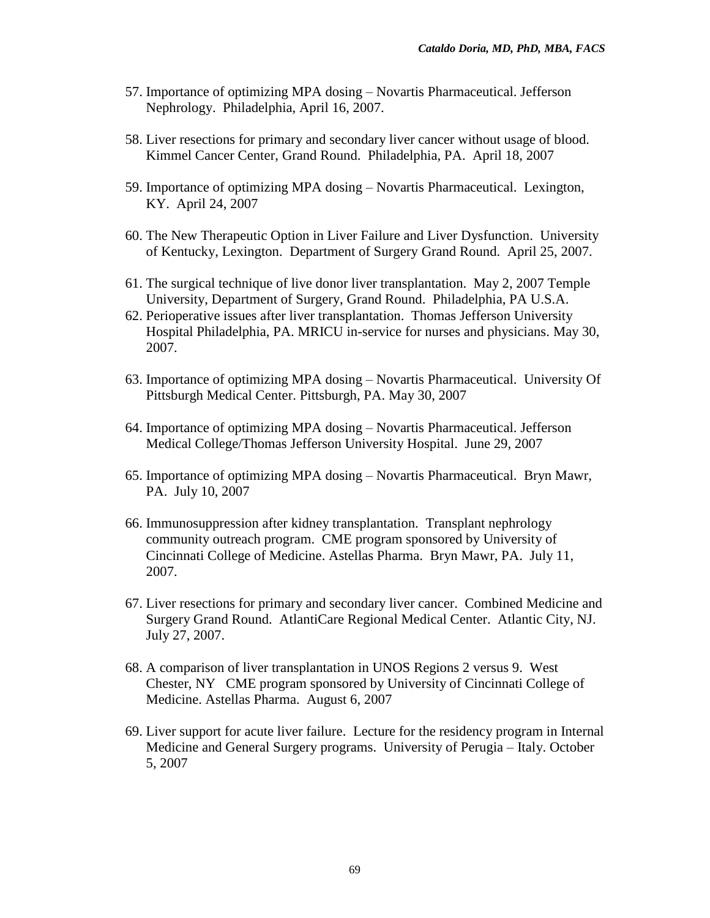57. Importance of optimizing MPA dosing – Novartis Pharmaceutical. Jefferson Nephrology. Philadelphia, April 16, 2007.

58. Liver resections for primary and secondary liver cancer without usage of blood. Kimmel Cancer Center, Grand Round. Philadelphia, PA. April 18, 2007

59. Importance of optimizing MPA dosing – Novartis Pharmaceutical. Lexington, KY. April 24, 2007

60. The New Therapeutic Option in Liver Failure and Liver Dysfunction. University of Kentucky, Lexington. Department of Surgery Grand Round. April 25, 2007.

61. The surgical technique of live donor liver transplantation. May 2, 2007 Temple University, Department of Surgery, Grand Round. Philadelphia, PA U.S.A.

62. Perioperative issues after liver transplantation. Thomas Jefferson University Hospital Philadelphia, PA. MRICU in-service for nurses and physicians. May 30, 2007.

63. Importance of optimizing MPA dosing – Novartis Pharmaceutical. University Of Pittsburgh Medical Center. Pittsburgh, PA. May 30, 2007

64. Importance of optimizing MPA dosing – Novartis Pharmaceutical. Jefferson Medical College/Thomas Jefferson University Hospital. June 29, 2007

65. Importance of optimizing MPA dosing – Novartis Pharmaceutical. Bryn Mawr, PA. July 10, 2007

66. Immunosuppression after kidney transplantation. Transplant nephrology community outreach program. CME program sponsored by University of Cincinnati College of Medicine. Astellas Pharma. Bryn Mawr, PA. July 11, 2007.

67. Liver resections for primary and secondary liver cancer. Combined Medicine and Surgery Grand Round. AtlantiCare Regional Medical Center. Atlantic City, NJ. July 27, 2007.

68. A comparison of liver transplantation in UNOS Regions 2 versus 9. West Chester, NY CME program sponsored by University of Cincinnati College of Medicine. Astellas Pharma. August 6, 2007

69. Liver support for acute liver failure. Lecture for the residency program in Internal Medicine and General Surgery programs. University of Perugia – Italy. October 5, 2007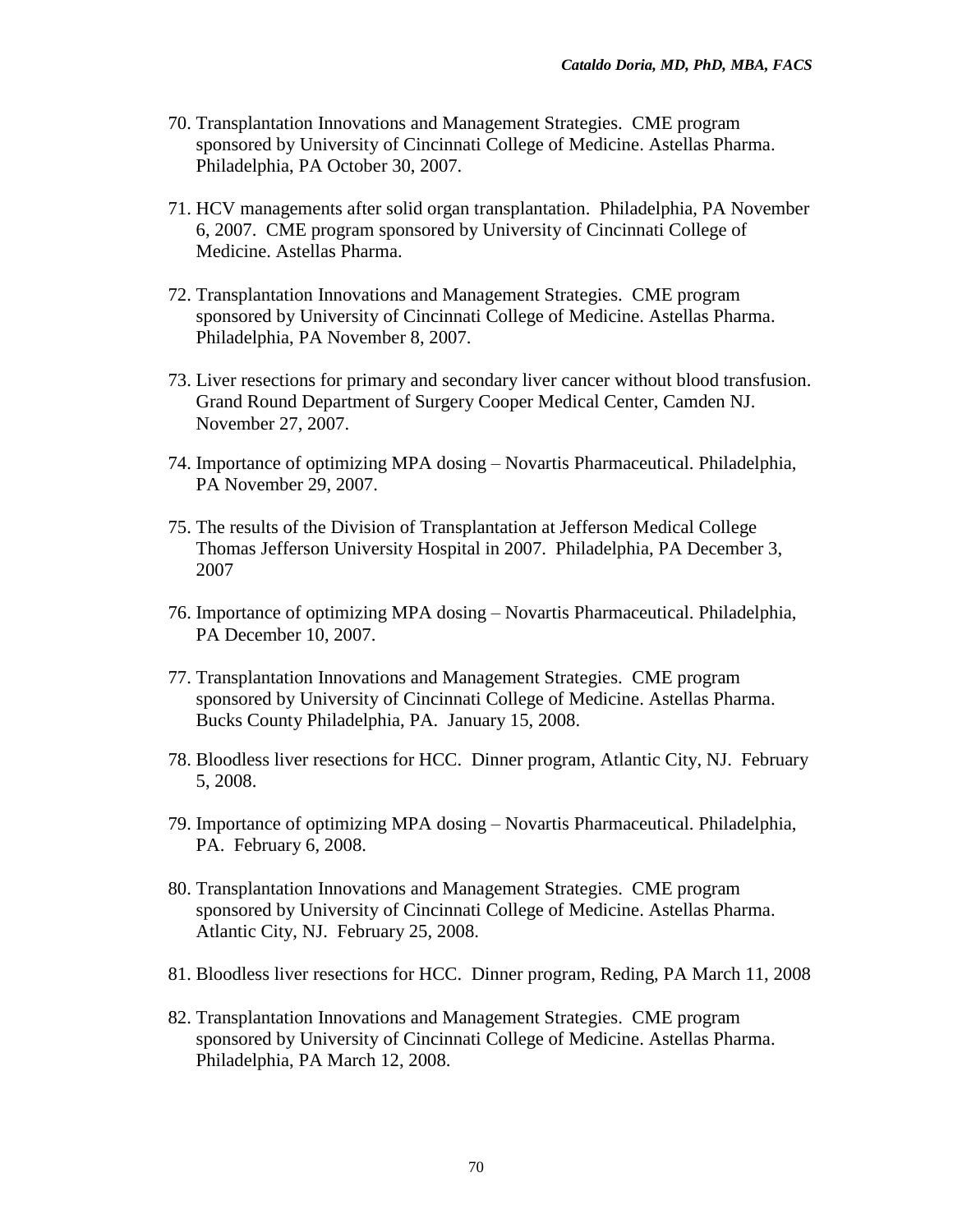70. Transplantation Innovations and Management Strategies. CME program sponsored by University of Cincinnati College of Medicine. Astellas Pharma. Philadelphia, PA October 30, 2007.

71. HCV managements after solid organ transplantation. Philadelphia, PA November 6, 2007. CME program sponsored by University of Cincinnati College of Medicine. Astellas Pharma.

72. Transplantation Innovations and Management Strategies. CME program sponsored by University of Cincinnati College of Medicine. Astellas Pharma. Philadelphia, PA November 8, 2007.

73. Liver resections for primary and secondary liver cancer without blood transfusion. Grand Round Department of Surgery Cooper Medical Center, Camden NJ. November 27, 2007.

74. Importance of optimizing MPA dosing – Novartis Pharmaceutical. Philadelphia, PA November 29, 2007.

75. The results of the Division of Transplantation at Jefferson Medical College Thomas Jefferson University Hospital in 2007. Philadelphia, PA December 3, 2007

76. Importance of optimizing MPA dosing – Novartis Pharmaceutical. Philadelphia, PA December 10, 2007.

77. Transplantation Innovations and Management Strategies. CME program sponsored by University of Cincinnati College of Medicine. Astellas Pharma. Bucks County Philadelphia, PA. January 15, 2008.

78. Bloodless liver resections for HCC. Dinner program, Atlantic City, NJ. February 5, 2008.

79. Importance of optimizing MPA dosing – Novartis Pharmaceutical. Philadelphia, PA. February 6, 2008.

80. Transplantation Innovations and Management Strategies. CME program sponsored by University of Cincinnati College of Medicine. Astellas Pharma. Atlantic City, NJ. February 25, 2008.

81. Bloodless liver resections for HCC. Dinner program, Reding, PA March 11, 2008

82. Transplantation Innovations and Management Strategies. CME program sponsored by University of Cincinnati College of Medicine. Astellas Pharma. Philadelphia, PA March 12, 2008.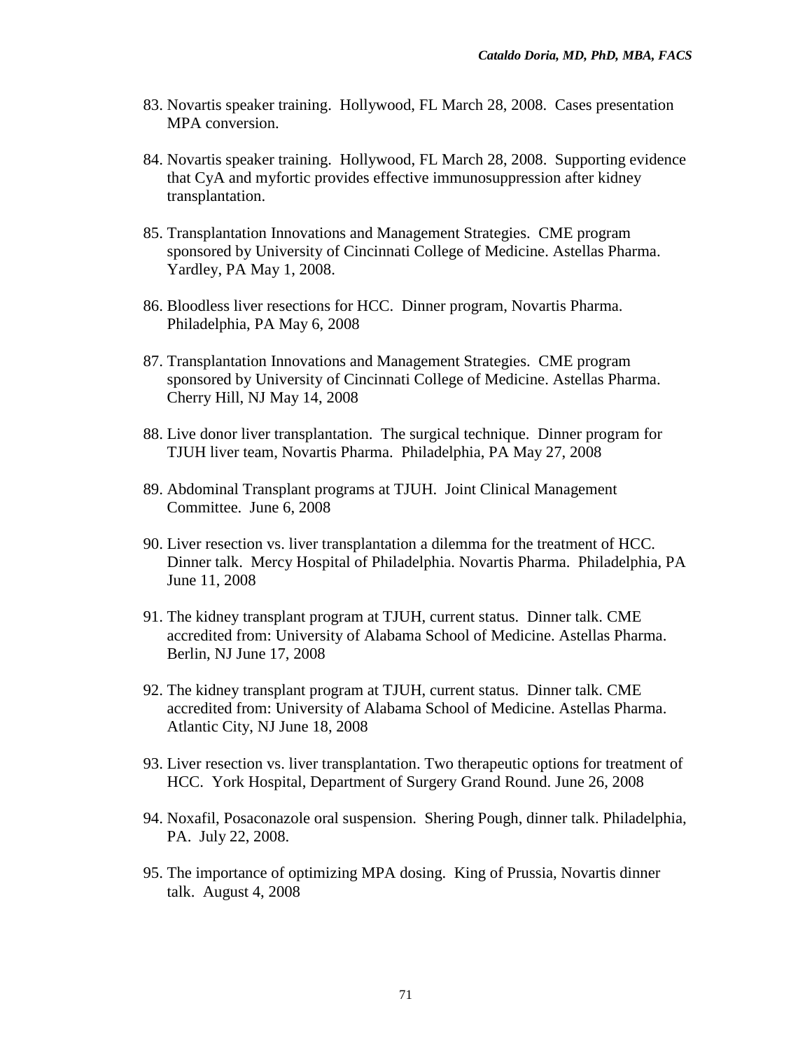83. Novartis speaker training. Hollywood, FL March 28, 2008. Cases presentation MPA conversion.

84. Novartis speaker training. Hollywood, FL March 28, 2008. Supporting evidence that CyA and myfortic provides effective immunosuppression after kidney transplantation.

85. Transplantation Innovations and Management Strategies. CME program sponsored by University of Cincinnati College of Medicine. Astellas Pharma. Yardley, PA May 1, 2008.

86. Bloodless liver resections for HCC. Dinner program, Novartis Pharma. Philadelphia, PA May 6, 2008

87. Transplantation Innovations and Management Strategies. CME program sponsored by University of Cincinnati College of Medicine. Astellas Pharma. Cherry Hill, NJ May 14, 2008

88. Live donor liver transplantation. The surgical technique. Dinner program for TJUH liver team, Novartis Pharma. Philadelphia, PA May 27, 2008

89. Abdominal Transplant programs at TJUH. Joint Clinical Management Committee. June 6, 2008

90. Liver resection vs. liver transplantation a dilemma for the treatment of HCC. Dinner talk. Mercy Hospital of Philadelphia. Novartis Pharma. Philadelphia, PA June 11, 2008

91. The kidney transplant program at TJUH, current status. Dinner talk. CME accredited from: University of Alabama School of Medicine. Astellas Pharma. Berlin, NJ June 17, 2008

92. The kidney transplant program at TJUH, current status. Dinner talk. CME accredited from: University of Alabama School of Medicine. Astellas Pharma. Atlantic City, NJ June 18, 2008

93. Liver resection vs. liver transplantation. Two therapeutic options for treatment of HCC. York Hospital, Department of Surgery Grand Round. June 26, 2008

94. Noxafil, Posaconazole oral suspension. Shering Pough, dinner talk. Philadelphia, PA. July 22, 2008.

95. The importance of optimizing MPA dosing. King of Prussia, Novartis dinner talk. August 4, 2008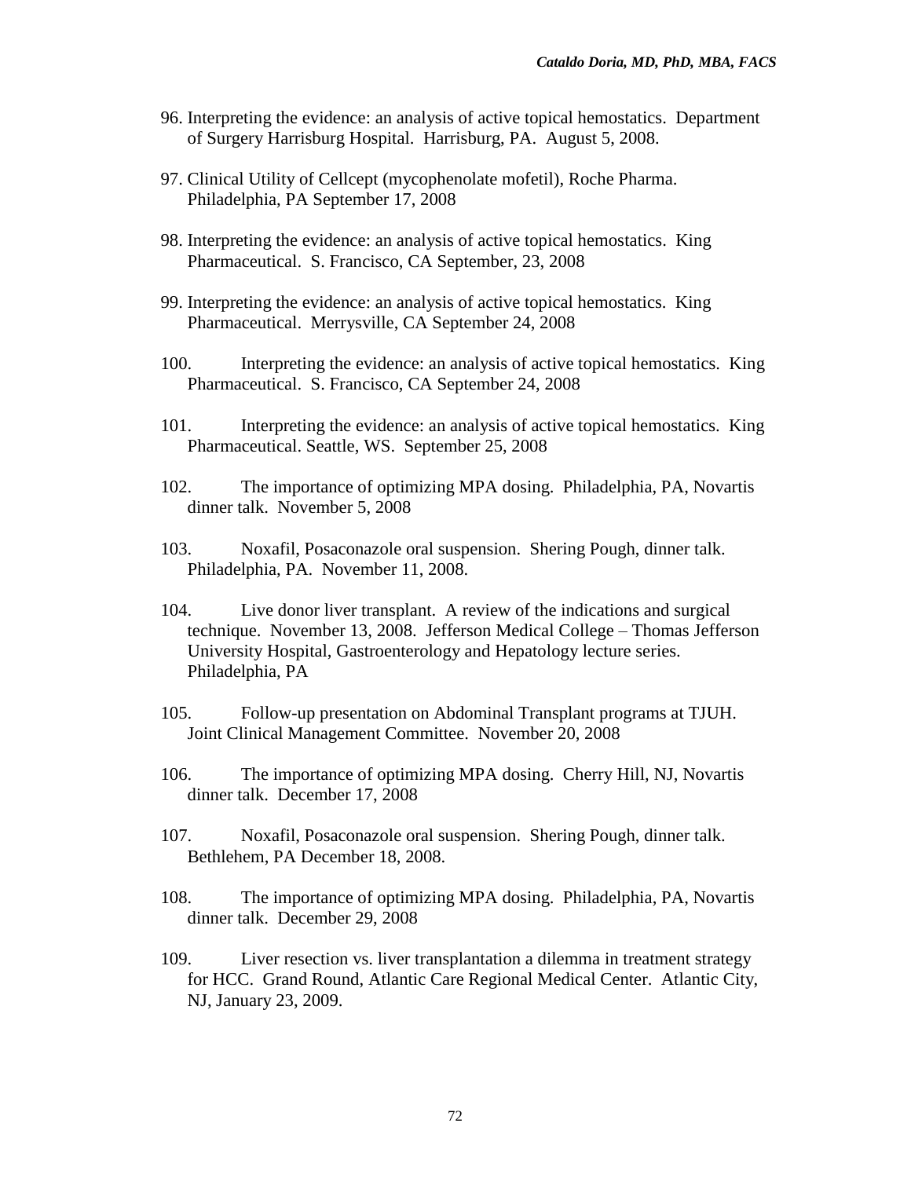96. Interpreting the evidence: an analysis of active topical hemostatics. Department of Surgery Harrisburg Hospital. Harrisburg, PA. August 5, 2008.

97. Clinical Utility of Cellcept (mycophenolate mofetil), Roche Pharma. Philadelphia, PA September 17, 2008

98. Interpreting the evidence: an analysis of active topical hemostatics. King Pharmaceutical. S. Francisco, CA September, 23, 2008

99. Interpreting the evidence: an analysis of active topical hemostatics. King Pharmaceutical. Merrysville, CA September 24, 2008

100. Interpreting the evidence: an analysis of active topical hemostatics. King Pharmaceutical. S. Francisco, CA September 24, 2008

101. Interpreting the evidence: an analysis of active topical hemostatics. King Pharmaceutical. Seattle, WS. September 25, 2008

102. The importance of optimizing MPA dosing. Philadelphia, PA, Novartis dinner talk. November 5, 2008

103. Noxafil, Posaconazole oral suspension. Shering Pough, dinner talk. Philadelphia, PA. November 11, 2008.

104. Live donor liver transplant. A review of the indications and surgical technique. November 13, 2008. Jefferson Medical College – Thomas Jefferson University Hospital, Gastroenterology and Hepatology lecture series. Philadelphia, PA

105. Follow-up presentation on Abdominal Transplant programs at TJUH. Joint Clinical Management Committee. November 20, 2008

106. The importance of optimizing MPA dosing. Cherry Hill, NJ, Novartis dinner talk. December 17, 2008

107. Noxafil, Posaconazole oral suspension. Shering Pough, dinner talk. Bethlehem, PA December 18, 2008.

108. The importance of optimizing MPA dosing. Philadelphia, PA, Novartis dinner talk. December 29, 2008

109. Liver resection vs. liver transplantation a dilemma in treatment strategy for HCC. Grand Round, Atlantic Care Regional Medical Center. Atlantic City, NJ, January 23, 2009.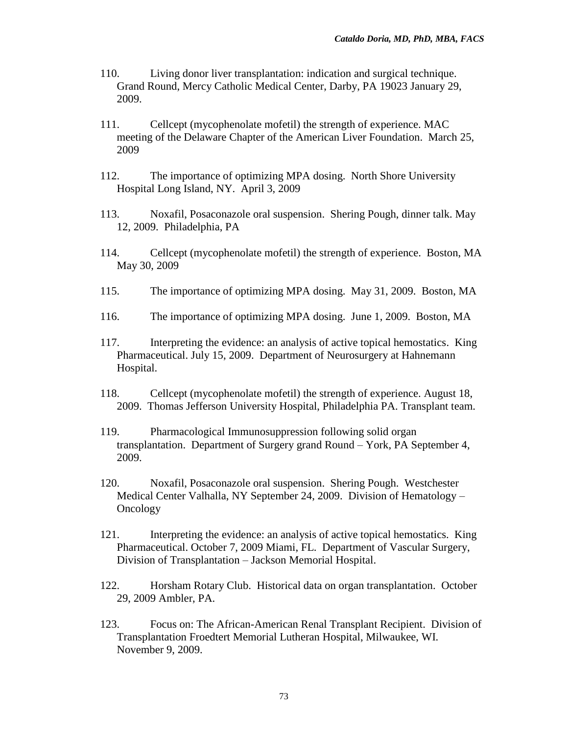110. Living donor liver transplantation: indication and surgical technique. Grand Round, Mercy Catholic Medical Center, Darby, PA 19023 January 29, 2009.

111. Cellcept (mycophenolate mofetil) the strength of experience. MAC meeting of the Delaware Chapter of the American Liver Foundation. March 25, 2009

112. The importance of optimizing MPA dosing. North Shore University Hospital Long Island, NY. April 3, 2009

113. Noxafil, Posaconazole oral suspension. Shering Pough, dinner talk. May 12, 2009. Philadelphia, PA

114. Cellcept (mycophenolate mofetil) the strength of experience. Boston, MA May 30, 2009

115. The importance of optimizing MPA dosing. May 31, 2009. Boston, MA

116. The importance of optimizing MPA dosing. June 1, 2009. Boston, MA

117. Interpreting the evidence: an analysis of active topical hemostatics. King Pharmaceutical. July 15, 2009. Department of Neurosurgery at Hahnemann Hospital.

118. Cellcept (mycophenolate mofetil) the strength of experience. August 18, 2009. Thomas Jefferson University Hospital, Philadelphia PA. Transplant team.

119. Pharmacological Immunosuppression following solid organ transplantation. Department of Surgery grand Round – York, PA September 4, 2009.

120. Noxafil, Posaconazole oral suspension. Shering Pough. Westchester Medical Center Valhalla, NY September 24, 2009. Division of Hematology – Oncology

121. Interpreting the evidence: an analysis of active topical hemostatics. King Pharmaceutical. October 7, 2009 Miami, FL. Department of Vascular Surgery, Division of Transplantation – Jackson Memorial Hospital.

122. Horsham Rotary Club. Historical data on organ transplantation. October 29, 2009 Ambler, PA.

123. Focus on: The African-American Renal Transplant Recipient. Division of Transplantation Froedtert Memorial Lutheran Hospital, Milwaukee, WI. November 9, 2009.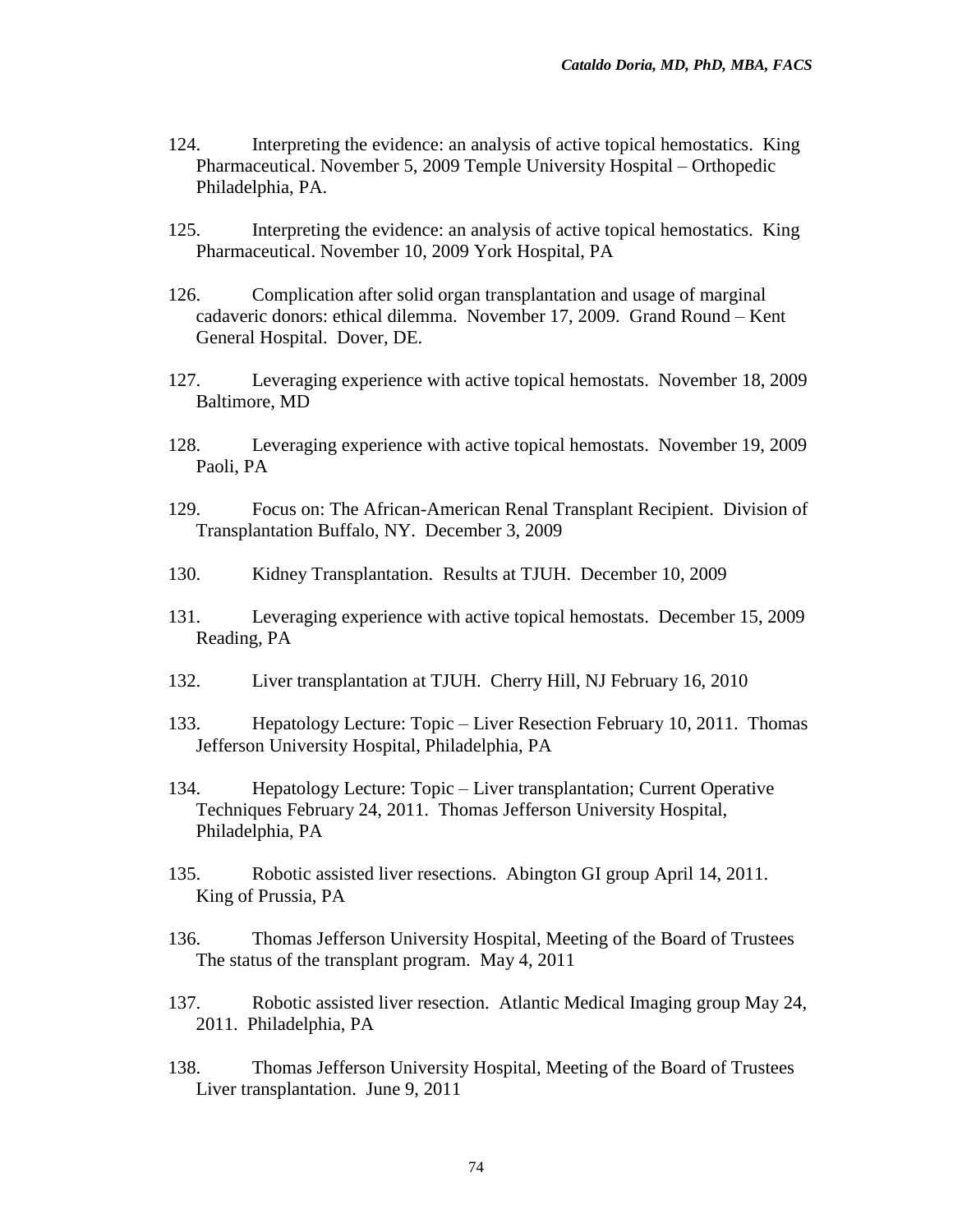124. Interpreting the evidence: an analysis of active topical hemostatics. King Pharmaceutical. November 5, 2009 Temple University Hospital – Orthopedic Philadelphia, PA.

125. Interpreting the evidence: an analysis of active topical hemostatics. King Pharmaceutical. November 10, 2009 York Hospital, PA

126. Complication after solid organ transplantation and usage of marginal cadaveric donors: ethical dilemma. November 17, 2009. Grand Round – Kent General Hospital. Dover, DE.

127. Leveraging experience with active topical hemostats. November 18, 2009 Baltimore, MD

128. Leveraging experience with active topical hemostats. November 19, 2009 Paoli, PA

129. Focus on: The African-American Renal Transplant Recipient. Division of Transplantation Buffalo, NY. December 3, 2009

130. Kidney Transplantation. Results at TJUH. December 10, 2009

131. Leveraging experience with active topical hemostats. December 15, 2009 Reading, PA

132. Liver transplantation at TJUH. Cherry Hill, NJ February 16, 2010

133. Hepatology Lecture: Topic – Liver Resection February 10, 2011. Thomas Jefferson University Hospital, Philadelphia, PA

134. Hepatology Lecture: Topic – Liver transplantation; Current Operative Techniques February 24, 2011. Thomas Jefferson University Hospital, Philadelphia, PA

135. Robotic assisted liver resections. Abington GI group April 14, 2011. King of Prussia, PA

136. Thomas Jefferson University Hospital, Meeting of the Board of Trustees The status of the transplant program. May 4, 2011

137. Robotic assisted liver resection. Atlantic Medical Imaging group May 24, 2011. Philadelphia, PA

138. Thomas Jefferson University Hospital, Meeting of the Board of Trustees Liver transplantation. June 9, 2011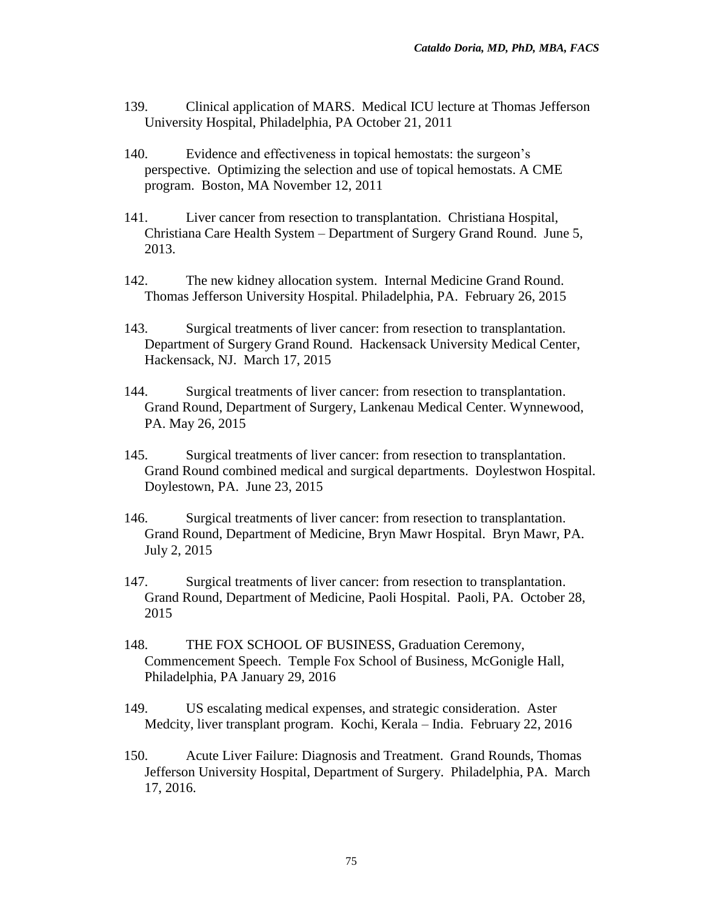139. Clinical application of MARS. Medical ICU lecture at Thomas Jefferson University Hospital, Philadelphia, PA October 21, 2011

140. Evidence and effectiveness in topical hemostats: the surgeon's perspective. Optimizing the selection and use of topical hemostats. A CME program. Boston, MA November 12, 2011

141. Liver cancer from resection to transplantation. Christiana Hospital, Christiana Care Health System – Department of Surgery Grand Round. June 5, 2013.

142. The new kidney allocation system. Internal Medicine Grand Round. Thomas Jefferson University Hospital. Philadelphia, PA. February 26, 2015

143. Surgical treatments of liver cancer: from resection to transplantation. Department of Surgery Grand Round. Hackensack University Medical Center, Hackensack, NJ. March 17, 2015

144. Surgical treatments of liver cancer: from resection to transplantation. Grand Round, Department of Surgery, Lankenau Medical Center. Wynnewood, PA. May 26, 2015

145. Surgical treatments of liver cancer: from resection to transplantation. Grand Round combined medical and surgical departments. Doylestwon Hospital. Doylestown, PA. June 23, 2015

146. Surgical treatments of liver cancer: from resection to transplantation. Grand Round, Department of Medicine, Bryn Mawr Hospital. Bryn Mawr, PA. July 2, 2015

147. Surgical treatments of liver cancer: from resection to transplantation. Grand Round, Department of Medicine, Paoli Hospital. Paoli, PA. October 28, 2015

148. THE FOX SCHOOL OF BUSINESS, Graduation Ceremony, Commencement Speech. Temple Fox School of Business, McGonigle Hall, Philadelphia, PA January 29, 2016

149. US escalating medical expenses, and strategic consideration. Aster Medcity, liver transplant program. Kochi, Kerala – India. February 22, 2016

150. Acute Liver Failure: Diagnosis and Treatment. Grand Rounds, Thomas Jefferson University Hospital, Department of Surgery. Philadelphia, PA. March 17, 2016.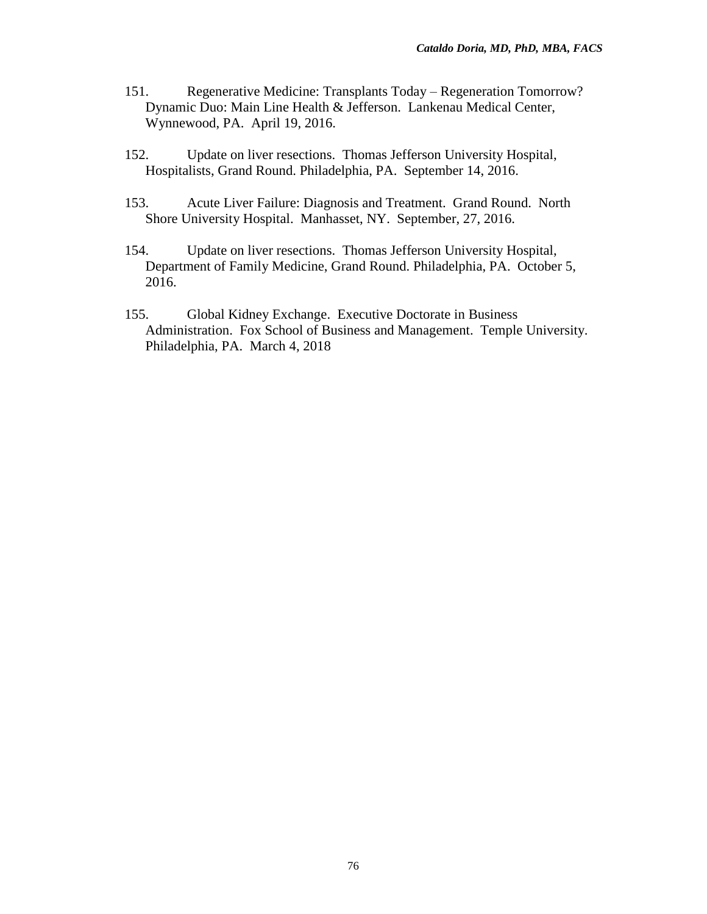151. Regenerative Medicine: Transplants Today – Regeneration Tomorrow? Dynamic Duo: Main Line Health & Jefferson. Lankenau Medical Center, Wynnewood, PA. April 19, 2016.

152. Update on liver resections. Thomas Jefferson University Hospital, Hospitalists, Grand Round. Philadelphia, PA. September 14, 2016.

153. Acute Liver Failure: Diagnosis and Treatment. Grand Round. North Shore University Hospital. Manhasset, NY. September, 27, 2016.

154. Update on liver resections. Thomas Jefferson University Hospital, Department of Family Medicine, Grand Round. Philadelphia, PA. October 5, 2016.

155. Global Kidney Exchange. Executive Doctorate in Business Administration. Fox School of Business and Management. Temple University. Philadelphia, PA. March 4, 2018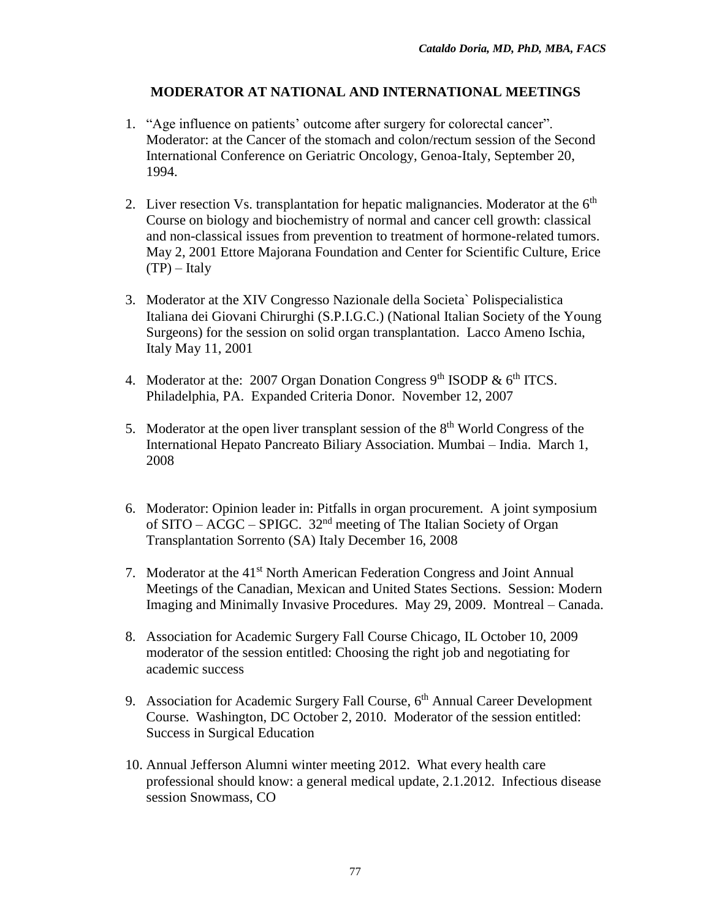## MODERATOR AT NATIONAL AND INTERNATIONAL MEETINGS

1. "Age influence on patients' outcome after surgery for colorectal cancer". Moderator: at the Cancer of the stomach and colon/rectum session of the Second International Conference on Geriatric Oncology, Genoa-Italy, September 20, 1994.

2. Liver resection Vs. transplantation for hepatic malignancies. Moderator at the 6th Course on biology and biochemistry of normal and cancer cell growth: classical and non-classical issues from prevention to treatment of hormone-related tumors. May 2, 2001 Ettore Majorana Foundation and Center for Scientific Culture, Erice (TP) – Italy

3. Moderator at the XIV Congresso Nazionale della Societa` Polispecialistica Italiana dei Giovani Chirurghi (S.P.I.G.C.) (National Italian Society of the Young Surgeons) for the session on solid organ transplantation. Lacco Ameno Ischia, Italy May 11, 2001

4. Moderator at the: 2007 Organ Donation Congress 9th ISODP & 6th ITCS. Philadelphia, PA. Expanded Criteria Donor. November 12, 2007

5. Moderator at the open liver transplant session of the 8th World Congress of the International Hepato Pancreato Biliary Association. Mumbai – India. March 1, 2008

6. Moderator: Opinion leader in: Pitfalls in organ procurement. A joint symposium of SITO – ACGC – SPIGC. 32nd meeting of The Italian Society of Organ Transplantation Sorrento (SA) Italy December 16, 2008

7. Moderator at the 41st North American Federation Congress and Joint Annual Meetings of the Canadian, Mexican and United States Sections. Session: Modern Imaging and Minimally Invasive Procedures. May 29, 2009. Montreal – Canada.

8. Association for Academic Surgery Fall Course Chicago, IL October 10, 2009 moderator of the session entitled: Choosing the right job and negotiating for academic success

9. Association for Academic Surgery Fall Course, 6th Annual Career Development Course. Washington, DC October 2, 2010. Moderator of the session entitled: Success in Surgical Education

10. Annual Jefferson Alumni winter meeting 2012. What every health care professional should know: a general medical update, 2.1.2012. Infectious disease session Snowmass, CO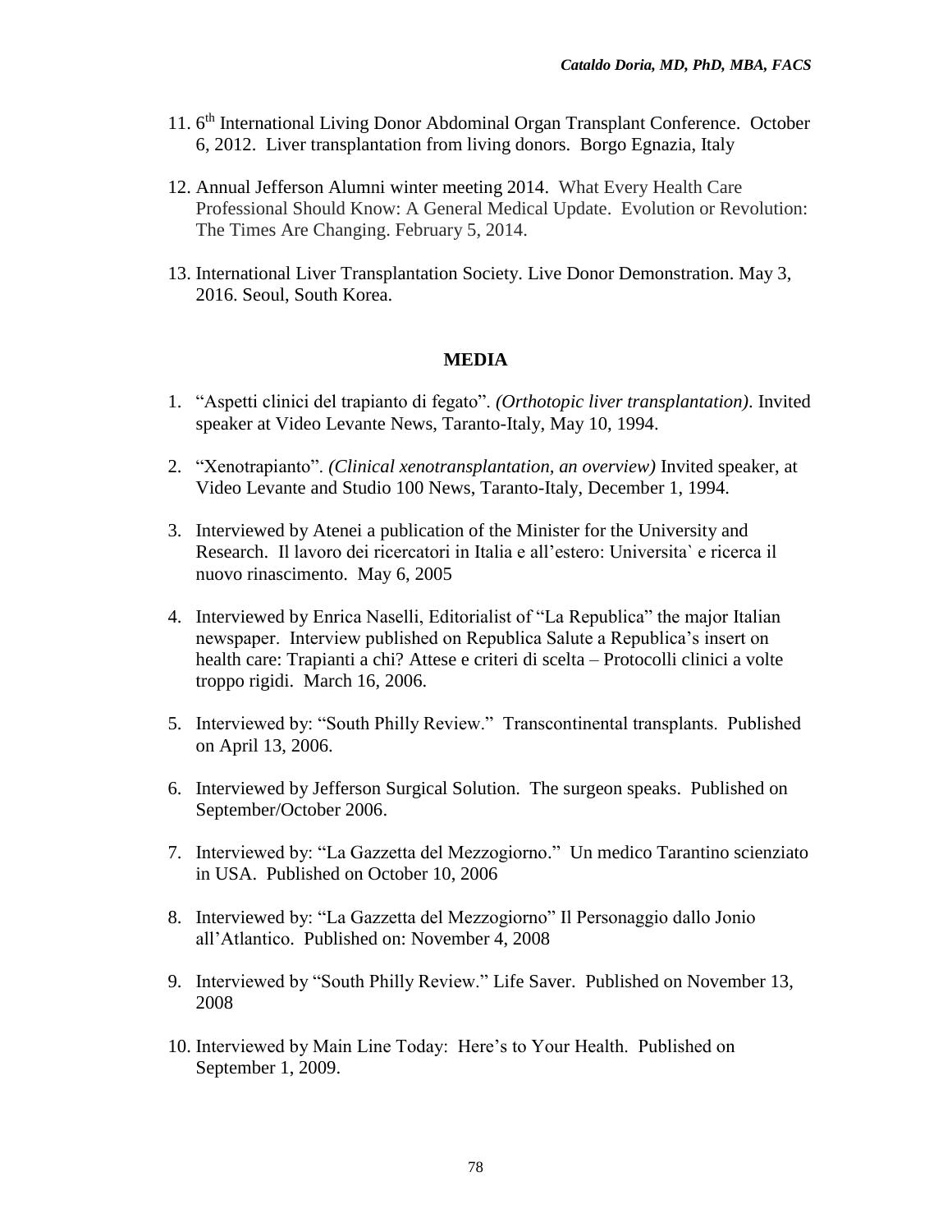11. 6th International Living Donor Abdominal Organ Transplant Conference. October 6, 2012. Liver transplantation from living donors. Borgo Egnazia, Italy

12. Annual Jefferson Alumni winter meeting 2014. What Every Health Care Professional Should Know: A General Medical Update. Evolution or Revolution: The Times Are Changing. February 5, 2014.

13. International Liver Transplantation Society. Live Donor Demonstration. May 3, 2016. Seoul, South Korea.

## MEDIA

1. "Aspetti clinici del trapianto di fegato". *(Orthotopic liver transplantation)*. Invited speaker at Video Levante News, Taranto-Italy, May 10, 1994.

2. "Xenotrapianto". *(Clinical xenotransplantation, an overview)* Invited speaker, at Video Levante and Studio 100 News, Taranto-Italy, December 1, 1994.

3. Interviewed by Atenei a publication of the Minister for the University and Research. Il lavoro dei ricercatori in Italia e all'estero: Universita` e ricerca il nuovo rinascimento. May 6, 2005

4. Interviewed by Enrica Naselli, Editorialist of "La Republica" the major Italian newspaper. Interview published on Republica Salute a Republica's insert on health care: Trapianti a chi? Attese e criteri di scelta – Protocolli clinici a volte troppo rigidi. March 16, 2006.

5. Interviewed by: "South Philly Review." Transcontinental transplants. Published on April 13, 2006.

6. Interviewed by Jefferson Surgical Solution. The surgeon speaks. Published on September/October 2006.

7. Interviewed by: "La Gazzetta del Mezzogiorno." Un medico Tarantino scienziato in USA. Published on October 10, 2006

8. Interviewed by: "La Gazzetta del Mezzogiorno" Il Personaggio dallo Jonio all'Atlantico. Published on: November 4, 2008

9. Interviewed by "South Philly Review." Life Saver. Published on November 13, 2008

10. Interviewed by Main Line Today: Here's to Your Health. Published on September 1, 2009.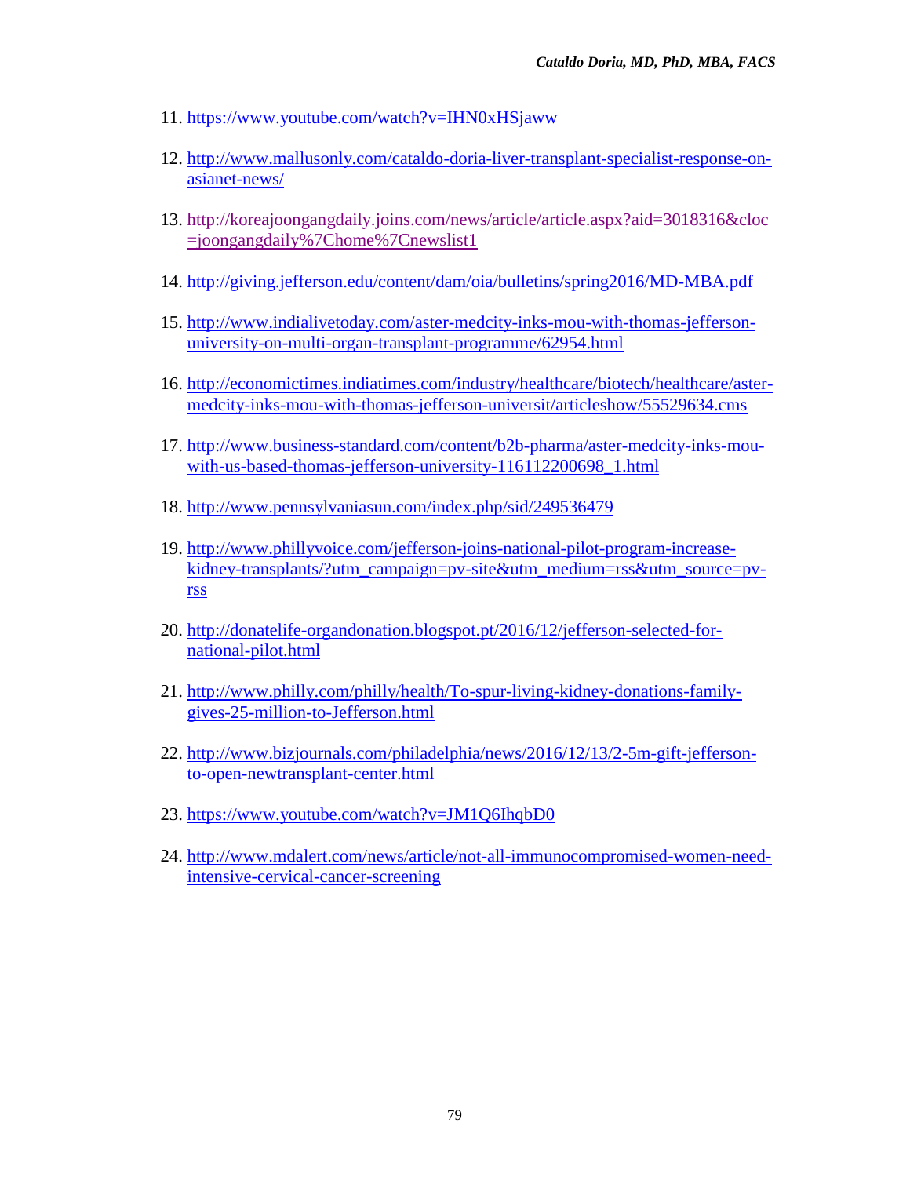11. https://www.youtube.com/watch?v=IHN0xHSjaww

12. http://www.mallusonly.com/cataldo-doria-liver-transplant-specialist-response-on-asianet-news/

13. http://koreajoongangdaily.joins.com/news/article/article.aspx?aid=3018316&cloc=joongangdaily%7Chome%7Cnewslist1

14. http://giving.jefferson.edu/content/dam/oia/bulletins/spring2016/MD-MBA.pdf

15. http://www.indialivetoday.com/aster-medcity-inks-mou-with-thomas-jefferson-university-on-multi-organ-transplant-programme/62954.html

16. http://economictimes.indiatimes.com/industry/healthcare/biotech/healthcare/aster-medcity-inks-mou-with-thomas-jefferson-universit/articleshow/55529634.cms

17. http://www.business-standard.com/content/b2b-pharma/aster-medcity-inks-mou-with-us-based-thomas-jefferson-university-116112200698_1.html

18. http://www.pennsylvaniasun.com/index.php/sid/249536479

19. http://www.phillyvoice.com/jefferson-joins-national-pilot-program-increase-kidney-transplants/?utm_campaign=pv-site&utm_medium=rss&utm_source=pv-rss

20. http://donatelife-organdonation.blogspot.pt/2016/12/jefferson-selected-for-national-pilot.html

21. http://www.philly.com/philly/health/To-spur-living-kidney-donations-family-gives-25-million-to-Jefferson.html

22. http://www.bizjournals.com/philadelphia/news/2016/12/13/2-5m-gift-jefferson-to-open-newtransplant-center.html

23. https://www.youtube.com/watch?v=JM1Q6IhqbD0

24. http://www.mdalert.com/news/article/not-all-immunocompromised-women-need-intensive-cervical-cancer-screening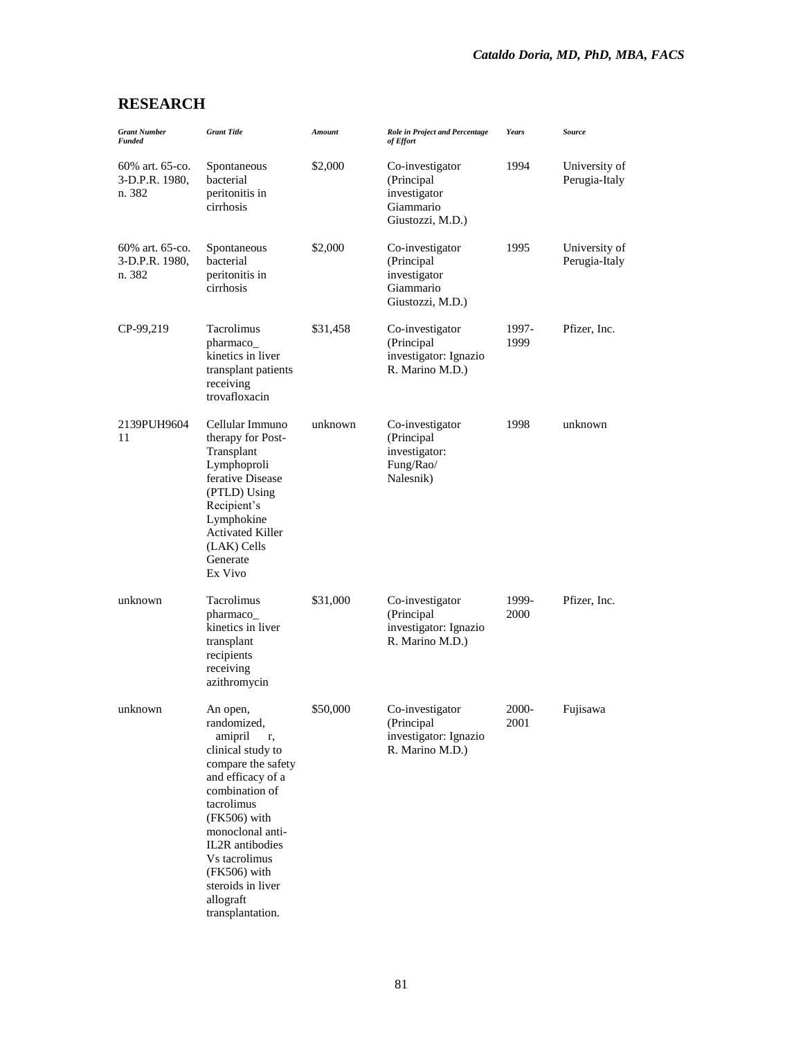## RESEARCH

| *Grant Number Funded* | *Grant Title* | *Amount* | *Role in Project and Percentage of Effort* | *Years* | *Source* |
|---|---|---|---|---|---|
| 60% art. 65-co. 3-D.P.R. 1980, n. 382 | Spontaneous bacterial peritonitis in cirrhosis | $2,000 | Co-investigator (Principal investigator Giammario Giustozzi, M.D.) | 1994 | University of Perugia-Italy |
| 60% art. 65-co. 3-D.P.R. 1980, n. 382 | Spontaneous bacterial peritonitis in cirrhosis | $2,000 | Co-investigator (Principal investigator Giammario Giustozzi, M.D.) | 1995 | University of Perugia-Italy |
| CP-99,219 | Tacrolimus pharmaco_ kinetics in liver transplant patients receiving trovafloxacin | $31,458 | Co-investigator (Principal investigator: Ignazio R. Marino M.D.) | 1997-1999 | Pfizer, Inc. |
| 2139PUH960411 | Cellular Immuno therapy for Post-Transplant Lymphoproli ferative Disease (PTLD) Using Recipient's Lymphokine Activated Killer (LAK) Cells Generate Ex Vivo | unknown | Co-investigator (Principal investigator: Fung/Rao/ Nalesnik) | 1998 | unknown |
| unknown | Tacrolimus pharmaco_ kinetics in liver transplant recipients receiving azithromycin | $31,000 | Co-investigator (Principal investigator: Ignazio R. Marino M.D.) | 1999-2000 | Pfizer, Inc. |
| unknown | An open, randomized, amipril r, clinical study to compare the safety and efficacy of a combination of tacrolimus (FK506) with monoclonal anti-IL2R antibodies Vs tacrolimus (FK506) with steroids in liver allograft transplantation. | $50,000 | Co-investigator (Principal investigator: Ignazio R. Marino M.D.) | 2000-2001 | Fujisawa |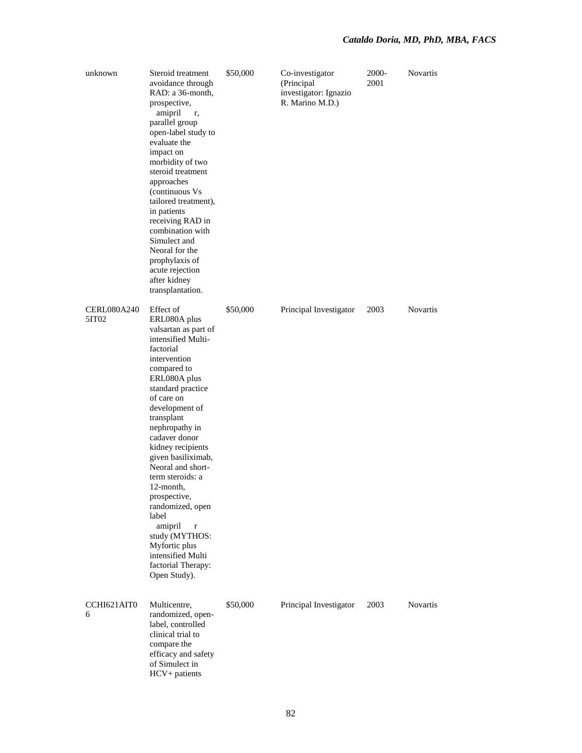| | | | | | |
|---|---|---|---|---|---|
| unknown | Steroid treatment avoidance through RAD: a 36-month, prospective, amipril r, parallel group open-label study to evaluate the impact on morbidity of two steroid treatment approaches (continuous Vs tailored treatment), in patients receiving RAD in combination with Simulect and Neoral for the prophylaxis of acute rejection after kidney transplantation. | $50,000 | Co-investigator (Principal investigator: Ignazio R. Marino M.D.) | 2000-2001 | Novartis |
| CERL080A2405IT02 | Effect of ERL080A plus valsartan as part of intensified Multi-factorial intervention compared to ERL080A plus standard practice of care on development of transplant nephropathy in cadaver donor kidney recipients given basiliximab, Neoral and short-term steroids: a 12-month, prospective, randomized, open label amipril r study (MYTHOS: Myfortic plus intensified Multi factorial Therapy: Open Study). | $50,000 | Principal Investigator | 2003 | Novartis |
| CCHI621AIT06 | Multicentre, randomized, open-label, controlled clinical trial to compare the efficacy and safety of Simulect in HCV+ patients | $50,000 | Principal Investigator | 2003 | Novartis |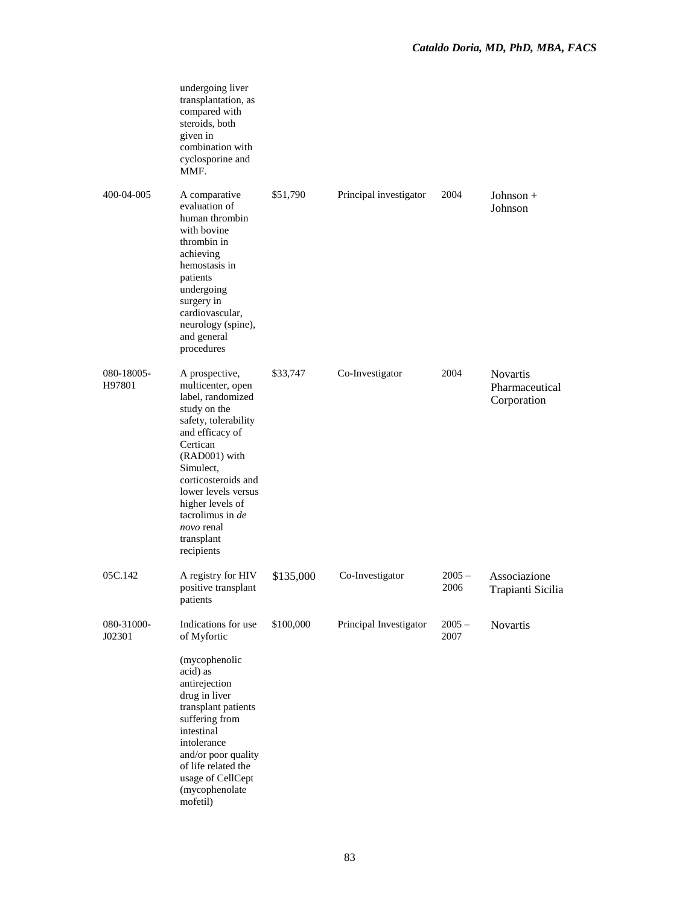| | | | | | |
|---|---|---|---|---|---|
| | undergoing liver transplantation, as compared with steroids, both given in combination with cyclosporine and MMF. | | | | |
| 400-04-005 | A comparative evaluation of human thrombin with bovine thrombin in achieving hemostasis in patients undergoing surgery in cardiovascular, neurology (spine), and general procedures | $51,790 | Principal investigator | 2004 | Johnson + Johnson |
| 080-18005-H97801 | A prospective, multicenter, open label, randomized study on the safety, tolerability and efficacy of Certican (RAD001) with Simulect, corticosteroids and lower levels versus higher levels of tacrolimus in *de novo* renal transplant recipients | $33,747 | Co-Investigator | 2004 | Novartis Pharmaceutical Corporation |
| 05C.142 | A registry for HIV positive transplant patients | $135,000 | Co-Investigator | 2005 – 2006 | Associazione Trapianti Sicilia |
| 080-31000-J02301 | Indications for use of Myfortic (mycophenolic acid) as antirejection drug in liver transplant patients suffering from intestinal intolerance and/or poor quality of life related the usage of CellCept (mycophenolate mofetil) | $100,000 | Principal Investigator | 2005 – 2007 | Novartis |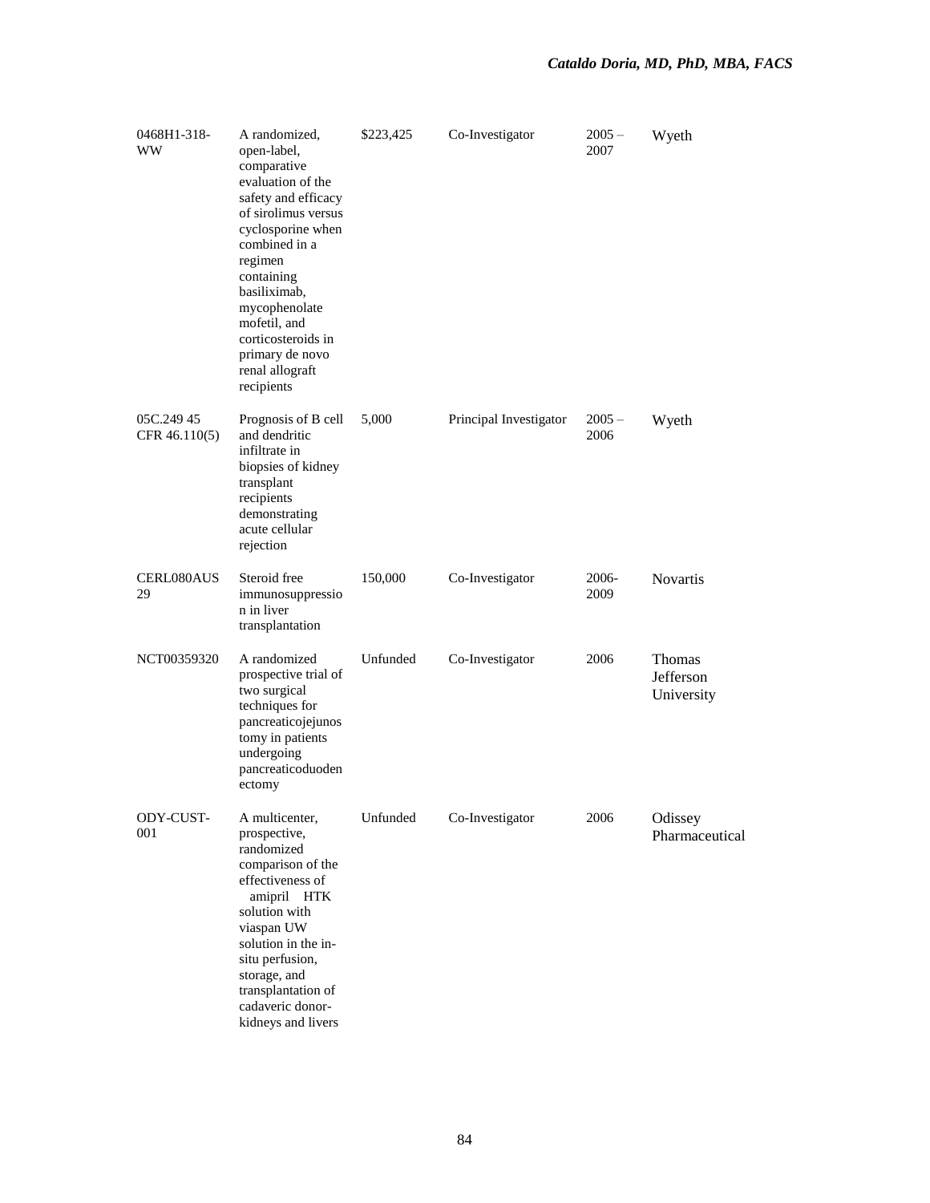| | | | | | |
|---|---|---|---|---|---|
| 0468H1-318-WW | A randomized, open-label, comparative evaluation of the safety and efficacy of sirolimus versus cyclosporine when combined in a regimen containing basiliximab, mycophenolate mofetil, and corticosteroids in primary de novo renal allograft recipients | $223,425 | Co-Investigator | 2005 – 2007 | Wyeth |
| 05C.249 45 CFR 46.110(5) | Prognosis of B cell and dendritic infiltrate in biopsies of kidney transplant recipients demonstrating acute cellular rejection | 5,000 | Principal Investigator | 2005 – 2006 | Wyeth |
| CERL080AUS 29 | Steroid free immunosuppression in liver transplantation | 150,000 | Co-Investigator | 2006-2009 | Novartis |
| NCT00359320 | A randomized prospective trial of two surgical techniques for pancreaticojejunostomy in patients undergoing pancreaticoduodenectomy | Unfunded | Co-Investigator | 2006 | Thomas Jefferson University |
| ODY-CUST-001 | A multicenter, prospective, randomized comparison of the effectiveness of amipril HTK solution with viaspan UW solution in the in-situ perfusion, storage, and transplantation of cadaveric donor-kidneys and livers | Unfunded | Co-Investigator | 2006 | Odissey Pharmaceutical |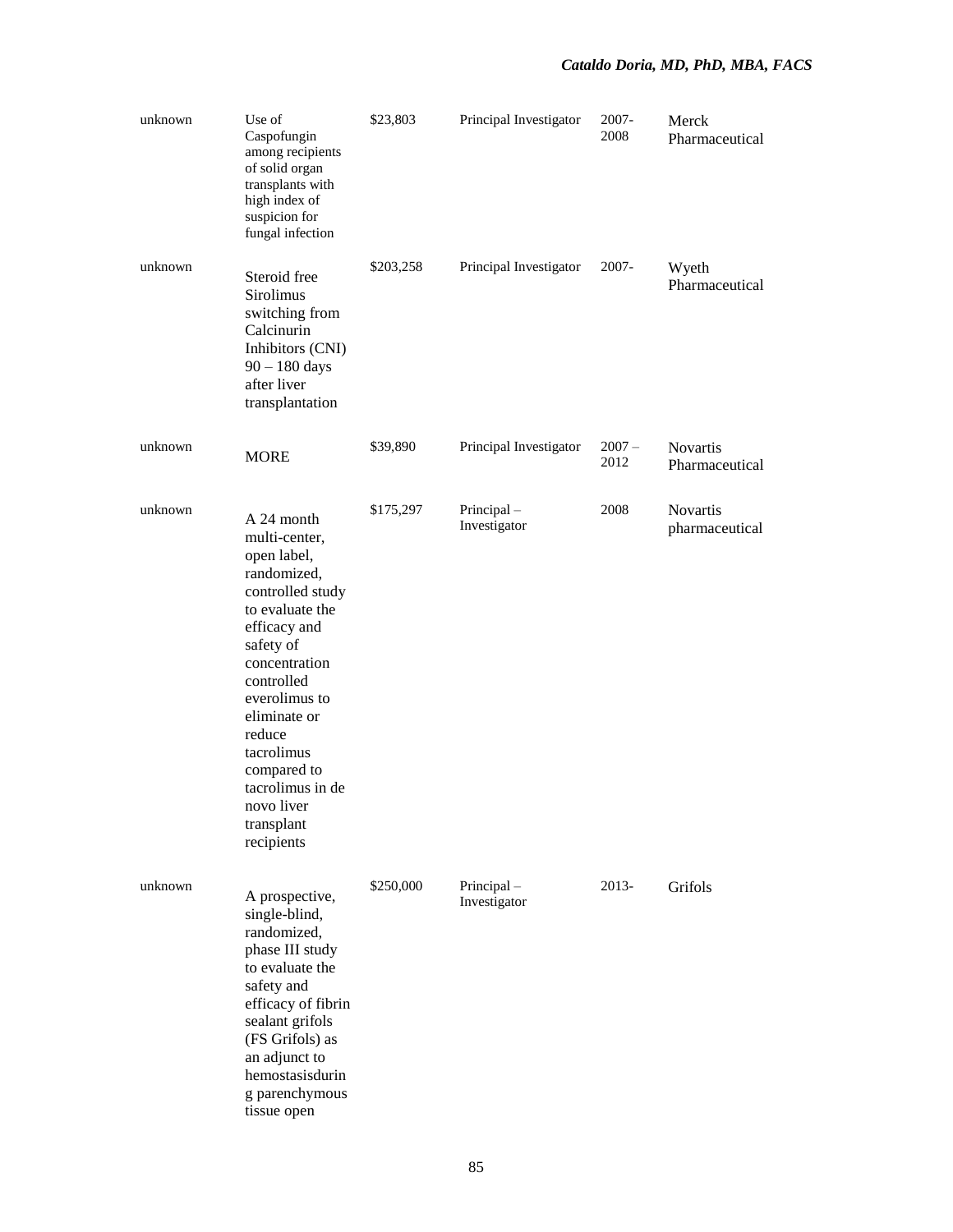| | | | | | |
|---|---|---|---|---|---|
| unknown | Use of Caspofungin among recipients of solid organ transplants with high index of suspicion for fungal infection | $23,803 | Principal Investigator | 2007-2008 | Merck Pharmaceutical |
| unknown | Steroid free Sirolimus switching from Calcinurin Inhibitors (CNI) 90 – 180 days after liver transplantation | $203,258 | Principal Investigator | 2007- | Wyeth Pharmaceutical |
| unknown | MORE | $39,890 | Principal Investigator | 2007 – 2012 | Novartis Pharmaceutical |
| unknown | A 24 month multi-center, open label, randomized, controlled study to evaluate the efficacy and safety of concentration controlled everolimus to eliminate or reduce tacrolimus compared to tacrolimus in de novo liver transplant recipients | $175,297 | Principal – Investigator | 2008 | Novartis pharmaceutical |
| unknown | A prospective, single-blind, randomized, phase III study to evaluate the safety and efficacy of fibrin sealant grifols (FS Grifols) as an adjunct to hemostasisdurin g parenchymous tissue open | $250,000 | Principal – Investigator | 2013- | Grifols |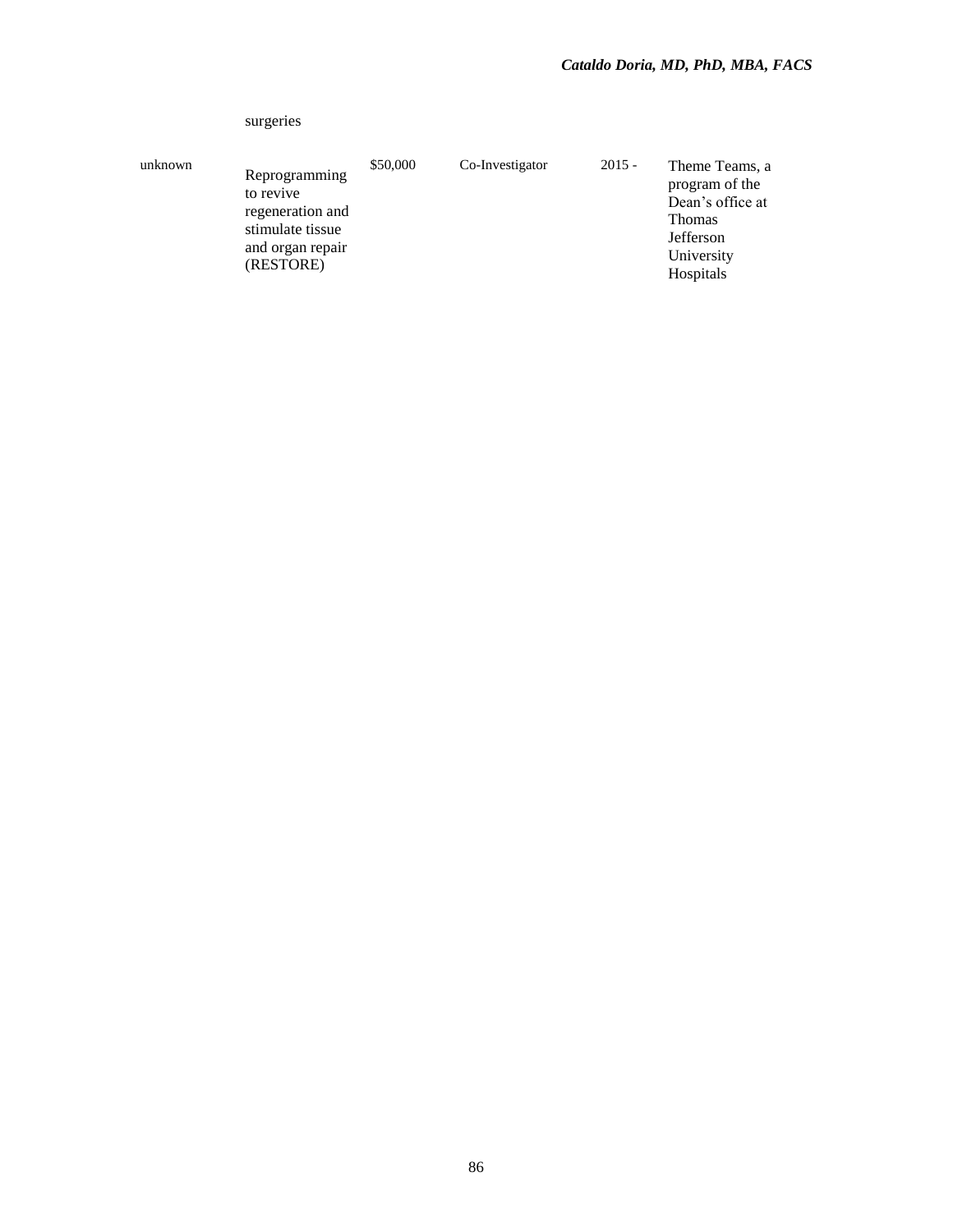| | surgeries | | | | |
|---|---|---|---|---|---|
| unknown | Reprogramming to revive regeneration and stimulate tissue and organ repair (RESTORE) | $50,000 | Co-Investigator | 2015 - | Theme Teams, a program of the Dean's office at Thomas Jefferson University Hospitals |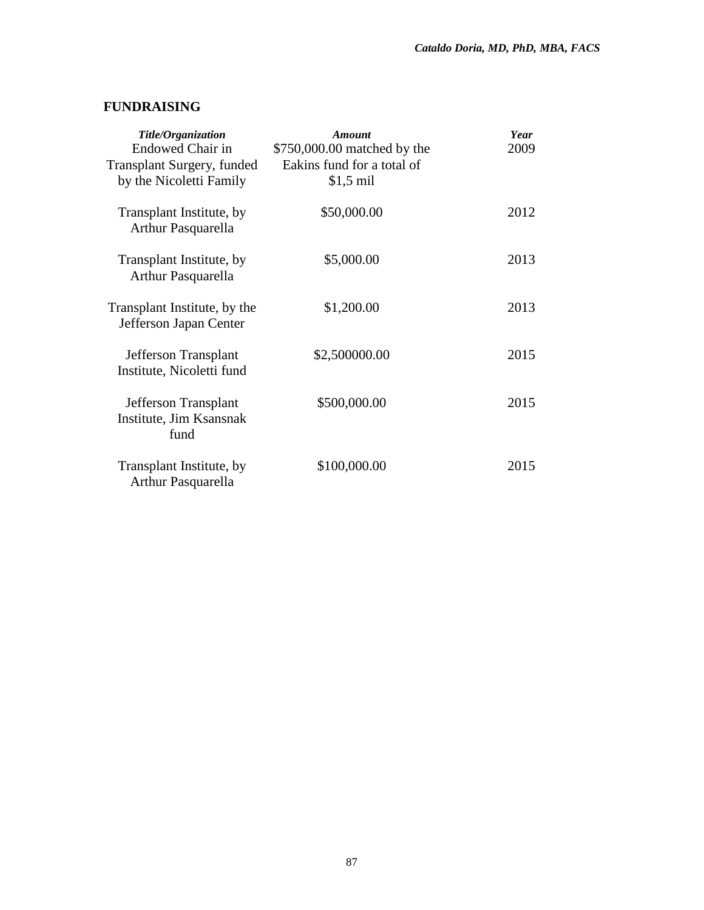## FUNDRAISING

| *Title/Organization* | *Amount* | *Year* |
|---|---|---|
| Endowed Chair in Transplant Surgery, funded by the Nicoletti Family | $750,000.00 matched by the Eakins fund for a total of $1,5 mil | 2009 |
| Transplant Institute, by Arthur Pasquarella | $50,000.00 | 2012 |
| Transplant Institute, by Arthur Pasquarella | $5,000.00 | 2013 |
| Transplant Institute, by the Jefferson Japan Center | $1,200.00 | 2013 |
| Jefferson Transplant Institute, Nicoletti fund | $2,500000.00 | 2015 |
| Jefferson Transplant Institute, Jim Ksansnak fund | $500,000.00 | 2015 |
| Transplant Institute, by Arthur Pasquarella | $100,000.00 | 2015 |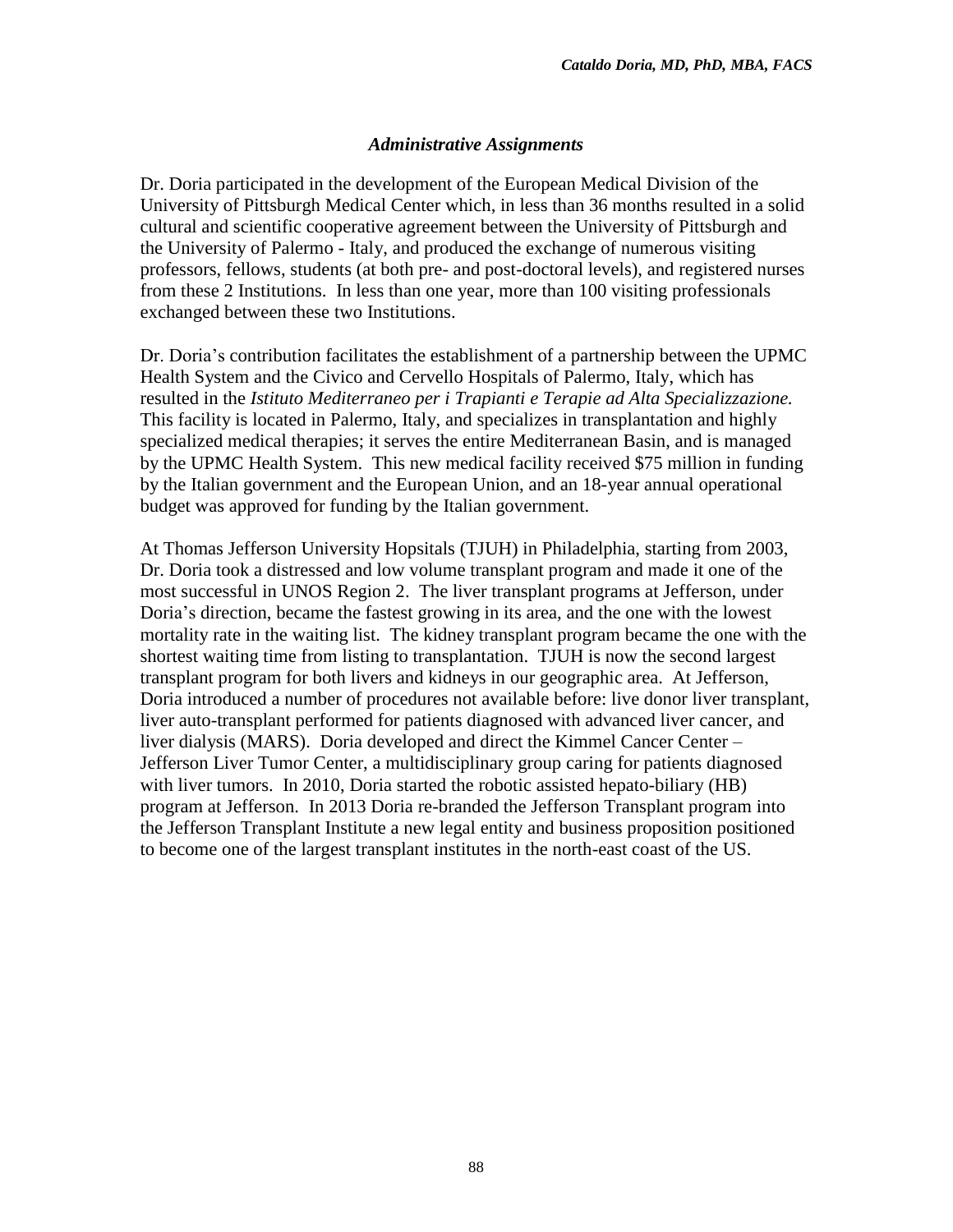### *Administrative Assignments*

Dr. Doria participated in the development of the European Medical Division of the University of Pittsburgh Medical Center which, in less than 36 months resulted in a solid cultural and scientific cooperative agreement between the University of Pittsburgh and the University of Palermo - Italy, and produced the exchange of numerous visiting professors, fellows, students (at both pre- and post-doctoral levels), and registered nurses from these 2 Institutions. In less than one year, more than 100 visiting professionals exchanged between these two Institutions.

Dr. Doria's contribution facilitates the establishment of a partnership between the UPMC Health System and the Civico and Cervello Hospitals of Palermo, Italy, which has resulted in the *Istituto Mediterraneo per i Trapianti e Terapie ad Alta Specializzazione.* This facility is located in Palermo, Italy, and specializes in transplantation and highly specialized medical therapies; it serves the entire Mediterranean Basin, and is managed by the UPMC Health System. This new medical facility received $75 million in funding by the Italian government and the European Union, and an 18-year annual operational budget was approved for funding by the Italian government.

At Thomas Jefferson University Hopsitals (TJUH) in Philadelphia, starting from 2003, Dr. Doria took a distressed and low volume transplant program and made it one of the most successful in UNOS Region 2. The liver transplant programs at Jefferson, under Doria's direction, became the fastest growing in its area, and the one with the lowest mortality rate in the waiting list. The kidney transplant program became the one with the shortest waiting time from listing to transplantation. TJUH is now the second largest transplant program for both livers and kidneys in our geographic area. At Jefferson, Doria introduced a number of procedures not available before: live donor liver transplant, liver auto-transplant performed for patients diagnosed with advanced liver cancer, and liver dialysis (MARS). Doria developed and direct the Kimmel Cancer Center – Jefferson Liver Tumor Center, a multidisciplinary group caring for patients diagnosed with liver tumors. In 2010, Doria started the robotic assisted hepato-biliary (HB) program at Jefferson. In 2013 Doria re-branded the Jefferson Transplant program into the Jefferson Transplant Institute a new legal entity and business proposition positioned to become one of the largest transplant institutes in the north-east coast of the US.